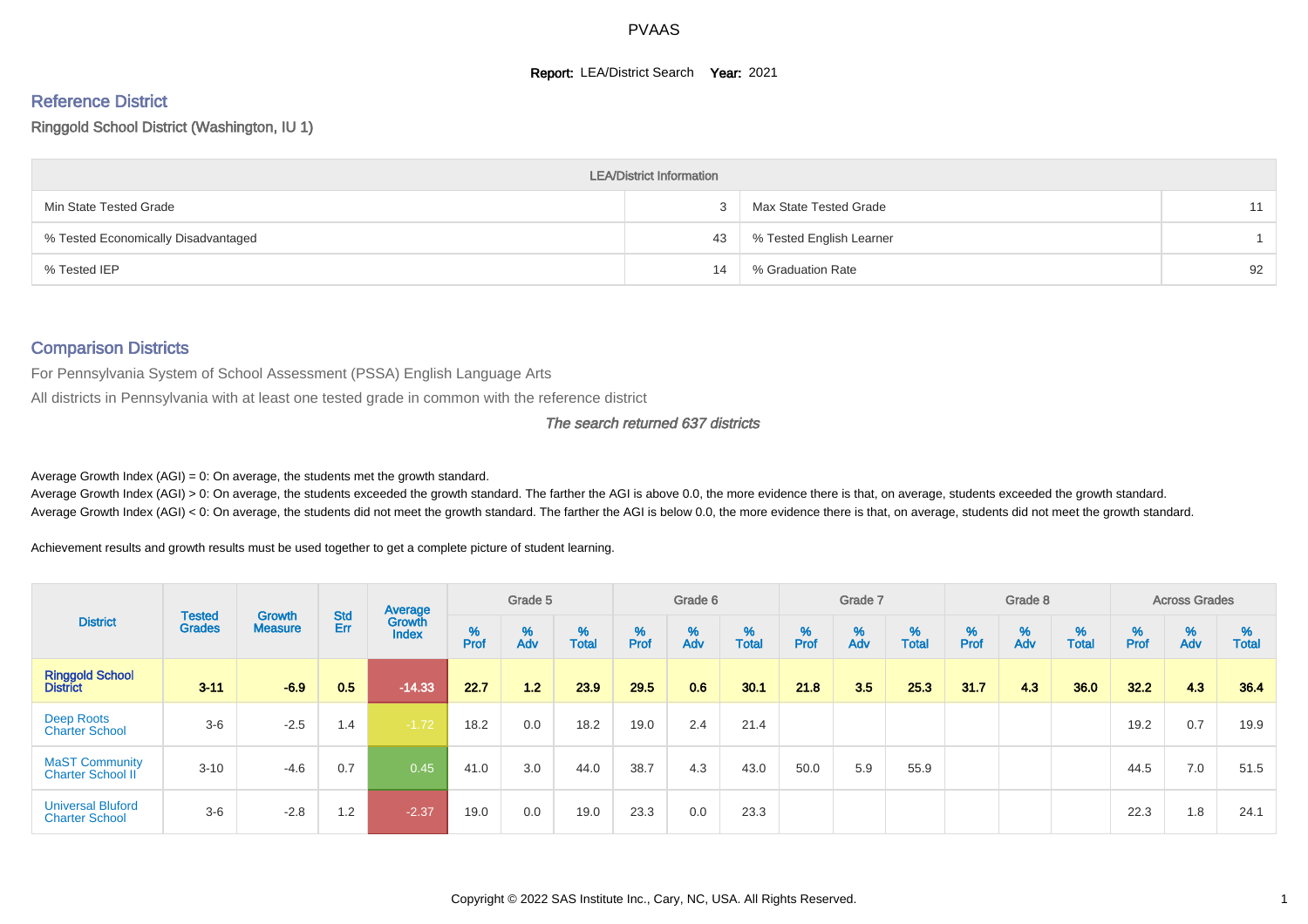PVAAS

**Report:** LEA/District Search **Year:** 2021

## Reference District

Ringgold School District (Washington, IU 1)

| LEA/District Information | | | |
|---|---|---|---|
| Min State Tested Grade | 3 | Max State Tested Grade | 11 |
| % Tested Economically Disadvantaged | 43 | % Tested English Learner | 1 |
| % Tested IEP | 14 | % Graduation Rate | 92 |

## Comparison Districts

For Pennsylvania System of School Assessment (PSSA) English Language Arts

All districts in Pennsylvania with at least one tested grade in common with the reference district

*The search returned 637 districts*

Average Growth Index (AGI) = 0: On average, the students met the growth standard.

Average Growth Index (AGI) > 0: On average, the students exceeded the growth standard. The farther the AGI is above 0.0, the more evidence there is that, on average, students exceeded the growth standard.

Average Growth Index (AGI) < 0: On average, the students did not meet the growth standard. The farther the AGI is below 0.0, the more evidence there is that, on average, students did not meet the growth standard.

Achievement results and growth results must be used together to get a complete picture of student learning.

| District | Tested Grades | Growth Measure | Std Err | Average Growth Index | Grade 5 | | | Grade 6 | | | Grade 7 | | | Grade 8 | | | Across Grades | | |
|---|---|---|---|---|---|---|---|---|---|---|---|---|---|---|---|---|---|---|---|
| | | | | | % Prof | % Adv | % Total | % Prof | % Adv | % Total | % Prof | % Adv | % Total | % Prof | % Adv | % Total | % Prof | % Adv | % Total |
| **Ringgold School District** | **3-11** | **-6.9** | **0.5** | **-14.33** | **22.7** | **1.2** | **23.9** | **29.5** | **0.6** | **30.1** | **21.8** | **3.5** | **25.3** | **31.7** | **4.3** | **36.0** | **32.2** | **4.3** | **36.4** |
| Deep Roots Charter School | 3-6 | -2.5 | 1.4 | -1.72 | 18.2 | 0.0 | 18.2 | 19.0 | 2.4 | 21.4 | | | | | | | 19.2 | 0.7 | 19.9 |
| MaST Community Charter School II | 3-10 | -4.6 | 0.7 | 0.45 | 41.0 | 3.0 | 44.0 | 38.7 | 4.3 | 43.0 | 50.0 | 5.9 | 55.9 | | | | 44.5 | 7.0 | 51.5 |
| Universal Bluford Charter School | 3-6 | -2.8 | 1.2 | -2.37 | 19.0 | 0.0 | 19.0 | 23.3 | 0.0 | 23.3 | | | | | | | 22.3 | 1.8 | 24.1 |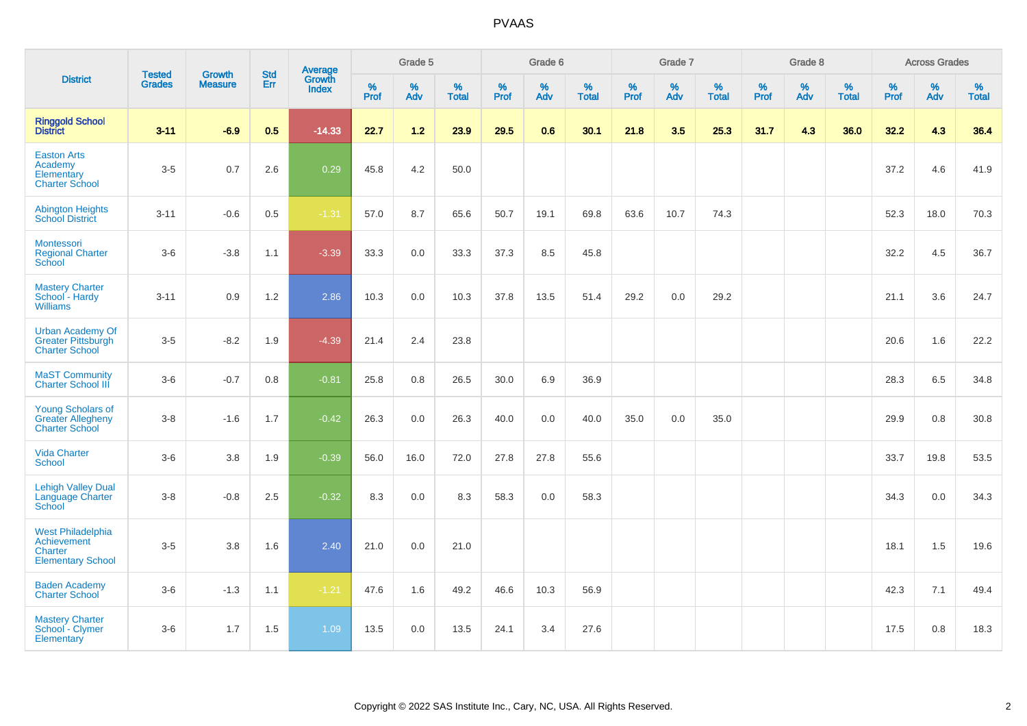# PVAAS

| District | Tested Grades | Growth Measure | Std Err | Average Growth Index | Grade 5 | | | Grade 6 | | | Grade 7 | | | Grade 8 | | | Across Grades | | |
|---|---|---|---|---|---|---|---|---|---|---|---|---|---|---|---|---|---|---|---|
| | | | | | % Prof | % Adv | % Total | % Prof | % Adv | % Total | % Prof | % Adv | % Total | % Prof | % Adv | % Total | % Prof | % Adv | % Total |
| **Ringgold School District** | **3-11** | **-6.9** | **0.5** | **-14.33** | **22.7** | **1.2** | **23.9** | **29.5** | **0.6** | **30.1** | **21.8** | **3.5** | **25.3** | **31.7** | **4.3** | **36.0** | **32.2** | **4.3** | **36.4** |
| Easton Arts Academy Elementary Charter School | 3-5 | 0.7 | 2.6 | 0.29 | 45.8 | 4.2 | 50.0 | | | | | | | | | | 37.2 | 4.6 | 41.9 |
| Abington Heights School District | 3-11 | -0.6 | 0.5 | -1.31 | 57.0 | 8.7 | 65.6 | 50.7 | 19.1 | 69.8 | 63.6 | 10.7 | 74.3 | | | | 52.3 | 18.0 | 70.3 |
| Montessori Regional Charter School | 3-6 | -3.8 | 1.1 | -3.39 | 33.3 | 0.0 | 33.3 | 37.3 | 8.5 | 45.8 | | | | | | | 32.2 | 4.5 | 36.7 |
| Mastery Charter School - Hardy Williams | 3-11 | 0.9 | 1.2 | 2.86 | 10.3 | 0.0 | 10.3 | 37.8 | 13.5 | 51.4 | 29.2 | 0.0 | 29.2 | | | | 21.1 | 3.6 | 24.7 |
| Urban Academy Of Greater Pittsburgh Charter School | 3-5 | -8.2 | 1.9 | -4.39 | 21.4 | 2.4 | 23.8 | | | | | | | | | | 20.6 | 1.6 | 22.2 |
| MaST Community Charter School III | 3-6 | -0.7 | 0.8 | -0.81 | 25.8 | 0.8 | 26.5 | 30.0 | 6.9 | 36.9 | | | | | | | 28.3 | 6.5 | 34.8 |
| Young Scholars of Greater Allegheny Charter School | 3-8 | -1.6 | 1.7 | -0.42 | 26.3 | 0.0 | 26.3 | 40.0 | 0.0 | 40.0 | 35.0 | 0.0 | 35.0 | | | | 29.9 | 0.8 | 30.8 |
| Vida Charter School | 3-6 | 3.8 | 1.9 | -0.39 | 56.0 | 16.0 | 72.0 | 27.8 | 27.8 | 55.6 | | | | | | | 33.7 | 19.8 | 53.5 |
| Lehigh Valley Dual Language Charter School | 3-8 | -0.8 | 2.5 | -0.32 | 8.3 | 0.0 | 8.3 | 58.3 | 0.0 | 58.3 | | | | | | | 34.3 | 0.0 | 34.3 |
| West Philadelphia Achievement Charter Elementary School | 3-5 | 3.8 | 1.6 | 2.40 | 21.0 | 0.0 | 21.0 | | | | | | | | | | 18.1 | 1.5 | 19.6 |
| Baden Academy Charter School | 3-6 | -1.3 | 1.1 | -1.21 | 47.6 | 1.6 | 49.2 | 46.6 | 10.3 | 56.9 | | | | | | | 42.3 | 7.1 | 49.4 |
| Mastery Charter School - Clymer Elementary | 3-6 | 1.7 | 1.5 | 1.09 | 13.5 | 0.0 | 13.5 | 24.1 | 3.4 | 27.6 | | | | | | | 17.5 | 0.8 | 18.3 |

Copyright © 2022 SAS Institute Inc., Cary, NC, USA. All Rights Reserved.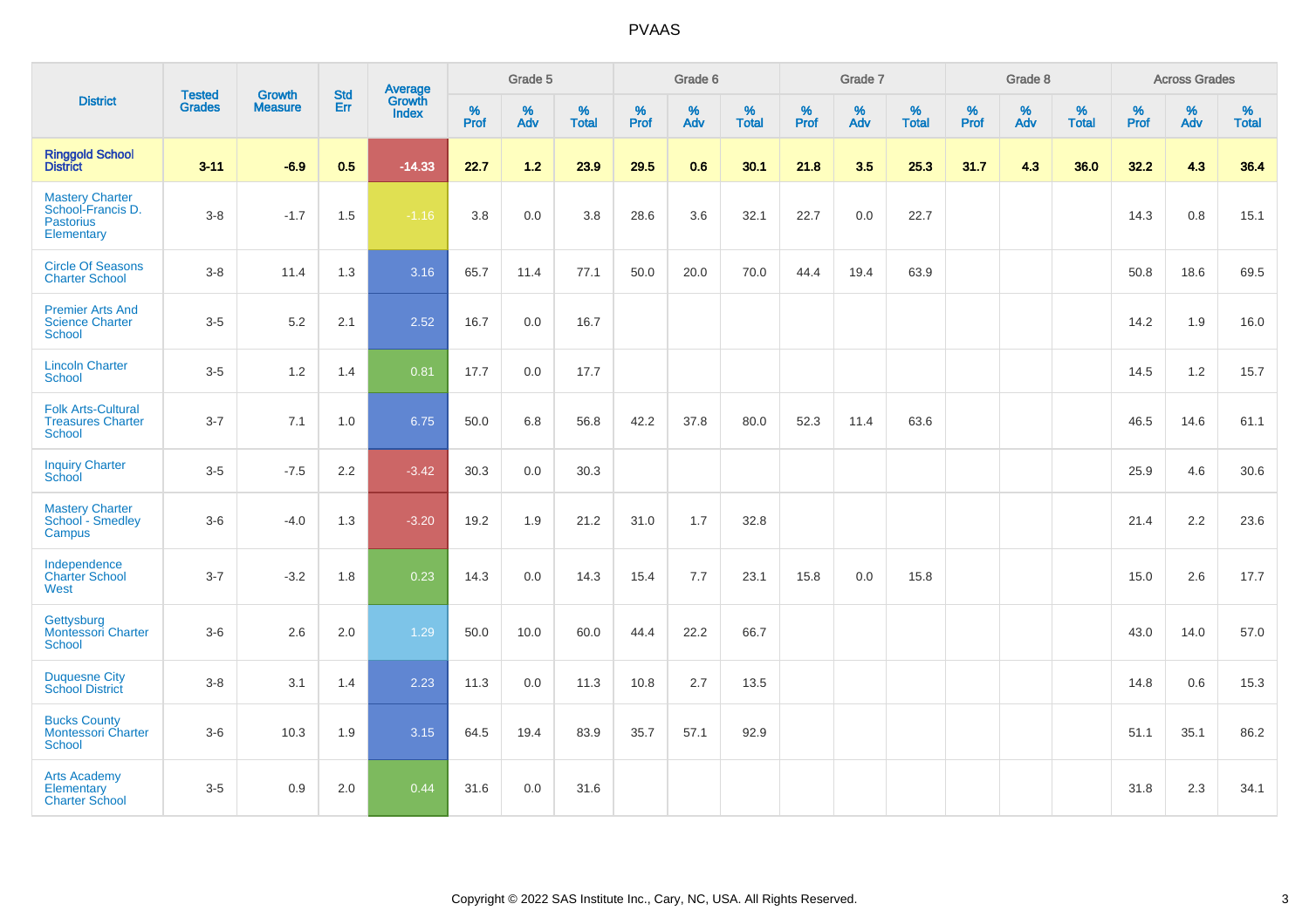# PVAAS

| District | Tested Grades | Growth Measure | Std Err | Average Growth Index | Grade 5 | | | Grade 6 | | | Grade 7 | | | Grade 8 | | | Across Grades | | |
|---|---|---|---|---|---|---|---|---|---|---|---|---|---|---|---|---|---|---|---|
| | | | | | % Prof | % Adv | % Total | % Prof | % Adv | % Total | % Prof | % Adv | % Total | % Prof | % Adv | % Total | % Prof | % Adv | % Total |
| **Ringgold School District** | **3-11** | **-6.9** | **0.5** | **-14.33** | **22.7** | **1.2** | **23.9** | **29.5** | **0.6** | **30.1** | **21.8** | **3.5** | **25.3** | **31.7** | **4.3** | **36.0** | **32.2** | **4.3** | **36.4** |
| Mastery Charter School-Francis D. Pastorius Elementary | 3-8 | -1.7 | 1.5 | -1.16 | 3.8 | 0.0 | 3.8 | 28.6 | 3.6 | 32.1 | 22.7 | 0.0 | 22.7 | | | | 14.3 | 0.8 | 15.1 |
| Circle Of Seasons Charter School | 3-8 | 11.4 | 1.3 | 3.16 | 65.7 | 11.4 | 77.1 | 50.0 | 20.0 | 70.0 | 44.4 | 19.4 | 63.9 | | | | 50.8 | 18.6 | 69.5 |
| Premier Arts And Science Charter School | 3-5 | 5.2 | 2.1 | 2.52 | 16.7 | 0.0 | 16.7 | | | | | | | | | | 14.2 | 1.9 | 16.0 |
| Lincoln Charter School | 3-5 | 1.2 | 1.4 | 0.81 | 17.7 | 0.0 | 17.7 | | | | | | | | | | 14.5 | 1.2 | 15.7 |
| Folk Arts-Cultural Treasures Charter School | 3-7 | 7.1 | 1.0 | 6.75 | 50.0 | 6.8 | 56.8 | 42.2 | 37.8 | 80.0 | 52.3 | 11.4 | 63.6 | | | | 46.5 | 14.6 | 61.1 |
| Inquiry Charter School | 3-5 | -7.5 | 2.2 | -3.42 | 30.3 | 0.0 | 30.3 | | | | | | | | | | 25.9 | 4.6 | 30.6 |
| Mastery Charter School - Smedley Campus | 3-6 | -4.0 | 1.3 | -3.20 | 19.2 | 1.9 | 21.2 | 31.0 | 1.7 | 32.8 | | | | | | | 21.4 | 2.2 | 23.6 |
| Independence Charter School West | 3-7 | -3.2 | 1.8 | 0.23 | 14.3 | 0.0 | 14.3 | 15.4 | 7.7 | 23.1 | 15.8 | 0.0 | 15.8 | | | | 15.0 | 2.6 | 17.7 |
| Gettysburg Montessori Charter School | 3-6 | 2.6 | 2.0 | 1.29 | 50.0 | 10.0 | 60.0 | 44.4 | 22.2 | 66.7 | | | | | | | 43.0 | 14.0 | 57.0 |
| Duquesne City School District | 3-8 | 3.1 | 1.4 | 2.23 | 11.3 | 0.0 | 11.3 | 10.8 | 2.7 | 13.5 | | | | | | | 14.8 | 0.6 | 15.3 |
| Bucks County Montessori Charter School | 3-6 | 10.3 | 1.9 | 3.15 | 64.5 | 19.4 | 83.9 | 35.7 | 57.1 | 92.9 | | | | | | | 51.1 | 35.1 | 86.2 |
| Arts Academy Elementary Charter School | 3-5 | 0.9 | 2.0 | 0.44 | 31.6 | 0.0 | 31.6 | | | | | | | | | | 31.8 | 2.3 | 34.1 |

Copyright © 2022 SAS Institute Inc., Cary, NC, USA. All Rights Reserved.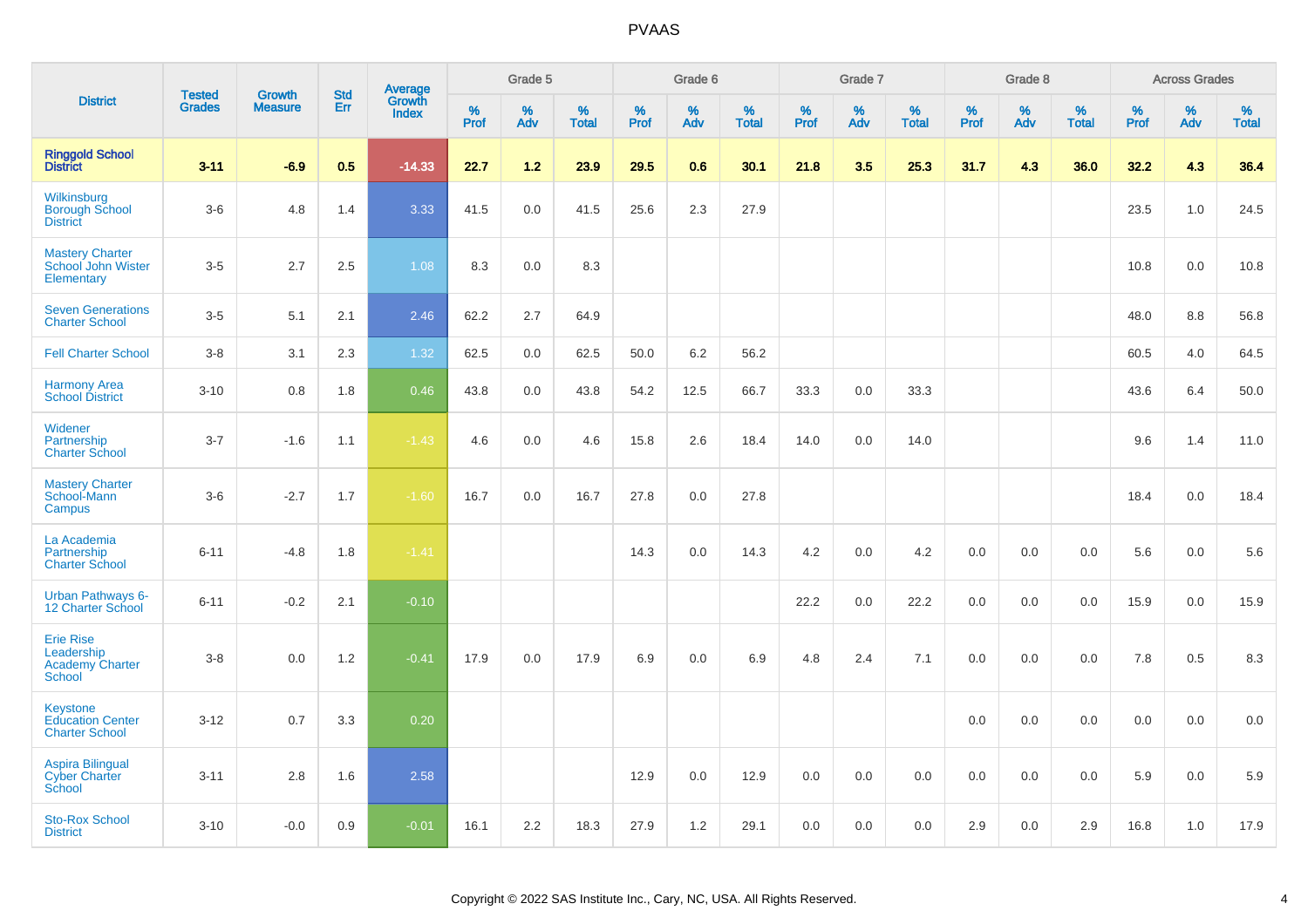# PVAAS

| District | Tested Grades | Growth Measure | Std Err | Average Growth Index | Grade 5 | | | Grade 6 | | | Grade 7 | | | Grade 8 | | | Across Grades | | |
|---|---|---|---|---|---|---|---|---|---|---|---|---|---|---|---|---|---|---|---|
| | | | | | % Prof | % Adv | % Total | % Prof | % Adv | % Total | % Prof | % Adv | % Total | % Prof | % Adv | % Total | % Prof | % Adv | % Total |
| **Ringgold School District** | **3-11** | **-6.9** | **0.5** | **-14.33** | **22.7** | **1.2** | **23.9** | **29.5** | **0.6** | **30.1** | **21.8** | **3.5** | **25.3** | **31.7** | **4.3** | **36.0** | **32.2** | **4.3** | **36.4** |
| Wilkinsburg Borough School District | 3-6 | 4.8 | 1.4 | 3.33 | 41.5 | 0.0 | 41.5 | 25.6 | 2.3 | 27.9 | | | | | | | 23.5 | 1.0 | 24.5 |
| Mastery Charter School John Wister Elementary | 3-5 | 2.7 | 2.5 | 1.08 | 8.3 | 0.0 | 8.3 | | | | | | | | | | 10.8 | 0.0 | 10.8 |
| Seven Generations Charter School | 3-5 | 5.1 | 2.1 | 2.46 | 62.2 | 2.7 | 64.9 | | | | | | | | | | 48.0 | 8.8 | 56.8 |
| Fell Charter School | 3-8 | 3.1 | 2.3 | 1.32 | 62.5 | 0.0 | 62.5 | 50.0 | 6.2 | 56.2 | | | | | | | 60.5 | 4.0 | 64.5 |
| Harmony Area School District | 3-10 | 0.8 | 1.8 | 0.46 | 43.8 | 0.0 | 43.8 | 54.2 | 12.5 | 66.7 | 33.3 | 0.0 | 33.3 | | | | 43.6 | 6.4 | 50.0 |
| Widener Partnership Charter School | 3-7 | -1.6 | 1.1 | -1.43 | 4.6 | 0.0 | 4.6 | 15.8 | 2.6 | 18.4 | 14.0 | 0.0 | 14.0 | | | | 9.6 | 1.4 | 11.0 |
| Mastery Charter School-Mann Campus | 3-6 | -2.7 | 1.7 | -1.60 | 16.7 | 0.0 | 16.7 | 27.8 | 0.0 | 27.8 | | | | | | | 18.4 | 0.0 | 18.4 |
| La Academia Partnership Charter School | 6-11 | -4.8 | 1.8 | -1.41 | | | | 14.3 | 0.0 | 14.3 | 4.2 | 0.0 | 4.2 | 0.0 | 0.0 | 0.0 | 5.6 | 0.0 | 5.6 |
| Urban Pathways 6-12 Charter School | 6-11 | -0.2 | 2.1 | -0.10 | | | | | | | 22.2 | 0.0 | 22.2 | 0.0 | 0.0 | 0.0 | 15.9 | 0.0 | 15.9 |
| Erie Rise Leadership Academy Charter School | 3-8 | 0.0 | 1.2 | -0.41 | 17.9 | 0.0 | 17.9 | 6.9 | 0.0 | 6.9 | 4.8 | 2.4 | 7.1 | 0.0 | 0.0 | 0.0 | 7.8 | 0.5 | 8.3 |
| Keystone Education Center Charter School | 3-12 | 0.7 | 3.3 | 0.20 | | | | | | | | | | 0.0 | 0.0 | 0.0 | 0.0 | 0.0 | 0.0 |
| Aspira Bilingual Cyber Charter School | 3-11 | 2.8 | 1.6 | 2.58 | | | | 12.9 | 0.0 | 12.9 | 0.0 | 0.0 | 0.0 | 0.0 | 0.0 | 0.0 | 5.9 | 0.0 | 5.9 |
| Sto-Rox School District | 3-10 | -0.0 | 0.9 | -0.01 | 16.1 | 2.2 | 18.3 | 27.9 | 1.2 | 29.1 | 0.0 | 0.0 | 0.0 | 2.9 | 0.0 | 2.9 | 16.8 | 1.0 | 17.9 |

Copyright © 2022 SAS Institute Inc., Cary, NC, USA. All Rights Reserved.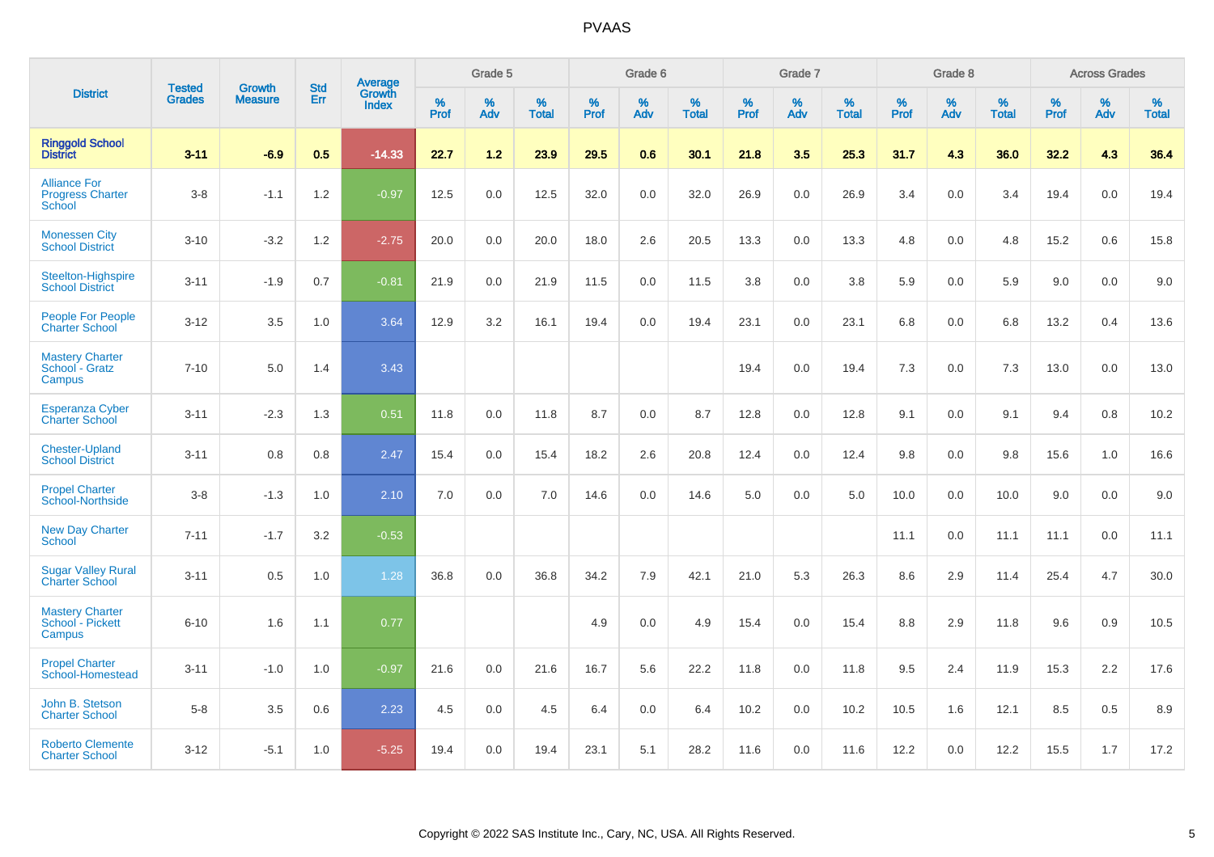# PVAAS

| District | Tested Grades | Growth Measure | Std Err | Average Growth Index | Grade 5 | | | Grade 6 | | | Grade 7 | | | Grade 8 | | | Across Grades | | |
|---|---|---|---|---|---|---|---|---|---|---|---|---|---|---|---|---|---|---|---|
| | | | | | % Prof | % Adv | % Total | % Prof | % Adv | % Total | % Prof | % Adv | % Total | % Prof | % Adv | % Total | % Prof | % Adv | % Total |
| **Ringgold School District** | **3-11** | **-6.9** | **0.5** | **-14.33** | **22.7** | **1.2** | **23.9** | **29.5** | **0.6** | **30.1** | **21.8** | **3.5** | **25.3** | **31.7** | **4.3** | **36.0** | **32.2** | **4.3** | **36.4** |
| Alliance For Progress Charter School | 3-8 | -1.1 | 1.2 | -0.97 | 12.5 | 0.0 | 12.5 | 32.0 | 0.0 | 32.0 | 26.9 | 0.0 | 26.9 | 3.4 | 0.0 | 3.4 | 19.4 | 0.0 | 19.4 |
| Monessen City School District | 3-10 | -3.2 | 1.2 | -2.75 | 20.0 | 0.0 | 20.0 | 18.0 | 2.6 | 20.5 | 13.3 | 0.0 | 13.3 | 4.8 | 0.0 | 4.8 | 15.2 | 0.6 | 15.8 |
| Steelton-Highspire School District | 3-11 | -1.9 | 0.7 | -0.81 | 21.9 | 0.0 | 21.9 | 11.5 | 0.0 | 11.5 | 3.8 | 0.0 | 3.8 | 5.9 | 0.0 | 5.9 | 9.0 | 0.0 | 9.0 |
| People For People Charter School | 3-12 | 3.5 | 1.0 | 3.64 | 12.9 | 3.2 | 16.1 | 19.4 | 0.0 | 19.4 | 23.1 | 0.0 | 23.1 | 6.8 | 0.0 | 6.8 | 13.2 | 0.4 | 13.6 |
| Mastery Charter School - Gratz Campus | 7-10 | 5.0 | 1.4 | 3.43 | | | | | | | 19.4 | 0.0 | 19.4 | 7.3 | 0.0 | 7.3 | 13.0 | 0.0 | 13.0 |
| Esperanza Cyber Charter School | 3-11 | -2.3 | 1.3 | 0.51 | 11.8 | 0.0 | 11.8 | 8.7 | 0.0 | 8.7 | 12.8 | 0.0 | 12.8 | 9.1 | 0.0 | 9.1 | 9.4 | 0.8 | 10.2 |
| Chester-Upland School District | 3-11 | 0.8 | 0.8 | 2.47 | 15.4 | 0.0 | 15.4 | 18.2 | 2.6 | 20.8 | 12.4 | 0.0 | 12.4 | 9.8 | 0.0 | 9.8 | 15.6 | 1.0 | 16.6 |
| Propel Charter School-Northside | 3-8 | -1.3 | 1.0 | 2.10 | 7.0 | 0.0 | 7.0 | 14.6 | 0.0 | 14.6 | 5.0 | 0.0 | 5.0 | 10.0 | 0.0 | 10.0 | 9.0 | 0.0 | 9.0 |
| New Day Charter School | 7-11 | -1.7 | 3.2 | -0.53 | | | | | | | | | | 11.1 | 0.0 | 11.1 | 11.1 | 0.0 | 11.1 |
| Sugar Valley Rural Charter School | 3-11 | 0.5 | 1.0 | 1.28 | 36.8 | 0.0 | 36.8 | 34.2 | 7.9 | 42.1 | 21.0 | 5.3 | 26.3 | 8.6 | 2.9 | 11.4 | 25.4 | 4.7 | 30.0 |
| Mastery Charter School - Pickett Campus | 6-10 | 1.6 | 1.1 | 0.77 | | | | 4.9 | 0.0 | 4.9 | 15.4 | 0.0 | 15.4 | 8.8 | 2.9 | 11.8 | 9.6 | 0.9 | 10.5 |
| Propel Charter School-Homestead | 3-11 | -1.0 | 1.0 | -0.97 | 21.6 | 0.0 | 21.6 | 16.7 | 5.6 | 22.2 | 11.8 | 0.0 | 11.8 | 9.5 | 2.4 | 11.9 | 15.3 | 2.2 | 17.6 |
| John B. Stetson Charter School | 5-8 | 3.5 | 0.6 | 2.23 | 4.5 | 0.0 | 4.5 | 6.4 | 0.0 | 6.4 | 10.2 | 0.0 | 10.2 | 10.5 | 1.6 | 12.1 | 8.5 | 0.5 | 8.9 |
| Roberto Clemente Charter School | 3-12 | -5.1 | 1.0 | -5.25 | 19.4 | 0.0 | 19.4 | 23.1 | 5.1 | 28.2 | 11.6 | 0.0 | 11.6 | 12.2 | 0.0 | 12.2 | 15.5 | 1.7 | 17.2 |

Copyright © 2022 SAS Institute Inc., Cary, NC, USA. All Rights Reserved.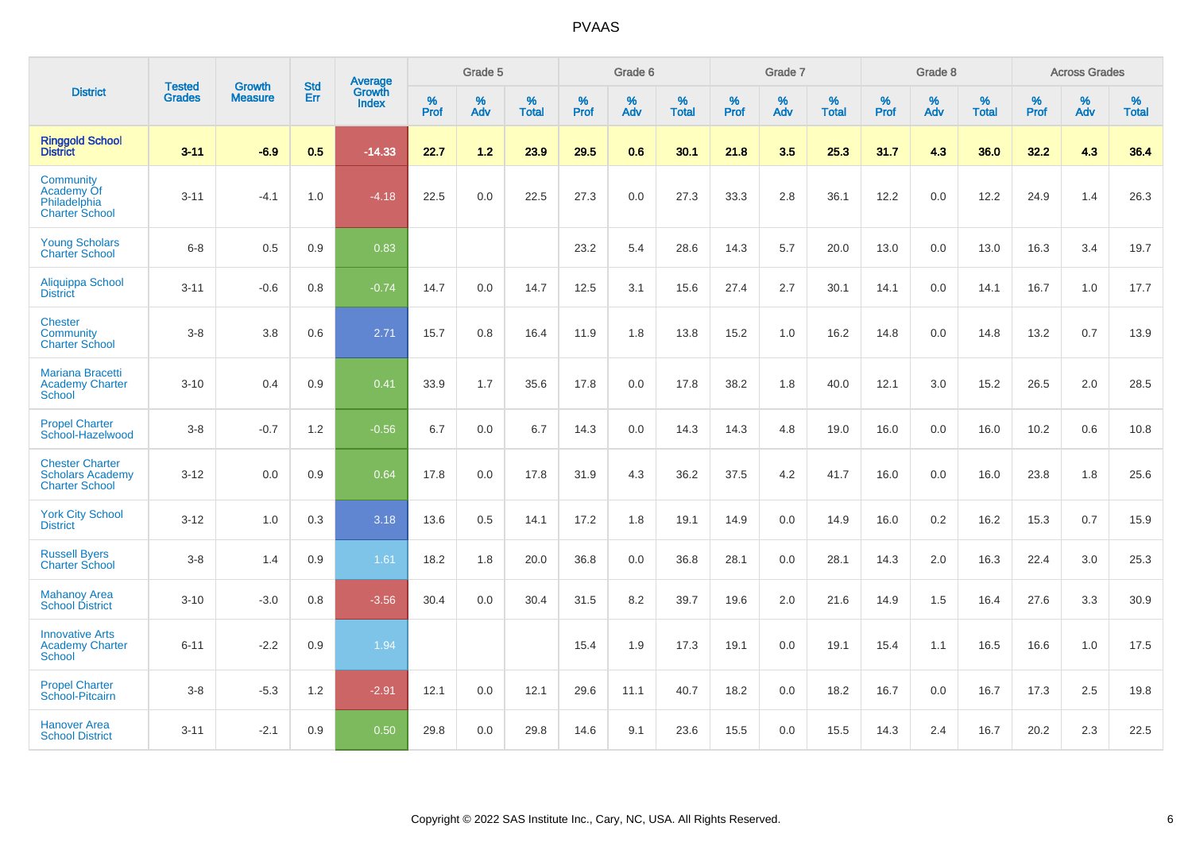| District | Tested Grades | Growth Measure | Std Err | Average Growth Index | Grade 5 | | | Grade 6 | | | Grade 7 | | | Grade 8 | | | Across Grades | | |
|---|---|---|---|---|---|---|---|---|---|---|---|---|---|---|---|---|---|---|---|
| | | | | | % Prof | % Adv | % Total | % Prof | % Adv | % Total | % Prof | % Adv | % Total | % Prof | % Adv | % Total | % Prof | % Adv | % Total |
| **Ringgold School District** | **3-11** | **-6.9** | **0.5** | **-14.33** | **22.7** | **1.2** | **23.9** | **29.5** | **0.6** | **30.1** | **21.8** | **3.5** | **25.3** | **31.7** | **4.3** | **36.0** | **32.2** | **4.3** | **36.4** |
| Community Academy Of Philadelphia Charter School | 3-11 | -4.1 | 1.0 | -4.18 | 22.5 | 0.0 | 22.5 | 27.3 | 0.0 | 27.3 | 33.3 | 2.8 | 36.1 | 12.2 | 0.0 | 12.2 | 24.9 | 1.4 | 26.3 |
| Young Scholars Charter School | 6-8 | 0.5 | 0.9 | 0.83 | | | | 23.2 | 5.4 | 28.6 | 14.3 | 5.7 | 20.0 | 13.0 | 0.0 | 13.0 | 16.3 | 3.4 | 19.7 |
| Aliquippa School District | 3-11 | -0.6 | 0.8 | -0.74 | 14.7 | 0.0 | 14.7 | 12.5 | 3.1 | 15.6 | 27.4 | 2.7 | 30.1 | 14.1 | 0.0 | 14.1 | 16.7 | 1.0 | 17.7 |
| Chester Community Charter School | 3-8 | 3.8 | 0.6 | 2.71 | 15.7 | 0.8 | 16.4 | 11.9 | 1.8 | 13.8 | 15.2 | 1.0 | 16.2 | 14.8 | 0.0 | 14.8 | 13.2 | 0.7 | 13.9 |
| Mariana Bracetti Academy Charter School | 3-10 | 0.4 | 0.9 | 0.41 | 33.9 | 1.7 | 35.6 | 17.8 | 0.0 | 17.8 | 38.2 | 1.8 | 40.0 | 12.1 | 3.0 | 15.2 | 26.5 | 2.0 | 28.5 |
| Propel Charter School-Hazelwood | 3-8 | -0.7 | 1.2 | -0.56 | 6.7 | 0.0 | 6.7 | 14.3 | 0.0 | 14.3 | 14.3 | 4.8 | 19.0 | 16.0 | 0.0 | 16.0 | 10.2 | 0.6 | 10.8 |
| Chester Charter Scholars Academy Charter School | 3-12 | 0.0 | 0.9 | 0.64 | 17.8 | 0.0 | 17.8 | 31.9 | 4.3 | 36.2 | 37.5 | 4.2 | 41.7 | 16.0 | 0.0 | 16.0 | 23.8 | 1.8 | 25.6 |
| York City School District | 3-12 | 1.0 | 0.3 | 3.18 | 13.6 | 0.5 | 14.1 | 17.2 | 1.8 | 19.1 | 14.9 | 0.0 | 14.9 | 16.0 | 0.2 | 16.2 | 15.3 | 0.7 | 15.9 |
| Russell Byers Charter School | 3-8 | 1.4 | 0.9 | 1.61 | 18.2 | 1.8 | 20.0 | 36.8 | 0.0 | 36.8 | 28.1 | 0.0 | 28.1 | 14.3 | 2.0 | 16.3 | 22.4 | 3.0 | 25.3 |
| Mahanoy Area School District | 3-10 | -3.0 | 0.8 | -3.56 | 30.4 | 0.0 | 30.4 | 31.5 | 8.2 | 39.7 | 19.6 | 2.0 | 21.6 | 14.9 | 1.5 | 16.4 | 27.6 | 3.3 | 30.9 |
| Innovative Arts Academy Charter School | 6-11 | -2.2 | 0.9 | 1.94 | | | | 15.4 | 1.9 | 17.3 | 19.1 | 0.0 | 19.1 | 15.4 | 1.1 | 16.5 | 16.6 | 1.0 | 17.5 |
| Propel Charter School-Pitcairn | 3-8 | -5.3 | 1.2 | -2.91 | 12.1 | 0.0 | 12.1 | 29.6 | 11.1 | 40.7 | 18.2 | 0.0 | 18.2 | 16.7 | 0.0 | 16.7 | 17.3 | 2.5 | 19.8 |
| Hanover Area School District | 3-11 | -2.1 | 0.9 | 0.50 | 29.8 | 0.0 | 29.8 | 14.6 | 9.1 | 23.6 | 15.5 | 0.0 | 15.5 | 14.3 | 2.4 | 16.7 | 20.2 | 2.3 | 22.5 |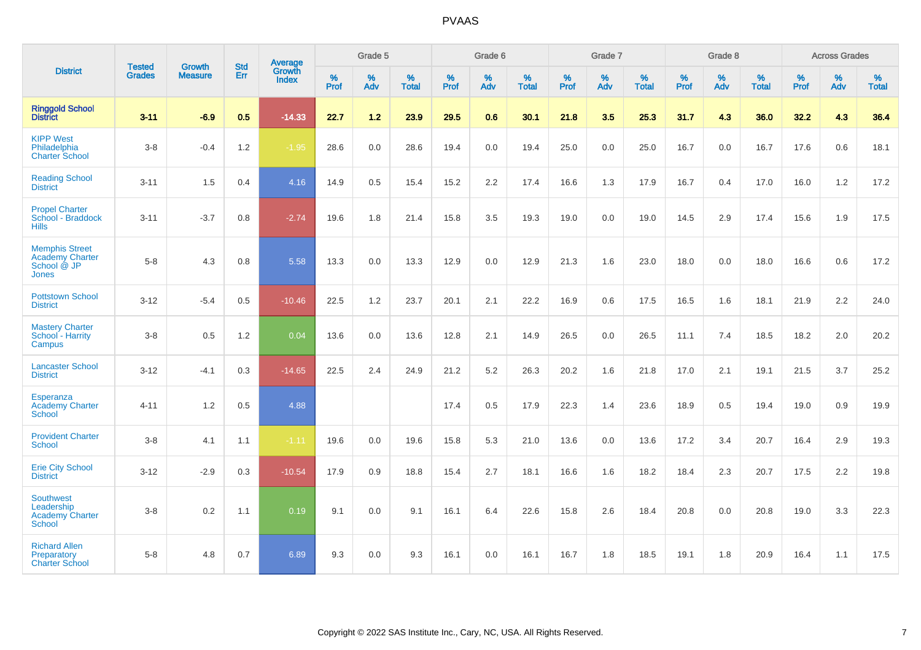# PVAAS

| District | Tested Grades | Growth Measure | Std Err | Average Growth Index | Grade 5 | | | Grade 6 | | | Grade 7 | | | Grade 8 | | | Across Grades | | |
|---|---|---|---|---|---|---|---|---|---|---|---|---|---|---|---|---|---|---|---|
| | | | | | % Prof | % Adv | % Total | % Prof | % Adv | % Total | % Prof | % Adv | % Total | % Prof | % Adv | % Total | % Prof | % Adv | % Total |
| **Ringgold School District** | **3-11** | **-6.9** | **0.5** | **-14.33** | **22.7** | **1.2** | **23.9** | **29.5** | **0.6** | **30.1** | **21.8** | **3.5** | **25.3** | **31.7** | **4.3** | **36.0** | **32.2** | **4.3** | **36.4** |
| KIPP West Philadelphia Charter School | 3-8 | -0.4 | 1.2 | -1.95 | 28.6 | 0.0 | 28.6 | 19.4 | 0.0 | 19.4 | 25.0 | 0.0 | 25.0 | 16.7 | 0.0 | 16.7 | 17.6 | 0.6 | 18.1 |
| Reading School District | 3-11 | 1.5 | 0.4 | 4.16 | 14.9 | 0.5 | 15.4 | 15.2 | 2.2 | 17.4 | 16.6 | 1.3 | 17.9 | 16.7 | 0.4 | 17.0 | 16.0 | 1.2 | 17.2 |
| Propel Charter School - Braddock Hills | 3-11 | -3.7 | 0.8 | -2.74 | 19.6 | 1.8 | 21.4 | 15.8 | 3.5 | 19.3 | 19.0 | 0.0 | 19.0 | 14.5 | 2.9 | 17.4 | 15.6 | 1.9 | 17.5 |
| Memphis Street Academy Charter School @ JP Jones | 5-8 | 4.3 | 0.8 | 5.58 | 13.3 | 0.0 | 13.3 | 12.9 | 0.0 | 12.9 | 21.3 | 1.6 | 23.0 | 18.0 | 0.0 | 18.0 | 16.6 | 0.6 | 17.2 |
| Pottstown School District | 3-12 | -5.4 | 0.5 | -10.46 | 22.5 | 1.2 | 23.7 | 20.1 | 2.1 | 22.2 | 16.9 | 0.6 | 17.5 | 16.5 | 1.6 | 18.1 | 21.9 | 2.2 | 24.0 |
| Mastery Charter School - Harrity Campus | 3-8 | 0.5 | 1.2 | 0.04 | 13.6 | 0.0 | 13.6 | 12.8 | 2.1 | 14.9 | 26.5 | 0.0 | 26.5 | 11.1 | 7.4 | 18.5 | 18.2 | 2.0 | 20.2 |
| Lancaster School District | 3-12 | -4.1 | 0.3 | -14.65 | 22.5 | 2.4 | 24.9 | 21.2 | 5.2 | 26.3 | 20.2 | 1.6 | 21.8 | 17.0 | 2.1 | 19.1 | 21.5 | 3.7 | 25.2 |
| Esperanza Academy Charter School | 4-11 | 1.2 | 0.5 | 4.88 | | | | 17.4 | 0.5 | 17.9 | 22.3 | 1.4 | 23.6 | 18.9 | 0.5 | 19.4 | 19.0 | 0.9 | 19.9 |
| Provident Charter School | 3-8 | 4.1 | 1.1 | -1.11 | 19.6 | 0.0 | 19.6 | 15.8 | 5.3 | 21.0 | 13.6 | 0.0 | 13.6 | 17.2 | 3.4 | 20.7 | 16.4 | 2.9 | 19.3 |
| Erie City School District | 3-12 | -2.9 | 0.3 | -10.54 | 17.9 | 0.9 | 18.8 | 15.4 | 2.7 | 18.1 | 16.6 | 1.6 | 18.2 | 18.4 | 2.3 | 20.7 | 17.5 | 2.2 | 19.8 |
| Southwest Leadership Academy Charter School | 3-8 | 0.2 | 1.1 | 0.19 | 9.1 | 0.0 | 9.1 | 16.1 | 6.4 | 22.6 | 15.8 | 2.6 | 18.4 | 20.8 | 0.0 | 20.8 | 19.0 | 3.3 | 22.3 |
| Richard Allen Preparatory Charter School | 5-8 | 4.8 | 0.7 | 6.89 | 9.3 | 0.0 | 9.3 | 16.1 | 0.0 | 16.1 | 16.7 | 1.8 | 18.5 | 19.1 | 1.8 | 20.9 | 16.4 | 1.1 | 17.5 |

Copyright © 2022 SAS Institute Inc., Cary, NC, USA. All Rights Reserved.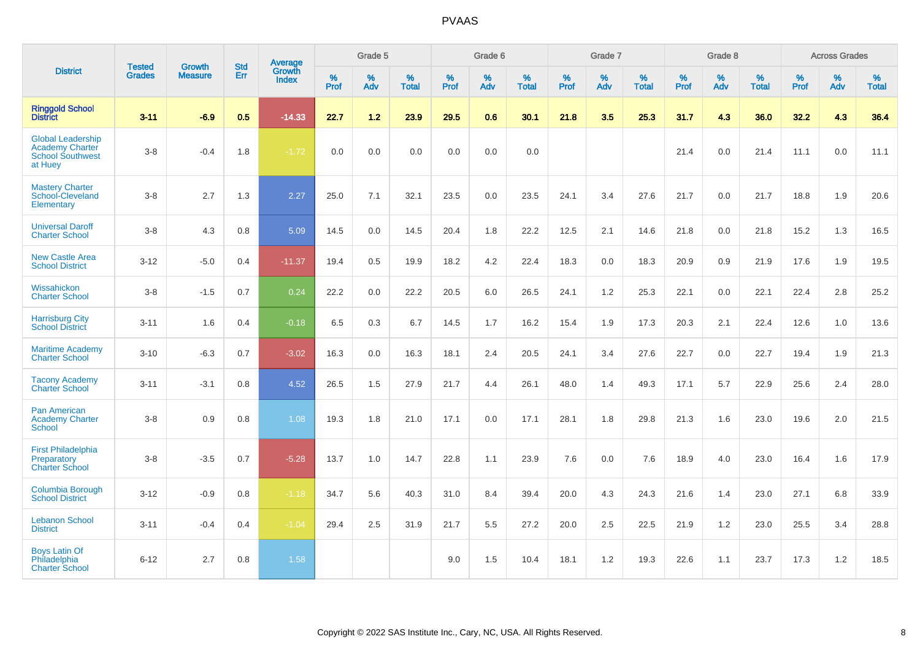# PVAAS

| District | Tested Grades | Growth Measure | Std Err | Average Growth Index | Grade 5 | | | Grade 6 | | | Grade 7 | | | Grade 8 | | | Across Grades | | |
|---|---|---|---|---|---|---|---|---|---|---|---|---|---|---|---|---|---|---|---|
| | | | | | % Prof | % Adv | % Total | % Prof | % Adv | % Total | % Prof | % Adv | % Total | % Prof | % Adv | % Total | % Prof | % Adv | % Total |
| **Ringgold School District** | **3-11** | **-6.9** | **0.5** | **-14.33** | **22.7** | **1.2** | **23.9** | **29.5** | **0.6** | **30.1** | **21.8** | **3.5** | **25.3** | **31.7** | **4.3** | **36.0** | **32.2** | **4.3** | **36.4** |
| Global Leadership Academy Charter School Southwest at Huey | 3-8 | -0.4 | 1.8 | -1.72 | 0.0 | 0.0 | 0.0 | 0.0 | 0.0 | 0.0 | | | | 21.4 | 0.0 | 21.4 | 11.1 | 0.0 | 11.1 |
| Mastery Charter School-Cleveland Elementary | 3-8 | 2.7 | 1.3 | 2.27 | 25.0 | 7.1 | 32.1 | 23.5 | 0.0 | 23.5 | 24.1 | 3.4 | 27.6 | 21.7 | 0.0 | 21.7 | 18.8 | 1.9 | 20.6 |
| Universal Daroff Charter School | 3-8 | 4.3 | 0.8 | 5.09 | 14.5 | 0.0 | 14.5 | 20.4 | 1.8 | 22.2 | 12.5 | 2.1 | 14.6 | 21.8 | 0.0 | 21.8 | 15.2 | 1.3 | 16.5 |
| New Castle Area School District | 3-12 | -5.0 | 0.4 | -11.37 | 19.4 | 0.5 | 19.9 | 18.2 | 4.2 | 22.4 | 18.3 | 0.0 | 18.3 | 20.9 | 0.9 | 21.9 | 17.6 | 1.9 | 19.5 |
| Wissahickon Charter School | 3-8 | -1.5 | 0.7 | 0.24 | 22.2 | 0.0 | 22.2 | 20.5 | 6.0 | 26.5 | 24.1 | 1.2 | 25.3 | 22.1 | 0.0 | 22.1 | 22.4 | 2.8 | 25.2 |
| Harrisburg City School District | 3-11 | 1.6 | 0.4 | -0.18 | 6.5 | 0.3 | 6.7 | 14.5 | 1.7 | 16.2 | 15.4 | 1.9 | 17.3 | 20.3 | 2.1 | 22.4 | 12.6 | 1.0 | 13.6 |
| Maritime Academy Charter School | 3-10 | -6.3 | 0.7 | -3.02 | 16.3 | 0.0 | 16.3 | 18.1 | 2.4 | 20.5 | 24.1 | 3.4 | 27.6 | 22.7 | 0.0 | 22.7 | 19.4 | 1.9 | 21.3 |
| Tacony Academy Charter School | 3-11 | -3.1 | 0.8 | 4.52 | 26.5 | 1.5 | 27.9 | 21.7 | 4.4 | 26.1 | 48.0 | 1.4 | 49.3 | 17.1 | 5.7 | 22.9 | 25.6 | 2.4 | 28.0 |
| Pan American Academy Charter School | 3-8 | 0.9 | 0.8 | 1.08 | 19.3 | 1.8 | 21.0 | 17.1 | 0.0 | 17.1 | 28.1 | 1.8 | 29.8 | 21.3 | 1.6 | 23.0 | 19.6 | 2.0 | 21.5 |
| First Philadelphia Preparatory Charter School | 3-8 | -3.5 | 0.7 | -5.28 | 13.7 | 1.0 | 14.7 | 22.8 | 1.1 | 23.9 | 7.6 | 0.0 | 7.6 | 18.9 | 4.0 | 23.0 | 16.4 | 1.6 | 17.9 |
| Columbia Borough School District | 3-12 | -0.9 | 0.8 | -1.18 | 34.7 | 5.6 | 40.3 | 31.0 | 8.4 | 39.4 | 20.0 | 4.3 | 24.3 | 21.6 | 1.4 | 23.0 | 27.1 | 6.8 | 33.9 |
| Lebanon School District | 3-11 | -0.4 | 0.4 | -1.04 | 29.4 | 2.5 | 31.9 | 21.7 | 5.5 | 27.2 | 20.0 | 2.5 | 22.5 | 21.9 | 1.2 | 23.0 | 25.5 | 3.4 | 28.8 |
| Boys Latin Of Philadelphia Charter School | 6-12 | 2.7 | 0.8 | 1.58 | | | | 9.0 | 1.5 | 10.4 | 18.1 | 1.2 | 19.3 | 22.6 | 1.1 | 23.7 | 17.3 | 1.2 | 18.5 |

Copyright © 2022 SAS Institute Inc., Cary, NC, USA. All Rights Reserved.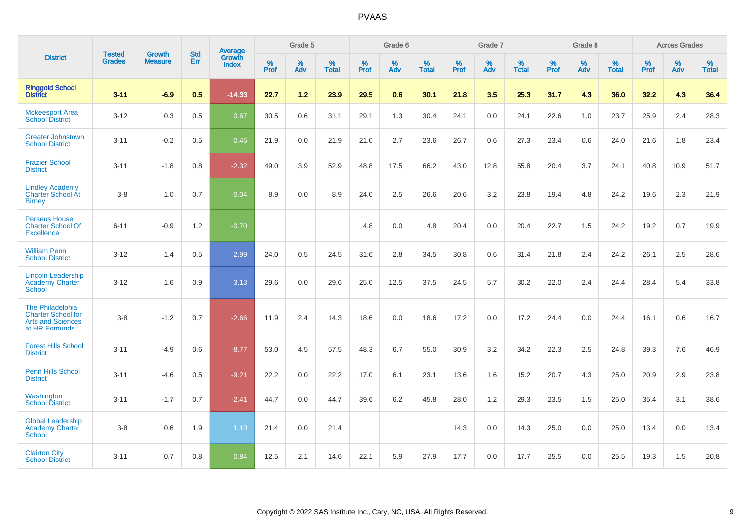| District | Tested Grades | Growth Measure | Std Err | Average Growth Index | Grade 5 | | | Grade 6 | | | Grade 7 | | | Grade 8 | | | Across Grades | | |
|---|---|---|---|---|---|---|---|---|---|---|---|---|---|---|---|---|---|---|---|
| | | | | | % Prof | % Adv | % Total | % Prof | % Adv | % Total | % Prof | % Adv | % Total | % Prof | % Adv | % Total | % Prof | % Adv | % Total |
| **Ringgold School District** | **3-11** | **-6.9** | **0.5** | **-14.33** | **22.7** | **1.2** | **23.9** | **29.5** | **0.6** | **30.1** | **21.8** | **3.5** | **25.3** | **31.7** | **4.3** | **36.0** | **32.2** | **4.3** | **36.4** |
| Mckeesport Area School District | 3-12 | 0.3 | 0.5 | 0.67 | 30.5 | 0.6 | 31.1 | 29.1 | 1.3 | 30.4 | 24.1 | 0.0 | 24.1 | 22.6 | 1.0 | 23.7 | 25.9 | 2.4 | 28.3 |
| Greater Johnstown School District | 3-11 | -0.2 | 0.5 | -0.46 | 21.9 | 0.0 | 21.9 | 21.0 | 2.7 | 23.6 | 26.7 | 0.6 | 27.3 | 23.4 | 0.6 | 24.0 | 21.6 | 1.8 | 23.4 |
| Frazier School District | 3-11 | -1.8 | 0.8 | -2.32 | 49.0 | 3.9 | 52.9 | 48.8 | 17.5 | 66.2 | 43.0 | 12.8 | 55.8 | 20.4 | 3.7 | 24.1 | 40.8 | 10.9 | 51.7 |
| Lindley Academy Charter School At Birney | 3-8 | 1.0 | 0.7 | -0.04 | 8.9 | 0.0 | 8.9 | 24.0 | 2.5 | 26.6 | 20.6 | 3.2 | 23.8 | 19.4 | 4.8 | 24.2 | 19.6 | 2.3 | 21.9 |
| Perseus House Charter School Of Excellence | 6-11 | -0.9 | 1.2 | -0.70 | | | | 4.8 | 0.0 | 4.8 | 20.4 | 0.0 | 20.4 | 22.7 | 1.5 | 24.2 | 19.2 | 0.7 | 19.9 |
| William Penn School District | 3-12 | 1.4 | 0.5 | 2.99 | 24.0 | 0.5 | 24.5 | 31.6 | 2.8 | 34.5 | 30.8 | 0.6 | 31.4 | 21.8 | 2.4 | 24.2 | 26.1 | 2.5 | 28.6 |
| Lincoln Leadership Academy Charter School | 3-12 | 1.6 | 0.9 | 3.13 | 29.6 | 0.0 | 29.6 | 25.0 | 12.5 | 37.5 | 24.5 | 5.7 | 30.2 | 22.0 | 2.4 | 24.4 | 28.4 | 5.4 | 33.8 |
| The Philadelphia Charter School for Arts and Sciences at HR Edmunds | 3-8 | -1.2 | 0.7 | -2.66 | 11.9 | 2.4 | 14.3 | 18.6 | 0.0 | 18.6 | 17.2 | 0.0 | 17.2 | 24.4 | 0.0 | 24.4 | 16.1 | 0.6 | 16.7 |
| Forest Hills School District | 3-11 | -4.9 | 0.6 | -8.77 | 53.0 | 4.5 | 57.5 | 48.3 | 6.7 | 55.0 | 30.9 | 3.2 | 34.2 | 22.3 | 2.5 | 24.8 | 39.3 | 7.6 | 46.9 |
| Penn Hills School District | 3-11 | -4.6 | 0.5 | -9.21 | 22.2 | 0.0 | 22.2 | 17.0 | 6.1 | 23.1 | 13.6 | 1.6 | 15.2 | 20.7 | 4.3 | 25.0 | 20.9 | 2.9 | 23.8 |
| Washington School District | 3-11 | -1.7 | 0.7 | -2.41 | 44.7 | 0.0 | 44.7 | 39.6 | 6.2 | 45.8 | 28.0 | 1.2 | 29.3 | 23.5 | 1.5 | 25.0 | 35.4 | 3.1 | 38.6 |
| Global Leadership Academy Charter School | 3-8 | 0.6 | 1.9 | 1.10 | 21.4 | 0.0 | 21.4 | | | | 14.3 | 0.0 | 14.3 | 25.0 | 0.0 | 25.0 | 13.4 | 0.0 | 13.4 |
| Clairton City School District | 3-11 | 0.7 | 0.8 | 0.84 | 12.5 | 2.1 | 14.6 | 22.1 | 5.9 | 27.9 | 17.7 | 0.0 | 17.7 | 25.5 | 0.0 | 25.5 | 19.3 | 1.5 | 20.8 |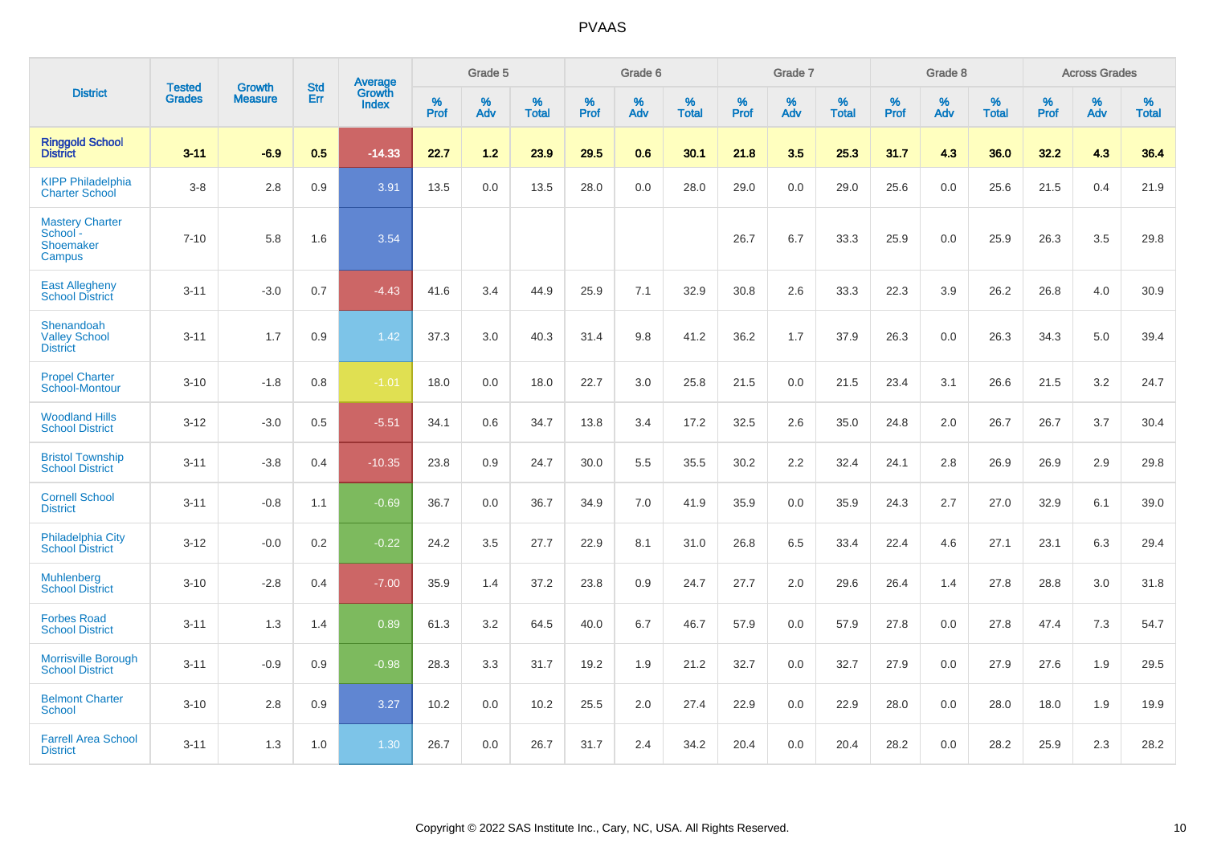# PVAAS

| District | Tested Grades | Growth Measure | Std Err | Average Growth Index | Grade 5 | | | Grade 6 | | | Grade 7 | | | Grade 8 | | | Across Grades | | |
|---|---|---|---|---|---|---|---|---|---|---|---|---|---|---|---|---|---|---|---|
| | | | | | % Prof | % Adv | % Total | % Prof | % Adv | % Total | % Prof | % Adv | % Total | % Prof | % Adv | % Total | % Prof | % Adv | % Total |
| **Ringgold School District** | **3-11** | **-6.9** | **0.5** | **-14.33** | **22.7** | **1.2** | **23.9** | **29.5** | **0.6** | **30.1** | **21.8** | **3.5** | **25.3** | **31.7** | **4.3** | **36.0** | **32.2** | **4.3** | **36.4** |
| KIPP Philadelphia Charter School | 3-8 | 2.8 | 0.9 | 3.91 | 13.5 | 0.0 | 13.5 | 28.0 | 0.0 | 28.0 | 29.0 | 0.0 | 29.0 | 25.6 | 0.0 | 25.6 | 21.5 | 0.4 | 21.9 |
| Mastery Charter School - Shoemaker Campus | 7-10 | 5.8 | 1.6 | 3.54 | | | | | | | 26.7 | 6.7 | 33.3 | 25.9 | 0.0 | 25.9 | 26.3 | 3.5 | 29.8 |
| East Allegheny School District | 3-11 | -3.0 | 0.7 | -4.43 | 41.6 | 3.4 | 44.9 | 25.9 | 7.1 | 32.9 | 30.8 | 2.6 | 33.3 | 22.3 | 3.9 | 26.2 | 26.8 | 4.0 | 30.9 |
| Shenandoah Valley School District | 3-11 | 1.7 | 0.9 | 1.42 | 37.3 | 3.0 | 40.3 | 31.4 | 9.8 | 41.2 | 36.2 | 1.7 | 37.9 | 26.3 | 0.0 | 26.3 | 34.3 | 5.0 | 39.4 |
| Propel Charter School-Montour | 3-10 | -1.8 | 0.8 | -1.01 | 18.0 | 0.0 | 18.0 | 22.7 | 3.0 | 25.8 | 21.5 | 0.0 | 21.5 | 23.4 | 3.1 | 26.6 | 21.5 | 3.2 | 24.7 |
| Woodland Hills School District | 3-12 | -3.0 | 0.5 | -5.51 | 34.1 | 0.6 | 34.7 | 13.8 | 3.4 | 17.2 | 32.5 | 2.6 | 35.0 | 24.8 | 2.0 | 26.7 | 26.7 | 3.7 | 30.4 |
| Bristol Township School District | 3-11 | -3.8 | 0.4 | -10.35 | 23.8 | 0.9 | 24.7 | 30.0 | 5.5 | 35.5 | 30.2 | 2.2 | 32.4 | 24.1 | 2.8 | 26.9 | 26.9 | 2.9 | 29.8 |
| Cornell School District | 3-11 | -0.8 | 1.1 | -0.69 | 36.7 | 0.0 | 36.7 | 34.9 | 7.0 | 41.9 | 35.9 | 0.0 | 35.9 | 24.3 | 2.7 | 27.0 | 32.9 | 6.1 | 39.0 |
| Philadelphia City School District | 3-12 | -0.0 | 0.2 | -0.22 | 24.2 | 3.5 | 27.7 | 22.9 | 8.1 | 31.0 | 26.8 | 6.5 | 33.4 | 22.4 | 4.6 | 27.1 | 23.1 | 6.3 | 29.4 |
| Muhlenberg School District | 3-10 | -2.8 | 0.4 | -7.00 | 35.9 | 1.4 | 37.2 | 23.8 | 0.9 | 24.7 | 27.7 | 2.0 | 29.6 | 26.4 | 1.4 | 27.8 | 28.8 | 3.0 | 31.8 |
| Forbes Road School District | 3-11 | 1.3 | 1.4 | 0.89 | 61.3 | 3.2 | 64.5 | 40.0 | 6.7 | 46.7 | 57.9 | 0.0 | 57.9 | 27.8 | 0.0 | 27.8 | 47.4 | 7.3 | 54.7 |
| Morrisville Borough School District | 3-11 | -0.9 | 0.9 | -0.98 | 28.3 | 3.3 | 31.7 | 19.2 | 1.9 | 21.2 | 32.7 | 0.0 | 32.7 | 27.9 | 0.0 | 27.9 | 27.6 | 1.9 | 29.5 |
| Belmont Charter School | 3-10 | 2.8 | 0.9 | 3.27 | 10.2 | 0.0 | 10.2 | 25.5 | 2.0 | 27.4 | 22.9 | 0.0 | 22.9 | 28.0 | 0.0 | 28.0 | 18.0 | 1.9 | 19.9 |
| Farrell Area School District | 3-11 | 1.3 | 1.0 | 1.30 | 26.7 | 0.0 | 26.7 | 31.7 | 2.4 | 34.2 | 20.4 | 0.0 | 20.4 | 28.2 | 0.0 | 28.2 | 25.9 | 2.3 | 28.2 |

Copyright © 2022 SAS Institute Inc., Cary, NC, USA. All Rights Reserved.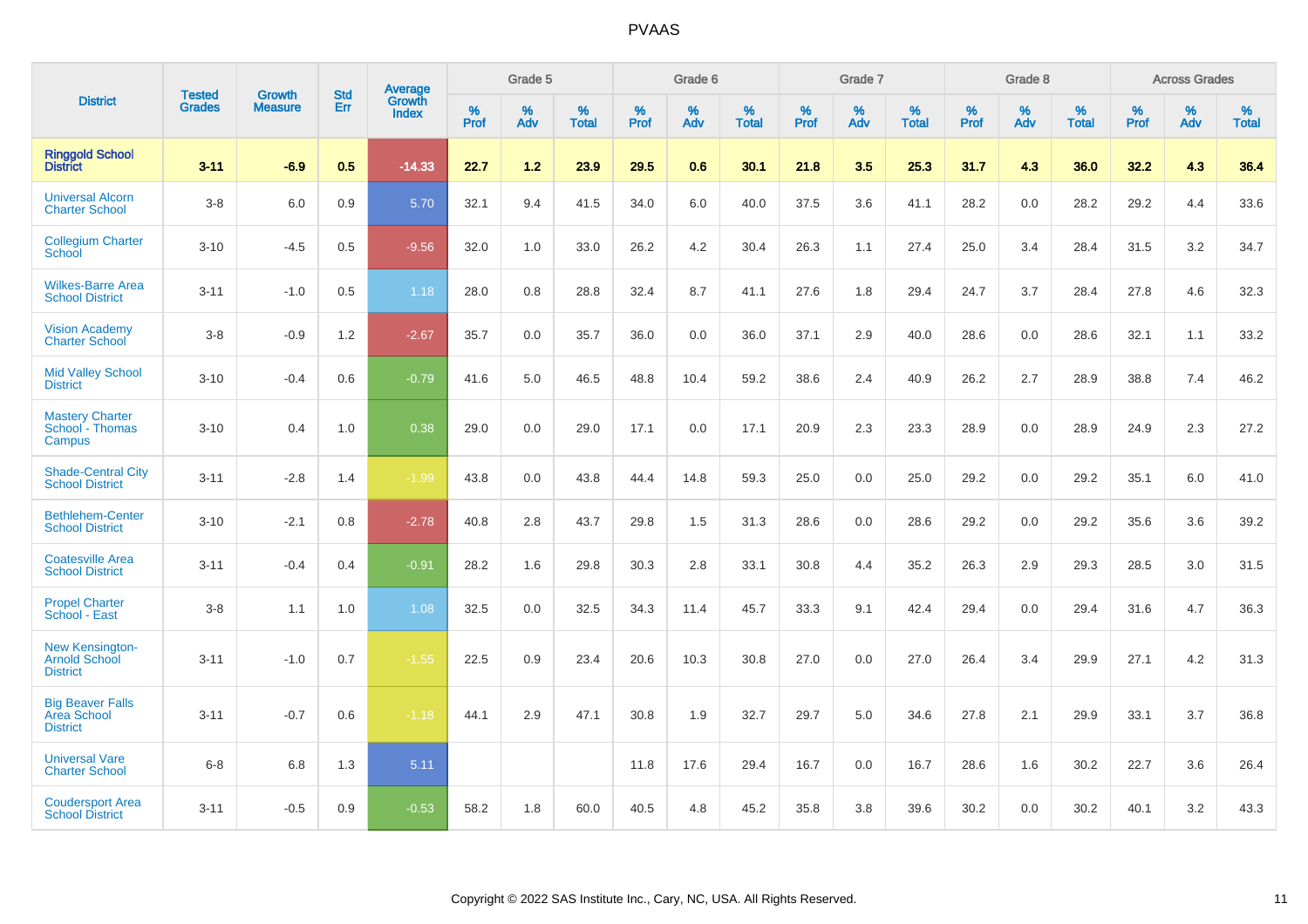| District | Tested Grades | Growth Measure | Std Err | Average Growth Index | Grade 5 | | | Grade 6 | | | Grade 7 | | | Grade 8 | | | Across Grades | | |
|---|---|---|---|---|---|---|---|---|---|---|---|---|---|---|---|---|---|---|---|
| | | | | | % Prof | % Adv | % Total | % Prof | % Adv | % Total | % Prof | % Adv | % Total | % Prof | % Adv | % Total | % Prof | % Adv | % Total |
| **Ringgold School District** | **3-11** | **-6.9** | **0.5** | **-14.33** | **22.7** | **1.2** | **23.9** | **29.5** | **0.6** | **30.1** | **21.8** | **3.5** | **25.3** | **31.7** | **4.3** | **36.0** | **32.2** | **4.3** | **36.4** |
| Universal Alcorn Charter School | 3-8 | 6.0 | 0.9 | 5.70 | 32.1 | 9.4 | 41.5 | 34.0 | 6.0 | 40.0 | 37.5 | 3.6 | 41.1 | 28.2 | 0.0 | 28.2 | 29.2 | 4.4 | 33.6 |
| Collegium Charter School | 3-10 | -4.5 | 0.5 | -9.56 | 32.0 | 1.0 | 33.0 | 26.2 | 4.2 | 30.4 | 26.3 | 1.1 | 27.4 | 25.0 | 3.4 | 28.4 | 31.5 | 3.2 | 34.7 |
| Wilkes-Barre Area School District | 3-11 | -1.0 | 0.5 | 1.18 | 28.0 | 0.8 | 28.8 | 32.4 | 8.7 | 41.1 | 27.6 | 1.8 | 29.4 | 24.7 | 3.7 | 28.4 | 27.8 | 4.6 | 32.3 |
| Vision Academy Charter School | 3-8 | -0.9 | 1.2 | -2.67 | 35.7 | 0.0 | 35.7 | 36.0 | 0.0 | 36.0 | 37.1 | 2.9 | 40.0 | 28.6 | 0.0 | 28.6 | 32.1 | 1.1 | 33.2 |
| Mid Valley School District | 3-10 | -0.4 | 0.6 | -0.79 | 41.6 | 5.0 | 46.5 | 48.8 | 10.4 | 59.2 | 38.6 | 2.4 | 40.9 | 26.2 | 2.7 | 28.9 | 38.8 | 7.4 | 46.2 |
| Mastery Charter School - Thomas Campus | 3-10 | 0.4 | 1.0 | 0.38 | 29.0 | 0.0 | 29.0 | 17.1 | 0.0 | 17.1 | 20.9 | 2.3 | 23.3 | 28.9 | 0.0 | 28.9 | 24.9 | 2.3 | 27.2 |
| Shade-Central City School District | 3-11 | -2.8 | 1.4 | -1.99 | 43.8 | 0.0 | 43.8 | 44.4 | 14.8 | 59.3 | 25.0 | 0.0 | 25.0 | 29.2 | 0.0 | 29.2 | 35.1 | 6.0 | 41.0 |
| Bethlehem-Center School District | 3-10 | -2.1 | 0.8 | -2.78 | 40.8 | 2.8 | 43.7 | 29.8 | 1.5 | 31.3 | 28.6 | 0.0 | 28.6 | 29.2 | 0.0 | 29.2 | 35.6 | 3.6 | 39.2 |
| Coatesville Area School District | 3-11 | -0.4 | 0.4 | -0.91 | 28.2 | 1.6 | 29.8 | 30.3 | 2.8 | 33.1 | 30.8 | 4.4 | 35.2 | 26.3 | 2.9 | 29.3 | 28.5 | 3.0 | 31.5 |
| Propel Charter School - East | 3-8 | 1.1 | 1.0 | 1.08 | 32.5 | 0.0 | 32.5 | 34.3 | 11.4 | 45.7 | 33.3 | 9.1 | 42.4 | 29.4 | 0.0 | 29.4 | 31.6 | 4.7 | 36.3 |
| New Kensington-Arnold School District | 3-11 | -1.0 | 0.7 | -1.55 | 22.5 | 0.9 | 23.4 | 20.6 | 10.3 | 30.8 | 27.0 | 0.0 | 27.0 | 26.4 | 3.4 | 29.9 | 27.1 | 4.2 | 31.3 |
| Big Beaver Falls Area School District | 3-11 | -0.7 | 0.6 | -1.18 | 44.1 | 2.9 | 47.1 | 30.8 | 1.9 | 32.7 | 29.7 | 5.0 | 34.6 | 27.8 | 2.1 | 29.9 | 33.1 | 3.7 | 36.8 |
| Universal Vare Charter School | 6-8 | 6.8 | 1.3 | 5.11 | | | | 11.8 | 17.6 | 29.4 | 16.7 | 0.0 | 16.7 | 28.6 | 1.6 | 30.2 | 22.7 | 3.6 | 26.4 |
| Coudersport Area School District | 3-11 | -0.5 | 0.9 | -0.53 | 58.2 | 1.8 | 60.0 | 40.5 | 4.8 | 45.2 | 35.8 | 3.8 | 39.6 | 30.2 | 0.0 | 30.2 | 40.1 | 3.2 | 43.3 |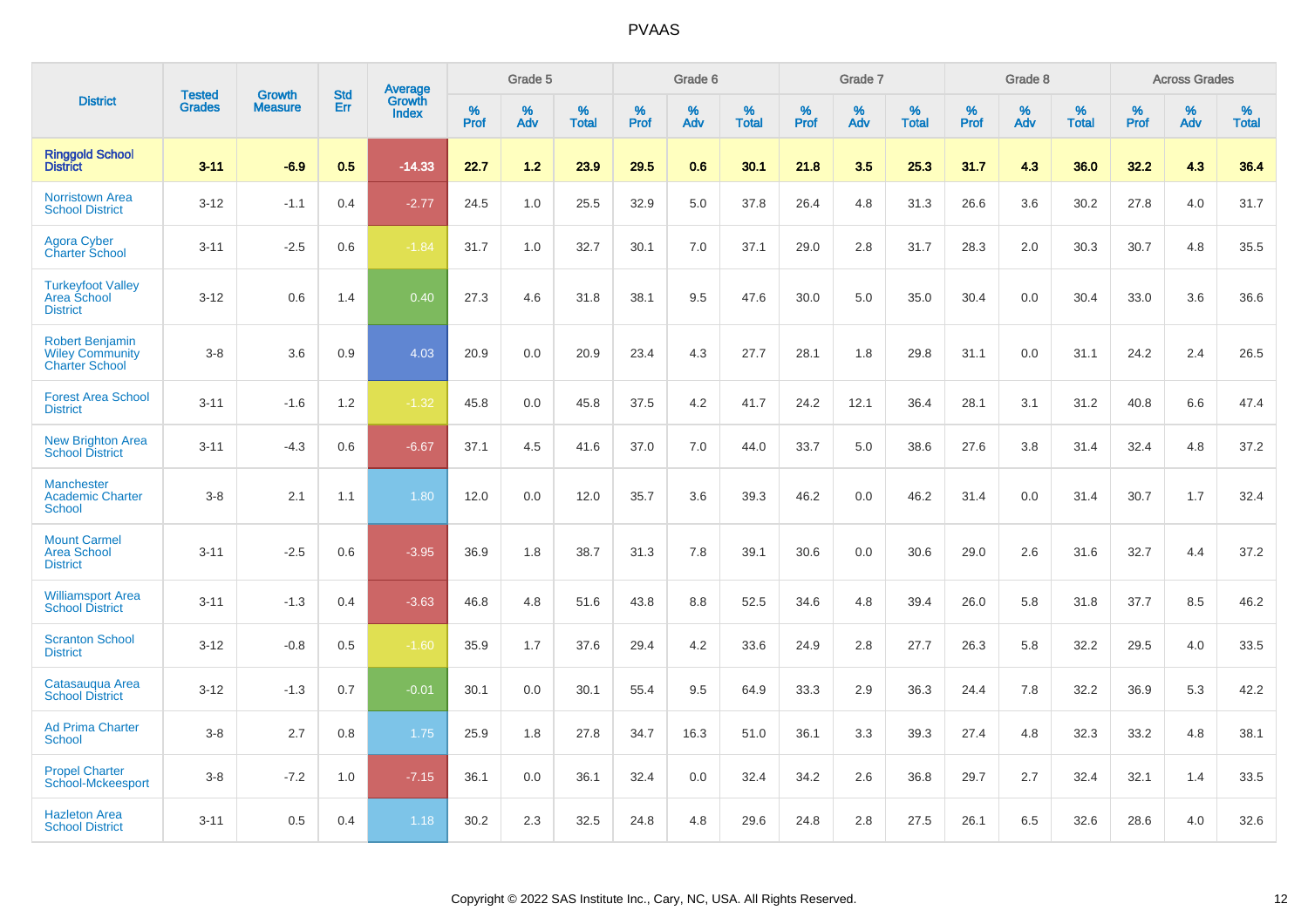| District | Tested Grades | Growth Measure | Std Err | Average Growth Index | Grade 5 | | | Grade 6 | | | Grade 7 | | | Grade 8 | | | Across Grades | | |
|---|---|---|---|---|---|---|---|---|---|---|---|---|---|---|---|---|---|---|---|
| | | | | | % Prof | % Adv | % Total | % Prof | % Adv | % Total | % Prof | % Adv | % Total | % Prof | % Adv | % Total | % Prof | % Adv | % Total |
| **Ringgold School District** | **3-11** | **-6.9** | **0.5** | **-14.33** | **22.7** | **1.2** | **23.9** | **29.5** | **0.6** | **30.1** | **21.8** | **3.5** | **25.3** | **31.7** | **4.3** | **36.0** | **32.2** | **4.3** | **36.4** |
| Norristown Area School District | 3-12 | -1.1 | 0.4 | -2.77 | 24.5 | 1.0 | 25.5 | 32.9 | 5.0 | 37.8 | 26.4 | 4.8 | 31.3 | 26.6 | 3.6 | 30.2 | 27.8 | 4.0 | 31.7 |
| Agora Cyber Charter School | 3-11 | -2.5 | 0.6 | -1.84 | 31.7 | 1.0 | 32.7 | 30.1 | 7.0 | 37.1 | 29.0 | 2.8 | 31.7 | 28.3 | 2.0 | 30.3 | 30.7 | 4.8 | 35.5 |
| Turkeyfoot Valley Area School District | 3-12 | 0.6 | 1.4 | 0.40 | 27.3 | 4.6 | 31.8 | 38.1 | 9.5 | 47.6 | 30.0 | 5.0 | 35.0 | 30.4 | 0.0 | 30.4 | 33.0 | 3.6 | 36.6 |
| Robert Benjamin Wiley Community Charter School | 3-8 | 3.6 | 0.9 | 4.03 | 20.9 | 0.0 | 20.9 | 23.4 | 4.3 | 27.7 | 28.1 | 1.8 | 29.8 | 31.1 | 0.0 | 31.1 | 24.2 | 2.4 | 26.5 |
| Forest Area School District | 3-11 | -1.6 | 1.2 | -1.32 | 45.8 | 0.0 | 45.8 | 37.5 | 4.2 | 41.7 | 24.2 | 12.1 | 36.4 | 28.1 | 3.1 | 31.2 | 40.8 | 6.6 | 47.4 |
| New Brighton Area School District | 3-11 | -4.3 | 0.6 | -6.67 | 37.1 | 4.5 | 41.6 | 37.0 | 7.0 | 44.0 | 33.7 | 5.0 | 38.6 | 27.6 | 3.8 | 31.4 | 32.4 | 4.8 | 37.2 |
| Manchester Academic Charter School | 3-8 | 2.1 | 1.1 | 1.80 | 12.0 | 0.0 | 12.0 | 35.7 | 3.6 | 39.3 | 46.2 | 0.0 | 46.2 | 31.4 | 0.0 | 31.4 | 30.7 | 1.7 | 32.4 |
| Mount Carmel Area School District | 3-11 | -2.5 | 0.6 | -3.95 | 36.9 | 1.8 | 38.7 | 31.3 | 7.8 | 39.1 | 30.6 | 0.0 | 30.6 | 29.0 | 2.6 | 31.6 | 32.7 | 4.4 | 37.2 |
| Williamsport Area School District | 3-11 | -1.3 | 0.4 | -3.63 | 46.8 | 4.8 | 51.6 | 43.8 | 8.8 | 52.5 | 34.6 | 4.8 | 39.4 | 26.0 | 5.8 | 31.8 | 37.7 | 8.5 | 46.2 |
| Scranton School District | 3-12 | -0.8 | 0.5 | -1.60 | 35.9 | 1.7 | 37.6 | 29.4 | 4.2 | 33.6 | 24.9 | 2.8 | 27.7 | 26.3 | 5.8 | 32.2 | 29.5 | 4.0 | 33.5 |
| Catasauqua Area School District | 3-12 | -1.3 | 0.7 | -0.01 | 30.1 | 0.0 | 30.1 | 55.4 | 9.5 | 64.9 | 33.3 | 2.9 | 36.3 | 24.4 | 7.8 | 32.2 | 36.9 | 5.3 | 42.2 |
| Ad Prima Charter School | 3-8 | 2.7 | 0.8 | 1.75 | 25.9 | 1.8 | 27.8 | 34.7 | 16.3 | 51.0 | 36.1 | 3.3 | 39.3 | 27.4 | 4.8 | 32.3 | 33.2 | 4.8 | 38.1 |
| Propel Charter School-Mckeesport | 3-8 | -7.2 | 1.0 | -7.15 | 36.1 | 0.0 | 36.1 | 32.4 | 0.0 | 32.4 | 34.2 | 2.6 | 36.8 | 29.7 | 2.7 | 32.4 | 32.1 | 1.4 | 33.5 |
| Hazleton Area School District | 3-11 | 0.5 | 0.4 | 1.18 | 30.2 | 2.3 | 32.5 | 24.8 | 4.8 | 29.6 | 24.8 | 2.8 | 27.5 | 26.1 | 6.5 | 32.6 | 28.6 | 4.0 | 32.6 |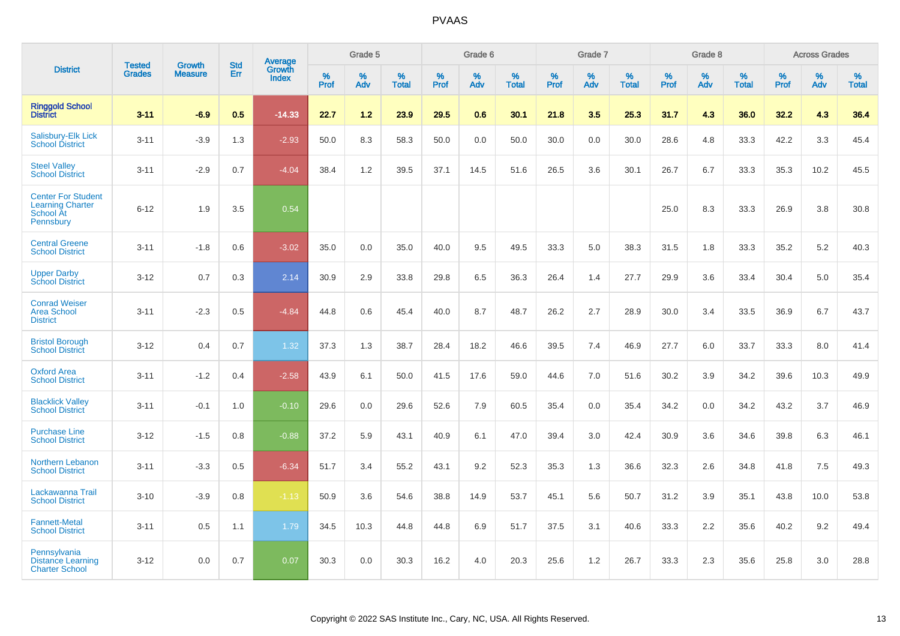# PVAAS

| District | Tested Grades | Growth Measure | Std Err | Average Growth Index | Grade 5 | | | Grade 6 | | | Grade 7 | | | Grade 8 | | | Across Grades | | |
|---|---|---|---|---|---|---|---|---|---|---|---|---|---|---|---|---|---|---|---|
| | | | | | % Prof | % Adv | % Total | % Prof | % Adv | % Total | % Prof | % Adv | % Total | % Prof | % Adv | % Total | % Prof | % Adv | % Total |
| **Ringgold School District** | **3-11** | **-6.9** | **0.5** | **-14.33** | **22.7** | **1.2** | **23.9** | **29.5** | **0.6** | **30.1** | **21.8** | **3.5** | **25.3** | **31.7** | **4.3** | **36.0** | **32.2** | **4.3** | **36.4** |
| Salisbury-Elk Lick School District | 3-11 | -3.9 | 1.3 | -2.93 | 50.0 | 8.3 | 58.3 | 50.0 | 0.0 | 50.0 | 30.0 | 0.0 | 30.0 | 28.6 | 4.8 | 33.3 | 42.2 | 3.3 | 45.4 |
| Steel Valley School District | 3-11 | -2.9 | 0.7 | -4.04 | 38.4 | 1.2 | 39.5 | 37.1 | 14.5 | 51.6 | 26.5 | 3.6 | 30.1 | 26.7 | 6.7 | 33.3 | 35.3 | 10.2 | 45.5 |
| Center For Student Learning Charter School At Pennsbury | 6-12 | 1.9 | 3.5 | 0.54 | | | | | | | | | | 25.0 | 8.3 | 33.3 | 26.9 | 3.8 | 30.8 |
| Central Greene School District | 3-11 | -1.8 | 0.6 | -3.02 | 35.0 | 0.0 | 35.0 | 40.0 | 9.5 | 49.5 | 33.3 | 5.0 | 38.3 | 31.5 | 1.8 | 33.3 | 35.2 | 5.2 | 40.3 |
| Upper Darby School District | 3-12 | 0.7 | 0.3 | 2.14 | 30.9 | 2.9 | 33.8 | 29.8 | 6.5 | 36.3 | 26.4 | 1.4 | 27.7 | 29.9 | 3.6 | 33.4 | 30.4 | 5.0 | 35.4 |
| Conrad Weiser Area School District | 3-11 | -2.3 | 0.5 | -4.84 | 44.8 | 0.6 | 45.4 | 40.0 | 8.7 | 48.7 | 26.2 | 2.7 | 28.9 | 30.0 | 3.4 | 33.5 | 36.9 | 6.7 | 43.7 |
| Bristol Borough School District | 3-12 | 0.4 | 0.7 | 1.32 | 37.3 | 1.3 | 38.7 | 28.4 | 18.2 | 46.6 | 39.5 | 7.4 | 46.9 | 27.7 | 6.0 | 33.7 | 33.3 | 8.0 | 41.4 |
| Oxford Area School District | 3-11 | -1.2 | 0.4 | -2.58 | 43.9 | 6.1 | 50.0 | 41.5 | 17.6 | 59.0 | 44.6 | 7.0 | 51.6 | 30.2 | 3.9 | 34.2 | 39.6 | 10.3 | 49.9 |
| Blacklick Valley School District | 3-11 | -0.1 | 1.0 | -0.10 | 29.6 | 0.0 | 29.6 | 52.6 | 7.9 | 60.5 | 35.4 | 0.0 | 35.4 | 34.2 | 0.0 | 34.2 | 43.2 | 3.7 | 46.9 |
| Purchase Line School District | 3-12 | -1.5 | 0.8 | -0.88 | 37.2 | 5.9 | 43.1 | 40.9 | 6.1 | 47.0 | 39.4 | 3.0 | 42.4 | 30.9 | 3.6 | 34.6 | 39.8 | 6.3 | 46.1 |
| Northern Lebanon School District | 3-11 | -3.3 | 0.5 | -6.34 | 51.7 | 3.4 | 55.2 | 43.1 | 9.2 | 52.3 | 35.3 | 1.3 | 36.6 | 32.3 | 2.6 | 34.8 | 41.8 | 7.5 | 49.3 |
| Lackawanna Trail School District | 3-10 | -3.9 | 0.8 | -1.13 | 50.9 | 3.6 | 54.6 | 38.8 | 14.9 | 53.7 | 45.1 | 5.6 | 50.7 | 31.2 | 3.9 | 35.1 | 43.8 | 10.0 | 53.8 |
| Fannett-Metal School District | 3-11 | 0.5 | 1.1 | 1.79 | 34.5 | 10.3 | 44.8 | 44.8 | 6.9 | 51.7 | 37.5 | 3.1 | 40.6 | 33.3 | 2.2 | 35.6 | 40.2 | 9.2 | 49.4 |
| Pennsylvania Distance Learning Charter School | 3-12 | 0.0 | 0.7 | 0.07 | 30.3 | 0.0 | 30.3 | 16.2 | 4.0 | 20.3 | 25.6 | 1.2 | 26.7 | 33.3 | 2.3 | 35.6 | 25.8 | 3.0 | 28.8 |

Copyright © 2022 SAS Institute Inc., Cary, NC, USA. All Rights Reserved.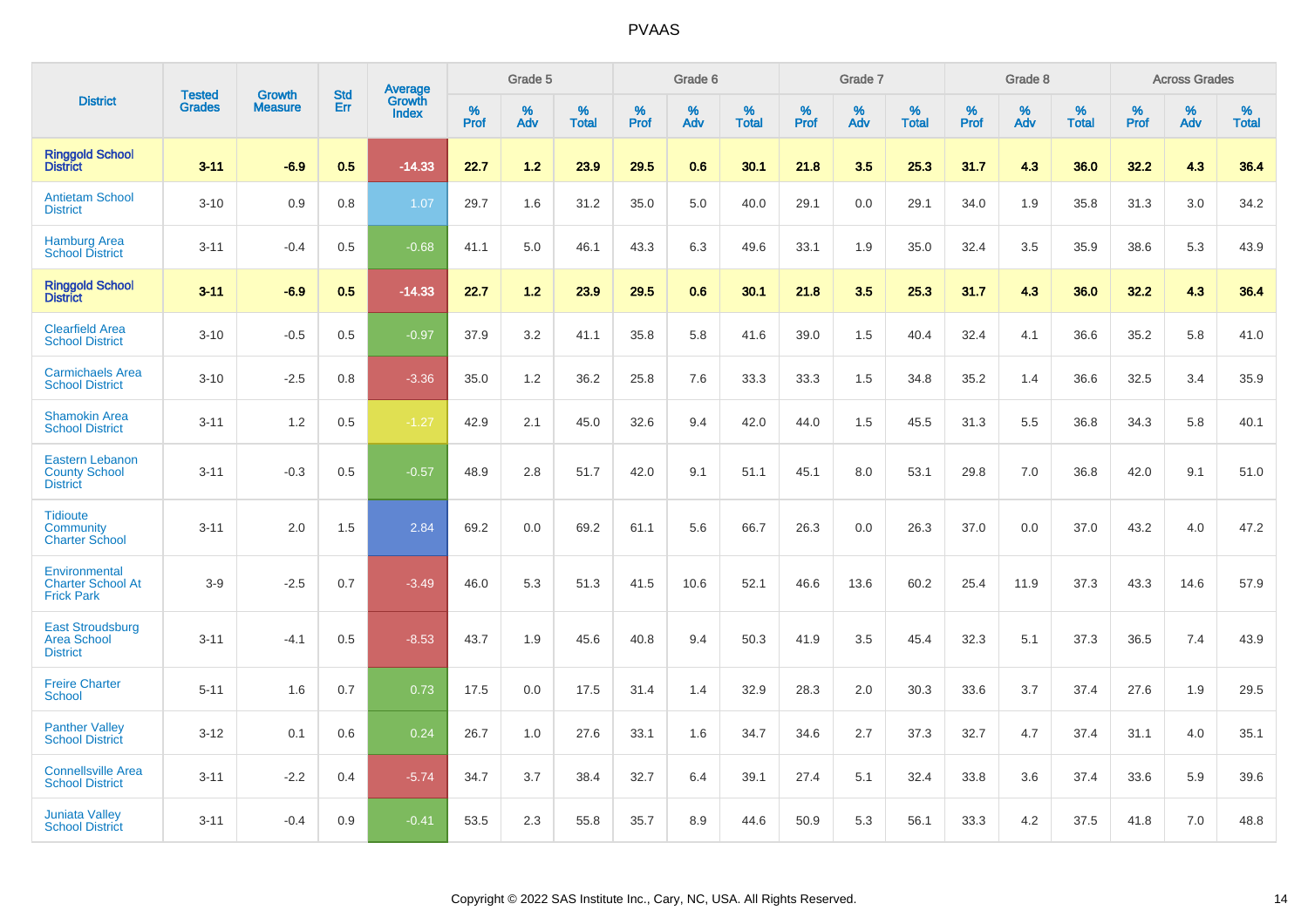# PVAAS

| District | Tested Grades | Growth Measure | Std Err | Average Growth Index | Grade 5 | | | Grade 6 | | | Grade 7 | | | Grade 8 | | | Across Grades | | |
|---|---|---|---|---|---|---|---|---|---|---|---|---|---|---|---|---|---|---|---|
| | | | | | % Prof | % Adv | % Total | % Prof | % Adv | % Total | % Prof | % Adv | % Total | % Prof | % Adv | % Total | % Prof | % Adv | % Total |
| **Ringgold School District** | **3-11** | **-6.9** | **0.5** | **-14.33** | **22.7** | **1.2** | **23.9** | **29.5** | **0.6** | **30.1** | **21.8** | **3.5** | **25.3** | **31.7** | **4.3** | **36.0** | **32.2** | **4.3** | **36.4** |
| Antietam School District | 3-10 | 0.9 | 0.8 | 1.07 | 29.7 | 1.6 | 31.2 | 35.0 | 5.0 | 40.0 | 29.1 | 0.0 | 29.1 | 34.0 | 1.9 | 35.8 | 31.3 | 3.0 | 34.2 |
| Hamburg Area School District | 3-11 | -0.4 | 0.5 | -0.68 | 41.1 | 5.0 | 46.1 | 43.3 | 6.3 | 49.6 | 33.1 | 1.9 | 35.0 | 32.4 | 3.5 | 35.9 | 38.6 | 5.3 | 43.9 |
| **Ringgold School District** | **3-11** | **-6.9** | **0.5** | **-14.33** | **22.7** | **1.2** | **23.9** | **29.5** | **0.6** | **30.1** | **21.8** | **3.5** | **25.3** | **31.7** | **4.3** | **36.0** | **32.2** | **4.3** | **36.4** |
| Clearfield Area School District | 3-10 | -0.5 | 0.5 | -0.97 | 37.9 | 3.2 | 41.1 | 35.8 | 5.8 | 41.6 | 39.0 | 1.5 | 40.4 | 32.4 | 4.1 | 36.6 | 35.2 | 5.8 | 41.0 |
| Carmichaels Area School District | 3-10 | -2.5 | 0.8 | -3.36 | 35.0 | 1.2 | 36.2 | 25.8 | 7.6 | 33.3 | 33.3 | 1.5 | 34.8 | 35.2 | 1.4 | 36.6 | 32.5 | 3.4 | 35.9 |
| Shamokin Area School District | 3-11 | 1.2 | 0.5 | -1.27 | 42.9 | 2.1 | 45.0 | 32.6 | 9.4 | 42.0 | 44.0 | 1.5 | 45.5 | 31.3 | 5.5 | 36.8 | 34.3 | 5.8 | 40.1 |
| Eastern Lebanon County School District | 3-11 | -0.3 | 0.5 | -0.57 | 48.9 | 2.8 | 51.7 | 42.0 | 9.1 | 51.1 | 45.1 | 8.0 | 53.1 | 29.8 | 7.0 | 36.8 | 42.0 | 9.1 | 51.0 |
| Tidioute Community Charter School | 3-11 | 2.0 | 1.5 | 2.84 | 69.2 | 0.0 | 69.2 | 61.1 | 5.6 | 66.7 | 26.3 | 0.0 | 26.3 | 37.0 | 0.0 | 37.0 | 43.2 | 4.0 | 47.2 |
| Environmental Charter School At Frick Park | 3-9 | -2.5 | 0.7 | -3.49 | 46.0 | 5.3 | 51.3 | 41.5 | 10.6 | 52.1 | 46.6 | 13.6 | 60.2 | 25.4 | 11.9 | 37.3 | 43.3 | 14.6 | 57.9 |
| East Stroudsburg Area School District | 3-11 | -4.1 | 0.5 | -8.53 | 43.7 | 1.9 | 45.6 | 40.8 | 9.4 | 50.3 | 41.9 | 3.5 | 45.4 | 32.3 | 5.1 | 37.3 | 36.5 | 7.4 | 43.9 |
| Freire Charter School | 5-11 | 1.6 | 0.7 | 0.73 | 17.5 | 0.0 | 17.5 | 31.4 | 1.4 | 32.9 | 28.3 | 2.0 | 30.3 | 33.6 | 3.7 | 37.4 | 27.6 | 1.9 | 29.5 |
| Panther Valley School District | 3-12 | 0.1 | 0.6 | 0.24 | 26.7 | 1.0 | 27.6 | 33.1 | 1.6 | 34.7 | 34.6 | 2.7 | 37.3 | 32.7 | 4.7 | 37.4 | 31.1 | 4.0 | 35.1 |
| Connellsville Area School District | 3-11 | -2.2 | 0.4 | -5.74 | 34.7 | 3.7 | 38.4 | 32.7 | 6.4 | 39.1 | 27.4 | 5.1 | 32.4 | 33.8 | 3.6 | 37.4 | 33.6 | 5.9 | 39.6 |
| Juniata Valley School District | 3-11 | -0.4 | 0.9 | -0.41 | 53.5 | 2.3 | 55.8 | 35.7 | 8.9 | 44.6 | 50.9 | 5.3 | 56.1 | 33.3 | 4.2 | 37.5 | 41.8 | 7.0 | 48.8 |

Copyright © 2022 SAS Institute Inc., Cary, NC, USA. All Rights Reserved.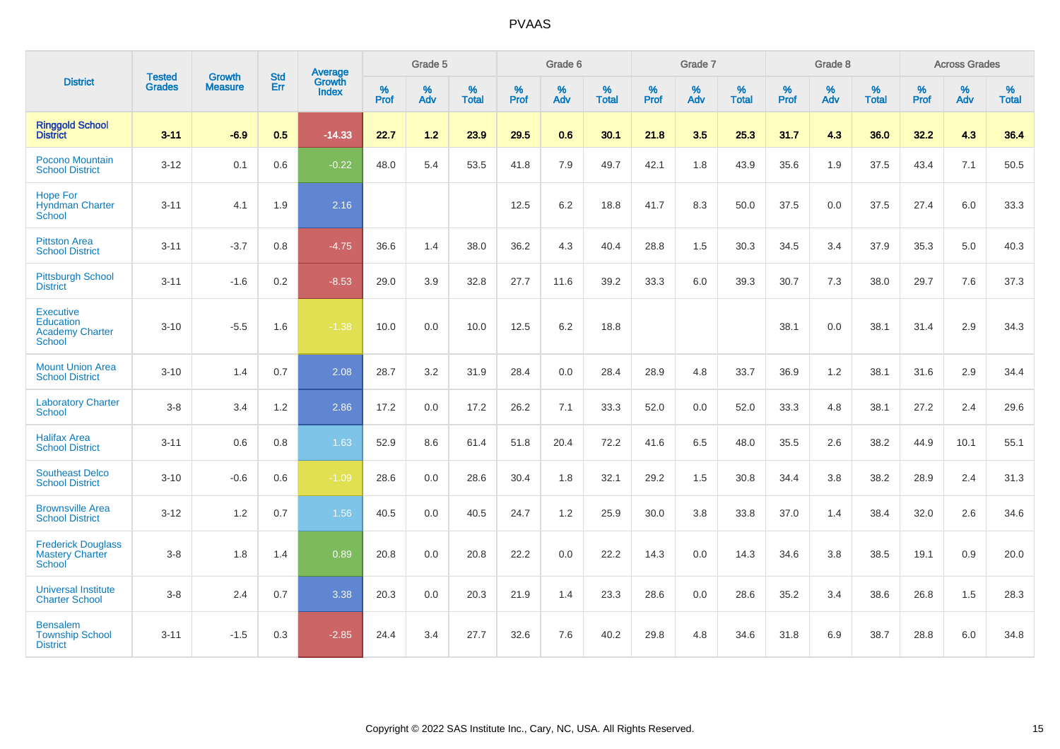| District | Tested Grades | Growth Measure | Std Err | Average Growth Index | Grade 5 | | | Grade 6 | | | Grade 7 | | | Grade 8 | | | Across Grades | | |
|---|---|---|---|---|---|---|---|---|---|---|---|---|---|---|---|---|---|---|---|
| | | | | | % Prof | % Adv | % Total | % Prof | % Adv | % Total | % Prof | % Adv | % Total | % Prof | % Adv | % Total | % Prof | % Adv | % Total |
| **Ringgold School District** | **3-11** | **-6.9** | **0.5** | **-14.33** | **22.7** | **1.2** | **23.9** | **29.5** | **0.6** | **30.1** | **21.8** | **3.5** | **25.3** | **31.7** | **4.3** | **36.0** | **32.2** | **4.3** | **36.4** |
| Pocono Mountain School District | 3-12 | 0.1 | 0.6 | -0.22 | 48.0 | 5.4 | 53.5 | 41.8 | 7.9 | 49.7 | 42.1 | 1.8 | 43.9 | 35.6 | 1.9 | 37.5 | 43.4 | 7.1 | 50.5 |
| Hope For Hyndman Charter School | 3-11 | 4.1 | 1.9 | 2.16 | | | | 12.5 | 6.2 | 18.8 | 41.7 | 8.3 | 50.0 | 37.5 | 0.0 | 37.5 | 27.4 | 6.0 | 33.3 |
| Pittston Area School District | 3-11 | -3.7 | 0.8 | -4.75 | 36.6 | 1.4 | 38.0 | 36.2 | 4.3 | 40.4 | 28.8 | 1.5 | 30.3 | 34.5 | 3.4 | 37.9 | 35.3 | 5.0 | 40.3 |
| Pittsburgh School District | 3-11 | -1.6 | 0.2 | -8.53 | 29.0 | 3.9 | 32.8 | 27.7 | 11.6 | 39.2 | 33.3 | 6.0 | 39.3 | 30.7 | 7.3 | 38.0 | 29.7 | 7.6 | 37.3 |
| Executive Education Academy Charter School | 3-10 | -5.5 | 1.6 | -1.38 | 10.0 | 0.0 | 10.0 | 12.5 | 6.2 | 18.8 | | | | 38.1 | 0.0 | 38.1 | 31.4 | 2.9 | 34.3 |
| Mount Union Area School District | 3-10 | 1.4 | 0.7 | 2.08 | 28.7 | 3.2 | 31.9 | 28.4 | 0.0 | 28.4 | 28.9 | 4.8 | 33.7 | 36.9 | 1.2 | 38.1 | 31.6 | 2.9 | 34.4 |
| Laboratory Charter School | 3-8 | 3.4 | 1.2 | 2.86 | 17.2 | 0.0 | 17.2 | 26.2 | 7.1 | 33.3 | 52.0 | 0.0 | 52.0 | 33.3 | 4.8 | 38.1 | 27.2 | 2.4 | 29.6 |
| Halifax Area School District | 3-11 | 0.6 | 0.8 | 1.63 | 52.9 | 8.6 | 61.4 | 51.8 | 20.4 | 72.2 | 41.6 | 6.5 | 48.0 | 35.5 | 2.6 | 38.2 | 44.9 | 10.1 | 55.1 |
| Southeast Delco School District | 3-10 | -0.6 | 0.6 | -1.09 | 28.6 | 0.0 | 28.6 | 30.4 | 1.8 | 32.1 | 29.2 | 1.5 | 30.8 | 34.4 | 3.8 | 38.2 | 28.9 | 2.4 | 31.3 |
| Brownsville Area School District | 3-12 | 1.2 | 0.7 | 1.56 | 40.5 | 0.0 | 40.5 | 24.7 | 1.2 | 25.9 | 30.0 | 3.8 | 33.8 | 37.0 | 1.4 | 38.4 | 32.0 | 2.6 | 34.6 |
| Frederick Douglass Mastery Charter School | 3-8 | 1.8 | 1.4 | 0.89 | 20.8 | 0.0 | 20.8 | 22.2 | 0.0 | 22.2 | 14.3 | 0.0 | 14.3 | 34.6 | 3.8 | 38.5 | 19.1 | 0.9 | 20.0 |
| Universal Institute Charter School | 3-8 | 2.4 | 0.7 | 3.38 | 20.3 | 0.0 | 20.3 | 21.9 | 1.4 | 23.3 | 28.6 | 0.0 | 28.6 | 35.2 | 3.4 | 38.6 | 26.8 | 1.5 | 28.3 |
| Bensalem Township School District | 3-11 | -1.5 | 0.3 | -2.85 | 24.4 | 3.4 | 27.7 | 32.6 | 7.6 | 40.2 | 29.8 | 4.8 | 34.6 | 31.8 | 6.9 | 38.7 | 28.8 | 6.0 | 34.8 |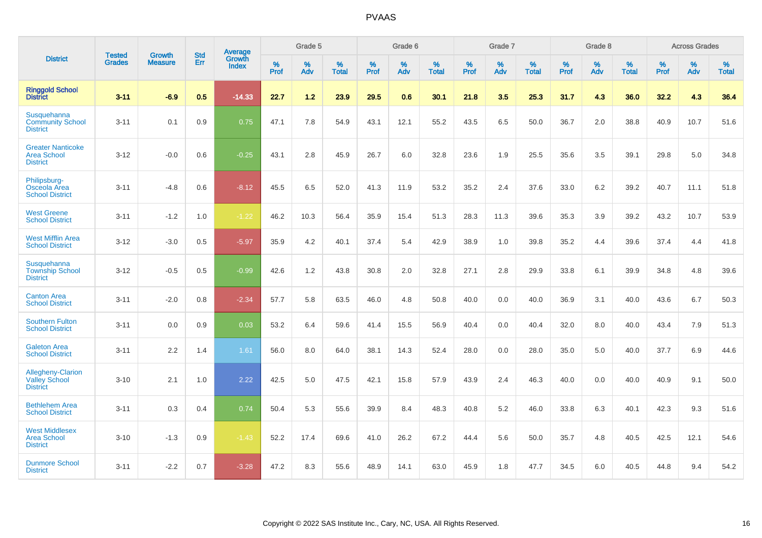| District | Tested Grades | Growth Measure | Std Err | Average Growth Index | Grade 5 | | | Grade 6 | | | Grade 7 | | | Grade 8 | | | Across Grades | | |
|---|---|---|---|---|---|---|---|---|---|---|---|---|---|---|---|---|---|---|---|
| | | | | | % Prof | % Adv | % Total | % Prof | % Adv | % Total | % Prof | % Adv | % Total | % Prof | % Adv | % Total | % Prof | % Adv | % Total |
| **Ringgold School District** | **3-11** | **-6.9** | **0.5** | **-14.33** | **22.7** | **1.2** | **23.9** | **29.5** | **0.6** | **30.1** | **21.8** | **3.5** | **25.3** | **31.7** | **4.3** | **36.0** | **32.2** | **4.3** | **36.4** |
| Susquehanna Community School District | 3-11 | 0.1 | 0.9 | 0.75 | 47.1 | 7.8 | 54.9 | 43.1 | 12.1 | 55.2 | 43.5 | 6.5 | 50.0 | 36.7 | 2.0 | 38.8 | 40.9 | 10.7 | 51.6 |
| Greater Nanticoke Area School District | 3-12 | -0.0 | 0.6 | -0.25 | 43.1 | 2.8 | 45.9 | 26.7 | 6.0 | 32.8 | 23.6 | 1.9 | 25.5 | 35.6 | 3.5 | 39.1 | 29.8 | 5.0 | 34.8 |
| Philipsburg-Osceola Area School District | 3-11 | -4.8 | 0.6 | -8.12 | 45.5 | 6.5 | 52.0 | 41.3 | 11.9 | 53.2 | 35.2 | 2.4 | 37.6 | 33.0 | 6.2 | 39.2 | 40.7 | 11.1 | 51.8 |
| West Greene School District | 3-11 | -1.2 | 1.0 | -1.22 | 46.2 | 10.3 | 56.4 | 35.9 | 15.4 | 51.3 | 28.3 | 11.3 | 39.6 | 35.3 | 3.9 | 39.2 | 43.2 | 10.7 | 53.9 |
| West Mifflin Area School District | 3-12 | -3.0 | 0.5 | -5.97 | 35.9 | 4.2 | 40.1 | 37.4 | 5.4 | 42.9 | 38.9 | 1.0 | 39.8 | 35.2 | 4.4 | 39.6 | 37.4 | 4.4 | 41.8 |
| Susquehanna Township School District | 3-12 | -0.5 | 0.5 | -0.99 | 42.6 | 1.2 | 43.8 | 30.8 | 2.0 | 32.8 | 27.1 | 2.8 | 29.9 | 33.8 | 6.1 | 39.9 | 34.8 | 4.8 | 39.6 |
| Canton Area School District | 3-11 | -2.0 | 0.8 | -2.34 | 57.7 | 5.8 | 63.5 | 46.0 | 4.8 | 50.8 | 40.0 | 0.0 | 40.0 | 36.9 | 3.1 | 40.0 | 43.6 | 6.7 | 50.3 |
| Southern Fulton School District | 3-11 | 0.0 | 0.9 | 0.03 | 53.2 | 6.4 | 59.6 | 41.4 | 15.5 | 56.9 | 40.4 | 0.0 | 40.4 | 32.0 | 8.0 | 40.0 | 43.4 | 7.9 | 51.3 |
| Galeton Area School District | 3-11 | 2.2 | 1.4 | 1.61 | 56.0 | 8.0 | 64.0 | 38.1 | 14.3 | 52.4 | 28.0 | 0.0 | 28.0 | 35.0 | 5.0 | 40.0 | 37.7 | 6.9 | 44.6 |
| Allegheny-Clarion Valley School District | 3-10 | 2.1 | 1.0 | 2.22 | 42.5 | 5.0 | 47.5 | 42.1 | 15.8 | 57.9 | 43.9 | 2.4 | 46.3 | 40.0 | 0.0 | 40.0 | 40.9 | 9.1 | 50.0 |
| Bethlehem Area School District | 3-11 | 0.3 | 0.4 | 0.74 | 50.4 | 5.3 | 55.6 | 39.9 | 8.4 | 48.3 | 40.8 | 5.2 | 46.0 | 33.8 | 6.3 | 40.1 | 42.3 | 9.3 | 51.6 |
| West Middlesex Area School District | 3-10 | -1.3 | 0.9 | -1.43 | 52.2 | 17.4 | 69.6 | 41.0 | 26.2 | 67.2 | 44.4 | 5.6 | 50.0 | 35.7 | 4.8 | 40.5 | 42.5 | 12.1 | 54.6 |
| Dunmore School District | 3-11 | -2.2 | 0.7 | -3.28 | 47.2 | 8.3 | 55.6 | 48.9 | 14.1 | 63.0 | 45.9 | 1.8 | 47.7 | 34.5 | 6.0 | 40.5 | 44.8 | 9.4 | 54.2 |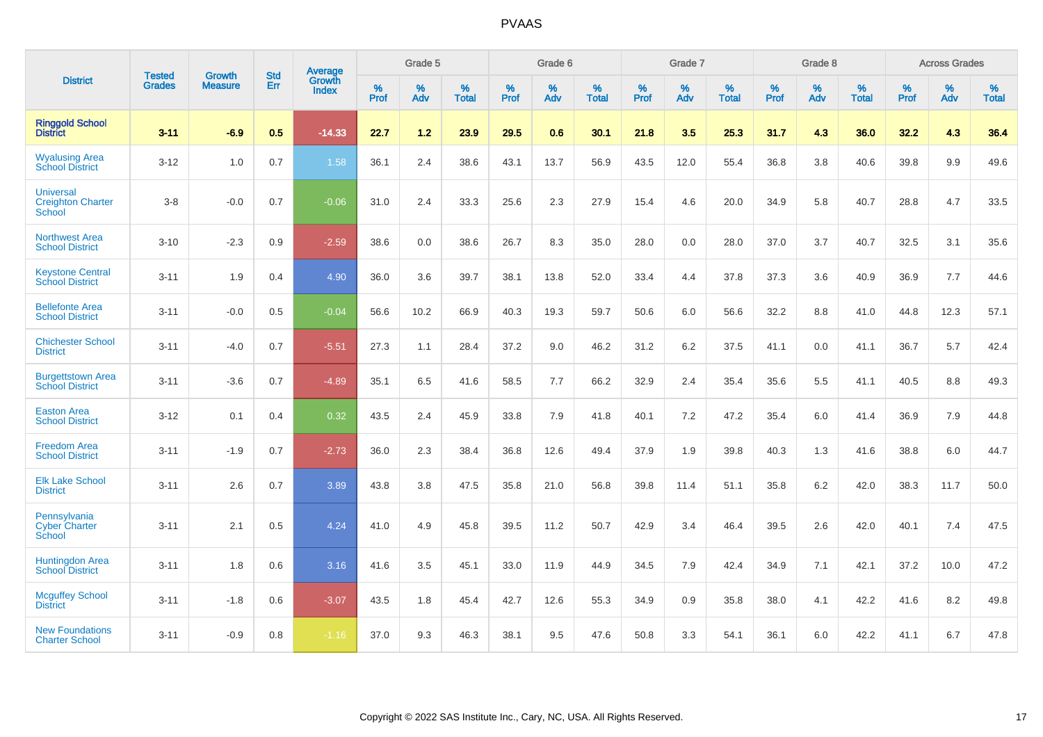# PVAAS

| District | Tested Grades | Growth Measure | Std Err | Average Growth Index | Grade 5 | | | Grade 6 | | | Grade 7 | | | Grade 8 | | | Across Grades | | |
|---|---|---|---|---|---|---|---|---|---|---|---|---|---|---|---|---|---|---|---|
| | | | | | % Prof | % Adv | % Total | % Prof | % Adv | % Total | % Prof | % Adv | % Total | % Prof | % Adv | % Total | % Prof | % Adv | % Total |
| **Ringgold School District** | **3-11** | **-6.9** | **0.5** | **-14.33** | **22.7** | **1.2** | **23.9** | **29.5** | **0.6** | **30.1** | **21.8** | **3.5** | **25.3** | **31.7** | **4.3** | **36.0** | **32.2** | **4.3** | **36.4** |
| Wyalusing Area School District | 3-12 | 1.0 | 0.7 | 1.58 | 36.1 | 2.4 | 38.6 | 43.1 | 13.7 | 56.9 | 43.5 | 12.0 | 55.4 | 36.8 | 3.8 | 40.6 | 39.8 | 9.9 | 49.6 |
| Universal Creighton Charter School | 3-8 | -0.0 | 0.7 | -0.06 | 31.0 | 2.4 | 33.3 | 25.6 | 2.3 | 27.9 | 15.4 | 4.6 | 20.0 | 34.9 | 5.8 | 40.7 | 28.8 | 4.7 | 33.5 |
| Northwest Area School District | 3-10 | -2.3 | 0.9 | -2.59 | 38.6 | 0.0 | 38.6 | 26.7 | 8.3 | 35.0 | 28.0 | 0.0 | 28.0 | 37.0 | 3.7 | 40.7 | 32.5 | 3.1 | 35.6 |
| Keystone Central School District | 3-11 | 1.9 | 0.4 | 4.90 | 36.0 | 3.6 | 39.7 | 38.1 | 13.8 | 52.0 | 33.4 | 4.4 | 37.8 | 37.3 | 3.6 | 40.9 | 36.9 | 7.7 | 44.6 |
| Bellefonte Area School District | 3-11 | -0.0 | 0.5 | -0.04 | 56.6 | 10.2 | 66.9 | 40.3 | 19.3 | 59.7 | 50.6 | 6.0 | 56.6 | 32.2 | 8.8 | 41.0 | 44.8 | 12.3 | 57.1 |
| Chichester School District | 3-11 | -4.0 | 0.7 | -5.51 | 27.3 | 1.1 | 28.4 | 37.2 | 9.0 | 46.2 | 31.2 | 6.2 | 37.5 | 41.1 | 0.0 | 41.1 | 36.7 | 5.7 | 42.4 |
| Burgettstown Area School District | 3-11 | -3.6 | 0.7 | -4.89 | 35.1 | 6.5 | 41.6 | 58.5 | 7.7 | 66.2 | 32.9 | 2.4 | 35.4 | 35.6 | 5.5 | 41.1 | 40.5 | 8.8 | 49.3 |
| Easton Area School District | 3-12 | 0.1 | 0.4 | 0.32 | 43.5 | 2.4 | 45.9 | 33.8 | 7.9 | 41.8 | 40.1 | 7.2 | 47.2 | 35.4 | 6.0 | 41.4 | 36.9 | 7.9 | 44.8 |
| Freedom Area School District | 3-11 | -1.9 | 0.7 | -2.73 | 36.0 | 2.3 | 38.4 | 36.8 | 12.6 | 49.4 | 37.9 | 1.9 | 39.8 | 40.3 | 1.3 | 41.6 | 38.8 | 6.0 | 44.7 |
| Elk Lake School District | 3-11 | 2.6 | 0.7 | 3.89 | 43.8 | 3.8 | 47.5 | 35.8 | 21.0 | 56.8 | 39.8 | 11.4 | 51.1 | 35.8 | 6.2 | 42.0 | 38.3 | 11.7 | 50.0 |
| Pennsylvania Cyber Charter School | 3-11 | 2.1 | 0.5 | 4.24 | 41.0 | 4.9 | 45.8 | 39.5 | 11.2 | 50.7 | 42.9 | 3.4 | 46.4 | 39.5 | 2.6 | 42.0 | 40.1 | 7.4 | 47.5 |
| Huntingdon Area School District | 3-11 | 1.8 | 0.6 | 3.16 | 41.6 | 3.5 | 45.1 | 33.0 | 11.9 | 44.9 | 34.5 | 7.9 | 42.4 | 34.9 | 7.1 | 42.1 | 37.2 | 10.0 | 47.2 |
| Mcguffey School District | 3-11 | -1.8 | 0.6 | -3.07 | 43.5 | 1.8 | 45.4 | 42.7 | 12.6 | 55.3 | 34.9 | 0.9 | 35.8 | 38.0 | 4.1 | 42.2 | 41.6 | 8.2 | 49.8 |
| New Foundations Charter School | 3-11 | -0.9 | 0.8 | -1.16 | 37.0 | 9.3 | 46.3 | 38.1 | 9.5 | 47.6 | 50.8 | 3.3 | 54.1 | 36.1 | 6.0 | 42.2 | 41.1 | 6.7 | 47.8 |

Copyright © 2022 SAS Institute Inc., Cary, NC, USA. All Rights Reserved.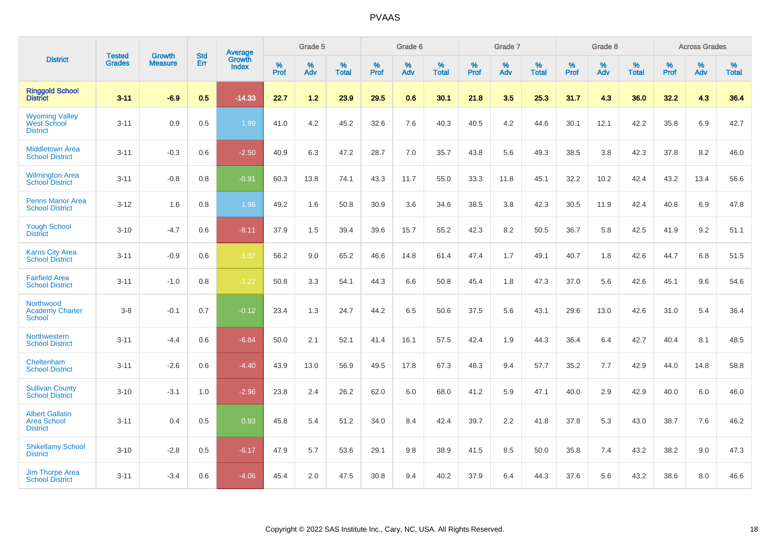# PVAAS

| District | Tested Grades | Growth Measure | Std Err | Average Growth Index | Grade 5 | | | Grade 6 | | | Grade 7 | | | Grade 8 | | | Across Grades | | |
|---|---|---|---|---|---|---|---|---|---|---|---|---|---|---|---|---|---|---|---|
| | | | | | % Prof | % Adv | % Total | % Prof | % Adv | % Total | % Prof | % Adv | % Total | % Prof | % Adv | % Total | % Prof | % Adv | % Total |
| **Ringgold School District** | **3-11** | **-6.9** | **0.5** | **-14.33** | **22.7** | **1.2** | **23.9** | **29.5** | **0.6** | **30.1** | **21.8** | **3.5** | **25.3** | **31.7** | **4.3** | **36.0** | **32.2** | **4.3** | **36.4** |
| Wyoming Valley West School District | 3-11 | 0.9 | 0.5 | 1.99 | 41.0 | 4.2 | 45.2 | 32.6 | 7.6 | 40.3 | 40.5 | 4.2 | 44.6 | 30.1 | 12.1 | 42.2 | 35.8 | 6.9 | 42.7 |
| Middletown Area School District | 3-11 | -0.3 | 0.6 | -2.50 | 40.9 | 6.3 | 47.2 | 28.7 | 7.0 | 35.7 | 43.8 | 5.6 | 49.3 | 38.5 | 3.8 | 42.3 | 37.8 | 8.2 | 46.0 |
| Wilmington Area School District | 3-11 | -0.8 | 0.8 | -0.91 | 60.3 | 13.8 | 74.1 | 43.3 | 11.7 | 55.0 | 33.3 | 11.8 | 45.1 | 32.2 | 10.2 | 42.4 | 43.2 | 13.4 | 56.6 |
| Penns Manor Area School District | 3-12 | 1.6 | 0.8 | 1.96 | 49.2 | 1.6 | 50.8 | 30.9 | 3.6 | 34.6 | 38.5 | 3.8 | 42.3 | 30.5 | 11.9 | 42.4 | 40.8 | 6.9 | 47.8 |
| Yough School District | 3-10 | -4.7 | 0.6 | -8.11 | 37.9 | 1.5 | 39.4 | 39.6 | 15.7 | 55.2 | 42.3 | 8.2 | 50.5 | 36.7 | 5.8 | 42.5 | 41.9 | 9.2 | 51.1 |
| Karns City Area School District | 3-11 | -0.9 | 0.6 | -1.37 | 56.2 | 9.0 | 65.2 | 46.6 | 14.8 | 61.4 | 47.4 | 1.7 | 49.1 | 40.7 | 1.8 | 42.6 | 44.7 | 6.8 | 51.5 |
| Fairfield Area School District | 3-11 | -1.0 | 0.8 | -1.22 | 50.8 | 3.3 | 54.1 | 44.3 | 6.6 | 50.8 | 45.4 | 1.8 | 47.3 | 37.0 | 5.6 | 42.6 | 45.1 | 9.6 | 54.6 |
| Northwood Academy Charter School | 3-8 | -0.1 | 0.7 | -0.12 | 23.4 | 1.3 | 24.7 | 44.2 | 6.5 | 50.6 | 37.5 | 5.6 | 43.1 | 29.6 | 13.0 | 42.6 | 31.0 | 5.4 | 36.4 |
| Northwestern School District | 3-11 | -4.4 | 0.6 | -6.84 | 50.0 | 2.1 | 52.1 | 41.4 | 16.1 | 57.5 | 42.4 | 1.9 | 44.3 | 36.4 | 6.4 | 42.7 | 40.4 | 8.1 | 48.5 |
| Cheltenham School District | 3-11 | -2.6 | 0.6 | -4.40 | 43.9 | 13.0 | 56.9 | 49.5 | 17.8 | 67.3 | 48.3 | 9.4 | 57.7 | 35.2 | 7.7 | 42.9 | 44.0 | 14.8 | 58.8 |
| Sullivan County School District | 3-10 | -3.1 | 1.0 | -2.96 | 23.8 | 2.4 | 26.2 | 62.0 | 6.0 | 68.0 | 41.2 | 5.9 | 47.1 | 40.0 | 2.9 | 42.9 | 40.0 | 6.0 | 46.0 |
| Albert Gallatin Area School District | 3-11 | 0.4 | 0.5 | 0.93 | 45.8 | 5.4 | 51.2 | 34.0 | 8.4 | 42.4 | 39.7 | 2.2 | 41.8 | 37.8 | 5.3 | 43.0 | 38.7 | 7.6 | 46.2 |
| Shikellamy School District | 3-10 | -2.8 | 0.5 | -6.17 | 47.9 | 5.7 | 53.6 | 29.1 | 9.8 | 38.9 | 41.5 | 8.5 | 50.0 | 35.8 | 7.4 | 43.2 | 38.2 | 9.0 | 47.3 |
| Jim Thorpe Area School District | 3-11 | -3.4 | 0.6 | -4.06 | 45.4 | 2.0 | 47.5 | 30.8 | 9.4 | 40.2 | 37.9 | 6.4 | 44.3 | 37.6 | 5.6 | 43.2 | 38.6 | 8.0 | 46.6 |

Copyright © 2022 SAS Institute Inc., Cary, NC, USA. All Rights Reserved.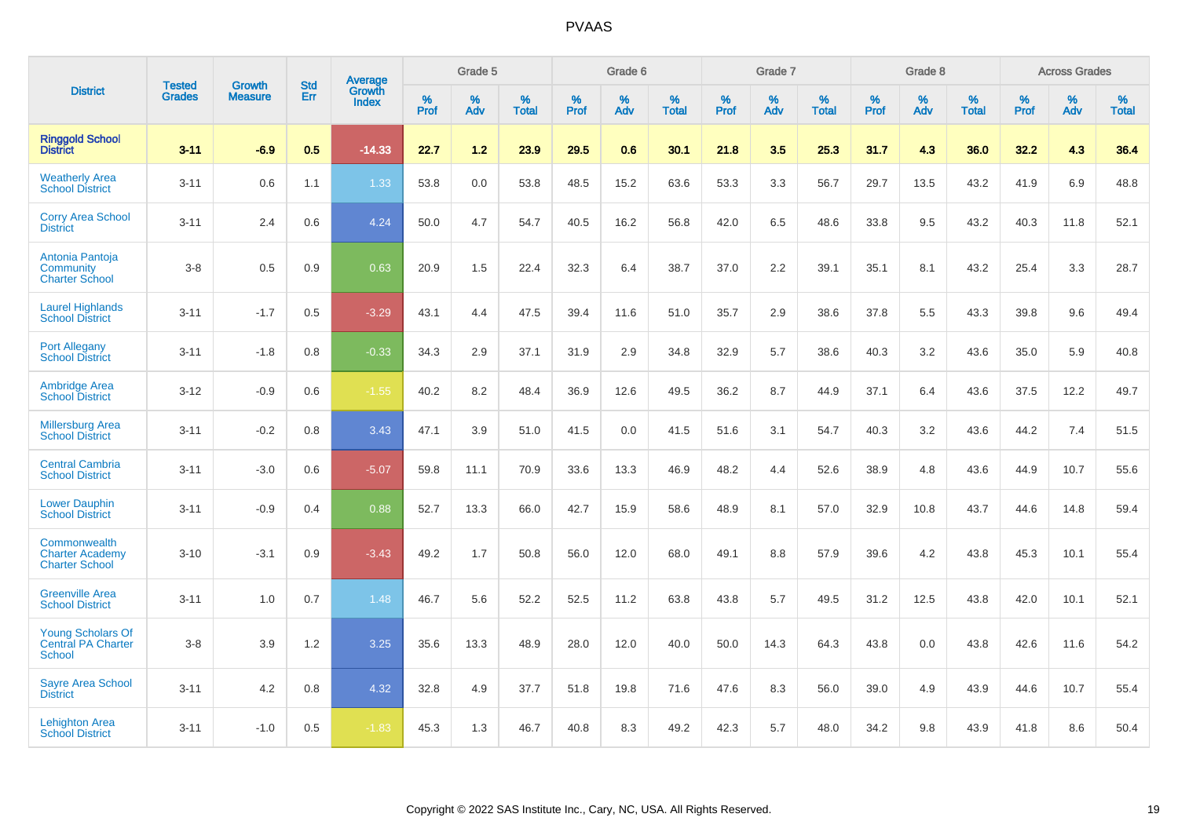| District | Tested Grades | Growth Measure | Std Err | Average Growth Index | Grade 5 | | | Grade 6 | | | Grade 7 | | | Grade 8 | | | Across Grades | | |
|---|---|---|---|---|---|---|---|---|---|---|---|---|---|---|---|---|---|---|---|
| | | | | | % Prof | % Adv | % Total | % Prof | % Adv | % Total | % Prof | % Adv | % Total | % Prof | % Adv | % Total | % Prof | % Adv | % Total |
| **Ringgold School District** | **3-11** | **-6.9** | **0.5** | **-14.33** | **22.7** | **1.2** | **23.9** | **29.5** | **0.6** | **30.1** | **21.8** | **3.5** | **25.3** | **31.7** | **4.3** | **36.0** | **32.2** | **4.3** | **36.4** |
| Weatherly Area School District | 3-11 | 0.6 | 1.1 | 1.33 | 53.8 | 0.0 | 53.8 | 48.5 | 15.2 | 63.6 | 53.3 | 3.3 | 56.7 | 29.7 | 13.5 | 43.2 | 41.9 | 6.9 | 48.8 |
| Corry Area School District | 3-11 | 2.4 | 0.6 | 4.24 | 50.0 | 4.7 | 54.7 | 40.5 | 16.2 | 56.8 | 42.0 | 6.5 | 48.6 | 33.8 | 9.5 | 43.2 | 40.3 | 11.8 | 52.1 |
| Antonia Pantoja Community Charter School | 3-8 | 0.5 | 0.9 | 0.63 | 20.9 | 1.5 | 22.4 | 32.3 | 6.4 | 38.7 | 37.0 | 2.2 | 39.1 | 35.1 | 8.1 | 43.2 | 25.4 | 3.3 | 28.7 |
| Laurel Highlands School District | 3-11 | -1.7 | 0.5 | -3.29 | 43.1 | 4.4 | 47.5 | 39.4 | 11.6 | 51.0 | 35.7 | 2.9 | 38.6 | 37.8 | 5.5 | 43.3 | 39.8 | 9.6 | 49.4 |
| Port Allegany School District | 3-11 | -1.8 | 0.8 | -0.33 | 34.3 | 2.9 | 37.1 | 31.9 | 2.9 | 34.8 | 32.9 | 5.7 | 38.6 | 40.3 | 3.2 | 43.6 | 35.0 | 5.9 | 40.8 |
| Ambridge Area School District | 3-12 | -0.9 | 0.6 | -1.55 | 40.2 | 8.2 | 48.4 | 36.9 | 12.6 | 49.5 | 36.2 | 8.7 | 44.9 | 37.1 | 6.4 | 43.6 | 37.5 | 12.2 | 49.7 |
| Millersburg Area School District | 3-11 | -0.2 | 0.8 | 3.43 | 47.1 | 3.9 | 51.0 | 41.5 | 0.0 | 41.5 | 51.6 | 3.1 | 54.7 | 40.3 | 3.2 | 43.6 | 44.2 | 7.4 | 51.5 |
| Central Cambria School District | 3-11 | -3.0 | 0.6 | -5.07 | 59.8 | 11.1 | 70.9 | 33.6 | 13.3 | 46.9 | 48.2 | 4.4 | 52.6 | 38.9 | 4.8 | 43.6 | 44.9 | 10.7 | 55.6 |
| Lower Dauphin School District | 3-11 | -0.9 | 0.4 | 0.88 | 52.7 | 13.3 | 66.0 | 42.7 | 15.9 | 58.6 | 48.9 | 8.1 | 57.0 | 32.9 | 10.8 | 43.7 | 44.6 | 14.8 | 59.4 |
| Commonwealth Charter Academy Charter School | 3-10 | -3.1 | 0.9 | -3.43 | 49.2 | 1.7 | 50.8 | 56.0 | 12.0 | 68.0 | 49.1 | 8.8 | 57.9 | 39.6 | 4.2 | 43.8 | 45.3 | 10.1 | 55.4 |
| Greenville Area School District | 3-11 | 1.0 | 0.7 | 1.48 | 46.7 | 5.6 | 52.2 | 52.5 | 11.2 | 63.8 | 43.8 | 5.7 | 49.5 | 31.2 | 12.5 | 43.8 | 42.0 | 10.1 | 52.1 |
| Young Scholars Of Central PA Charter School | 3-8 | 3.9 | 1.2 | 3.25 | 35.6 | 13.3 | 48.9 | 28.0 | 12.0 | 40.0 | 50.0 | 14.3 | 64.3 | 43.8 | 0.0 | 43.8 | 42.6 | 11.6 | 54.2 |
| Sayre Area School District | 3-11 | 4.2 | 0.8 | 4.32 | 32.8 | 4.9 | 37.7 | 51.8 | 19.8 | 71.6 | 47.6 | 8.3 | 56.0 | 39.0 | 4.9 | 43.9 | 44.6 | 10.7 | 55.4 |
| Lehighton Area School District | 3-11 | -1.0 | 0.5 | -1.83 | 45.3 | 1.3 | 46.7 | 40.8 | 8.3 | 49.2 | 42.3 | 5.7 | 48.0 | 34.2 | 9.8 | 43.9 | 41.8 | 8.6 | 50.4 |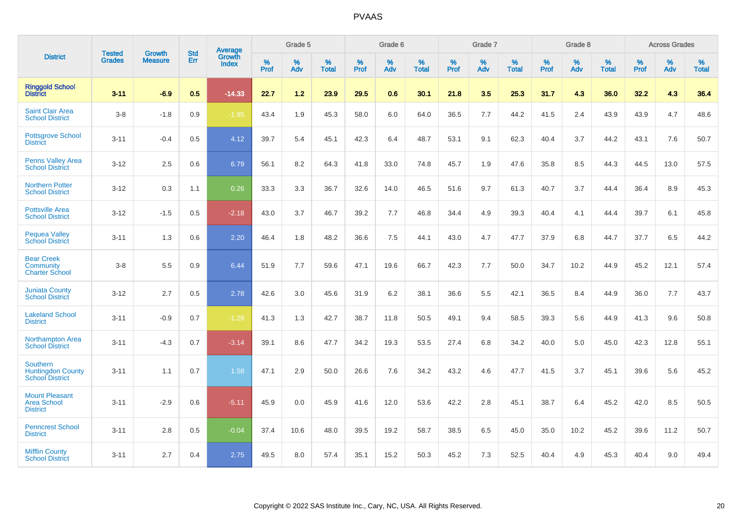| District | Tested Grades | Growth Measure | Std Err | Average Growth Index | Grade 5 | | | Grade 6 | | | Grade 7 | | | Grade 8 | | | Across Grades | | |
|---|---|---|---|---|---|---|---|---|---|---|---|---|---|---|---|---|---|---|---|
| | | | | | % Prof | % Adv | % Total | % Prof | % Adv | % Total | % Prof | % Adv | % Total | % Prof | % Adv | % Total | % Prof | % Adv | % Total |
| **Ringgold School District** | **3-11** | **-6.9** | **0.5** | **-14.33** | **22.7** | **1.2** | **23.9** | **29.5** | **0.6** | **30.1** | **21.8** | **3.5** | **25.3** | **31.7** | **4.3** | **36.0** | **32.2** | **4.3** | **36.4** |
| Saint Clair Area School District | 3-8 | -1.8 | 0.9 | -1.95 | 43.4 | 1.9 | 45.3 | 58.0 | 6.0 | 64.0 | 36.5 | 7.7 | 44.2 | 41.5 | 2.4 | 43.9 | 43.9 | 4.7 | 48.6 |
| Pottsgrove School District | 3-11 | -0.4 | 0.5 | 4.12 | 39.7 | 5.4 | 45.1 | 42.3 | 6.4 | 48.7 | 53.1 | 9.1 | 62.3 | 40.4 | 3.7 | 44.2 | 43.1 | 7.6 | 50.7 |
| Penns Valley Area School District | 3-12 | 2.5 | 0.6 | 6.79 | 56.1 | 8.2 | 64.3 | 41.8 | 33.0 | 74.8 | 45.7 | 1.9 | 47.6 | 35.8 | 8.5 | 44.3 | 44.5 | 13.0 | 57.5 |
| Northern Potter School District | 3-12 | 0.3 | 1.1 | 0.26 | 33.3 | 3.3 | 36.7 | 32.6 | 14.0 | 46.5 | 51.6 | 9.7 | 61.3 | 40.7 | 3.7 | 44.4 | 36.4 | 8.9 | 45.3 |
| Pottsville Area School District | 3-12 | -1.5 | 0.5 | -2.18 | 43.0 | 3.7 | 46.7 | 39.2 | 7.7 | 46.8 | 34.4 | 4.9 | 39.3 | 40.4 | 4.1 | 44.4 | 39.7 | 6.1 | 45.8 |
| Pequea Valley School District | 3-11 | 1.3 | 0.6 | 2.20 | 46.4 | 1.8 | 48.2 | 36.6 | 7.5 | 44.1 | 43.0 | 4.7 | 47.7 | 37.9 | 6.8 | 44.7 | 37.7 | 6.5 | 44.2 |
| Bear Creek Community Charter School | 3-8 | 5.5 | 0.9 | 6.44 | 51.9 | 7.7 | 59.6 | 47.1 | 19.6 | 66.7 | 42.3 | 7.7 | 50.0 | 34.7 | 10.2 | 44.9 | 45.2 | 12.1 | 57.4 |
| Juniata County School District | 3-12 | 2.7 | 0.5 | 2.78 | 42.6 | 3.0 | 45.6 | 31.9 | 6.2 | 38.1 | 36.6 | 5.5 | 42.1 | 36.5 | 8.4 | 44.9 | 36.0 | 7.7 | 43.7 |
| Lakeland School District | 3-11 | -0.9 | 0.7 | -1.28 | 41.3 | 1.3 | 42.7 | 38.7 | 11.8 | 50.5 | 49.1 | 9.4 | 58.5 | 39.3 | 5.6 | 44.9 | 41.3 | 9.6 | 50.8 |
| Northampton Area School District | 3-11 | -4.3 | 0.7 | -3.14 | 39.1 | 8.6 | 47.7 | 34.2 | 19.3 | 53.5 | 27.4 | 6.8 | 34.2 | 40.0 | 5.0 | 45.0 | 42.3 | 12.8 | 55.1 |
| Southern Huntingdon County School District | 3-11 | 1.1 | 0.7 | 1.58 | 47.1 | 2.9 | 50.0 | 26.6 | 7.6 | 34.2 | 43.2 | 4.6 | 47.7 | 41.5 | 3.7 | 45.1 | 39.6 | 5.6 | 45.2 |
| Mount Pleasant Area School District | 3-11 | -2.9 | 0.6 | -5.11 | 45.9 | 0.0 | 45.9 | 41.6 | 12.0 | 53.6 | 42.2 | 2.8 | 45.1 | 38.7 | 6.4 | 45.2 | 42.0 | 8.5 | 50.5 |
| Penncrest School District | 3-11 | 2.8 | 0.5 | -0.04 | 37.4 | 10.6 | 48.0 | 39.5 | 19.2 | 58.7 | 38.5 | 6.5 | 45.0 | 35.0 | 10.2 | 45.2 | 39.6 | 11.2 | 50.7 |
| Mifflin County School District | 3-11 | 2.7 | 0.4 | 2.75 | 49.5 | 8.0 | 57.4 | 35.1 | 15.2 | 50.3 | 45.2 | 7.3 | 52.5 | 40.4 | 4.9 | 45.3 | 40.4 | 9.0 | 49.4 |

Copyright © 2022 SAS Institute Inc., Cary, NC, USA. All Rights Reserved.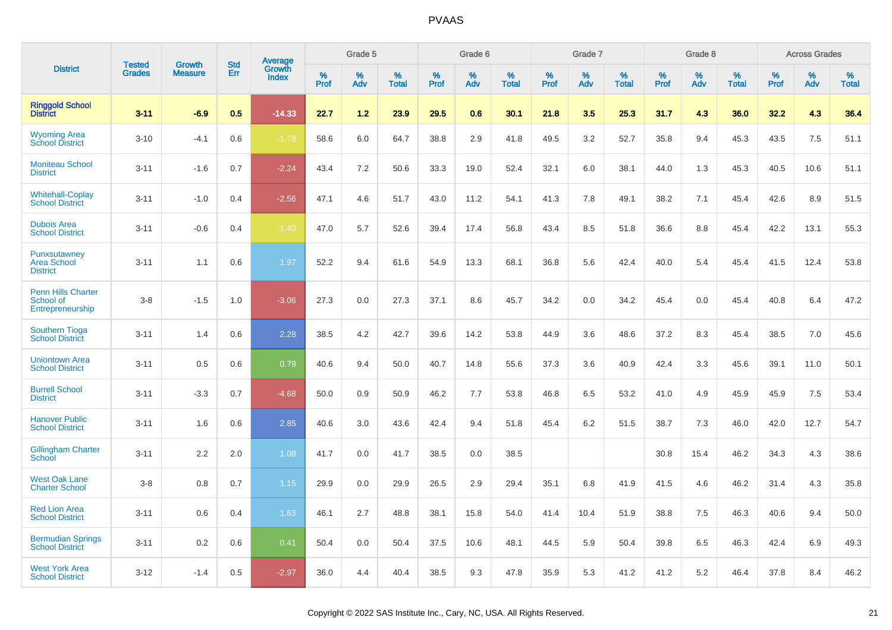# PVAAS

| District | Tested Grades | Growth Measure | Std Err | Average Growth Index | Grade 5 | | | Grade 6 | | | Grade 7 | | | Grade 8 | | | Across Grades | | |
|---|---|---|---|---|---|---|---|---|---|---|---|---|---|---|---|---|---|---|---|
| | | | | | % Prof | % Adv | % Total | % Prof | % Adv | % Total | % Prof | % Adv | % Total | % Prof | % Adv | % Total | % Prof | % Adv | % Total |
| **Ringgold School District** | **3-11** | **-6.9** | **0.5** | **-14.33** | **22.7** | **1.2** | **23.9** | **29.5** | **0.6** | **30.1** | **21.8** | **3.5** | **25.3** | **31.7** | **4.3** | **36.0** | **32.2** | **4.3** | **36.4** |
| Wyoming Area School District | 3-10 | -4.1 | 0.6 | -1.78 | 58.6 | 6.0 | 64.7 | 38.8 | 2.9 | 41.8 | 49.5 | 3.2 | 52.7 | 35.8 | 9.4 | 45.3 | 43.5 | 7.5 | 51.1 |
| Moniteau School District | 3-11 | -1.6 | 0.7 | -2.24 | 43.4 | 7.2 | 50.6 | 33.3 | 19.0 | 52.4 | 32.1 | 6.0 | 38.1 | 44.0 | 1.3 | 45.3 | 40.5 | 10.6 | 51.1 |
| Whitehall-Coplay School District | 3-11 | -1.0 | 0.4 | -2.56 | 47.1 | 4.6 | 51.7 | 43.0 | 11.2 | 54.1 | 41.3 | 7.8 | 49.1 | 38.2 | 7.1 | 45.4 | 42.6 | 8.9 | 51.5 |
| Dubois Area School District | 3-11 | -0.6 | 0.4 | -1.40 | 47.0 | 5.7 | 52.6 | 39.4 | 17.4 | 56.8 | 43.4 | 8.5 | 51.8 | 36.6 | 8.8 | 45.4 | 42.2 | 13.1 | 55.3 |
| Punxsutawney Area School District | 3-11 | 1.1 | 0.6 | 1.97 | 52.2 | 9.4 | 61.6 | 54.9 | 13.3 | 68.1 | 36.8 | 5.6 | 42.4 | 40.0 | 5.4 | 45.4 | 41.5 | 12.4 | 53.8 |
| Penn Hills Charter School of Entrepreneurship | 3-8 | -1.5 | 1.0 | -3.06 | 27.3 | 0.0 | 27.3 | 37.1 | 8.6 | 45.7 | 34.2 | 0.0 | 34.2 | 45.4 | 0.0 | 45.4 | 40.8 | 6.4 | 47.2 |
| Southern Tioga School District | 3-11 | 1.4 | 0.6 | 2.28 | 38.5 | 4.2 | 42.7 | 39.6 | 14.2 | 53.8 | 44.9 | 3.6 | 48.6 | 37.2 | 8.3 | 45.4 | 38.5 | 7.0 | 45.6 |
| Uniontown Area School District | 3-11 | 0.5 | 0.6 | 0.79 | 40.6 | 9.4 | 50.0 | 40.7 | 14.8 | 55.6 | 37.3 | 3.6 | 40.9 | 42.4 | 3.3 | 45.6 | 39.1 | 11.0 | 50.1 |
| Burrell School District | 3-11 | -3.3 | 0.7 | -4.68 | 50.0 | 0.9 | 50.9 | 46.2 | 7.7 | 53.8 | 46.8 | 6.5 | 53.2 | 41.0 | 4.9 | 45.9 | 45.9 | 7.5 | 53.4 |
| Hanover Public School District | 3-11 | 1.6 | 0.6 | 2.85 | 40.6 | 3.0 | 43.6 | 42.4 | 9.4 | 51.8 | 45.4 | 6.2 | 51.5 | 38.7 | 7.3 | 46.0 | 42.0 | 12.7 | 54.7 |
| Gillingham Charter School | 3-11 | 2.2 | 2.0 | 1.08 | 41.7 | 0.0 | 41.7 | 38.5 | 0.0 | 38.5 | | | | 30.8 | 15.4 | 46.2 | 34.3 | 4.3 | 38.6 |
| West Oak Lane Charter School | 3-8 | 0.8 | 0.7 | 1.15 | 29.9 | 0.0 | 29.9 | 26.5 | 2.9 | 29.4 | 35.1 | 6.8 | 41.9 | 41.5 | 4.6 | 46.2 | 31.4 | 4.3 | 35.8 |
| Red Lion Area School District | 3-11 | 0.6 | 0.4 | 1.63 | 46.1 | 2.7 | 48.8 | 38.1 | 15.8 | 54.0 | 41.4 | 10.4 | 51.9 | 38.8 | 7.5 | 46.3 | 40.6 | 9.4 | 50.0 |
| Bermudian Springs School District | 3-11 | 0.2 | 0.6 | 0.41 | 50.4 | 0.0 | 50.4 | 37.5 | 10.6 | 48.1 | 44.5 | 5.9 | 50.4 | 39.8 | 6.5 | 46.3 | 42.4 | 6.9 | 49.3 |
| West York Area School District | 3-12 | -1.4 | 0.5 | -2.97 | 36.0 | 4.4 | 40.4 | 38.5 | 9.3 | 47.8 | 35.9 | 5.3 | 41.2 | 41.2 | 5.2 | 46.4 | 37.8 | 8.4 | 46.2 |

Copyright © 2022 SAS Institute Inc., Cary, NC, USA. All Rights Reserved.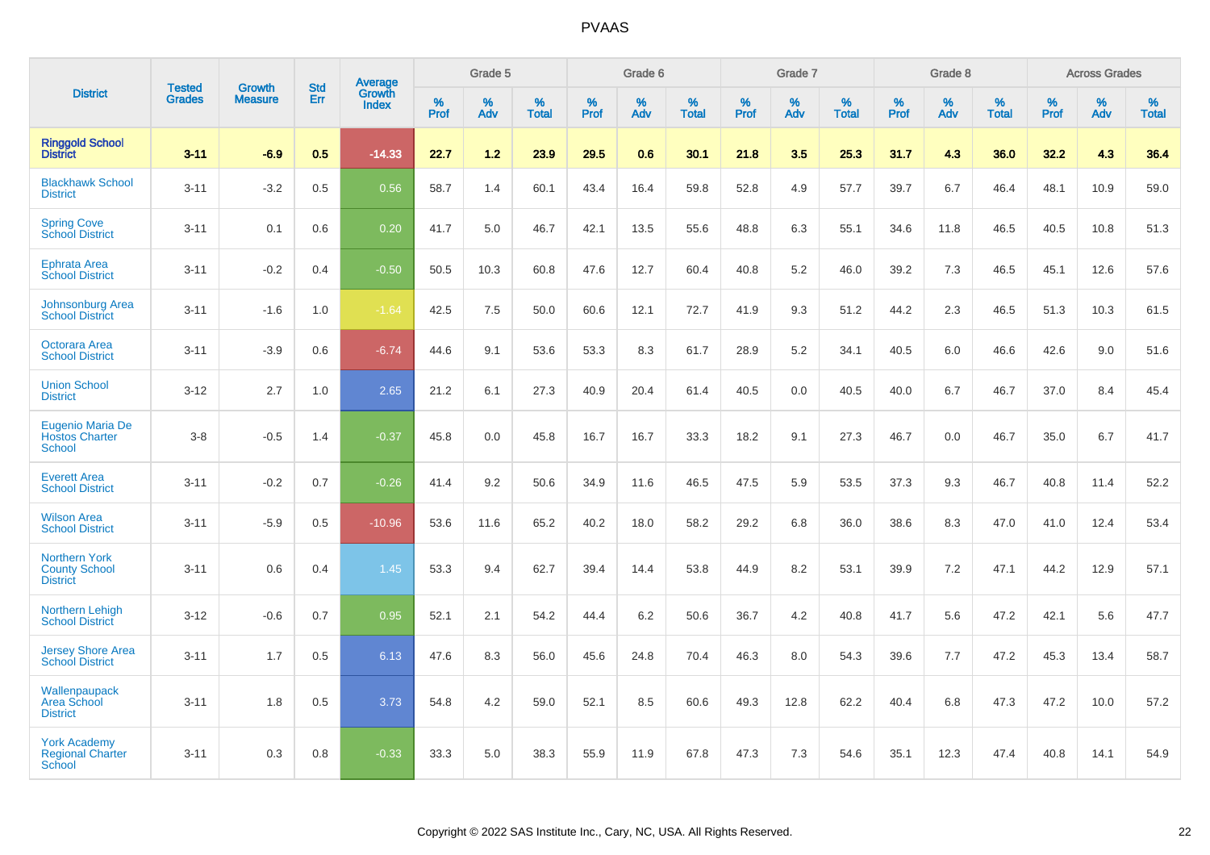# PVAAS

| District | Tested Grades | Growth Measure | Std Err | Average Growth Index | Grade 5 | | | Grade 6 | | | Grade 7 | | | Grade 8 | | | Across Grades | | |
|---|---|---|---|---|---|---|---|---|---|---|---|---|---|---|---|---|---|---|---|
| | | | | | % Prof | % Adv | % Total | % Prof | % Adv | % Total | % Prof | % Adv | % Total | % Prof | % Adv | % Total | % Prof | % Adv | % Total |
| **Ringgold School District** | **3-11** | **-6.9** | **0.5** | **-14.33** | **22.7** | **1.2** | **23.9** | **29.5** | **0.6** | **30.1** | **21.8** | **3.5** | **25.3** | **31.7** | **4.3** | **36.0** | **32.2** | **4.3** | **36.4** |
| Blackhawk School District | 3-11 | -3.2 | 0.5 | 0.56 | 58.7 | 1.4 | 60.1 | 43.4 | 16.4 | 59.8 | 52.8 | 4.9 | 57.7 | 39.7 | 6.7 | 46.4 | 48.1 | 10.9 | 59.0 |
| Spring Cove School District | 3-11 | 0.1 | 0.6 | 0.20 | 41.7 | 5.0 | 46.7 | 42.1 | 13.5 | 55.6 | 48.8 | 6.3 | 55.1 | 34.6 | 11.8 | 46.5 | 40.5 | 10.8 | 51.3 |
| Ephrata Area School District | 3-11 | -0.2 | 0.4 | -0.50 | 50.5 | 10.3 | 60.8 | 47.6 | 12.7 | 60.4 | 40.8 | 5.2 | 46.0 | 39.2 | 7.3 | 46.5 | 45.1 | 12.6 | 57.6 |
| Johnsonburg Area School District | 3-11 | -1.6 | 1.0 | -1.64 | 42.5 | 7.5 | 50.0 | 60.6 | 12.1 | 72.7 | 41.9 | 9.3 | 51.2 | 44.2 | 2.3 | 46.5 | 51.3 | 10.3 | 61.5 |
| Octorara Area School District | 3-11 | -3.9 | 0.6 | -6.74 | 44.6 | 9.1 | 53.6 | 53.3 | 8.3 | 61.7 | 28.9 | 5.2 | 34.1 | 40.5 | 6.0 | 46.6 | 42.6 | 9.0 | 51.6 |
| Union School District | 3-12 | 2.7 | 1.0 | 2.65 | 21.2 | 6.1 | 27.3 | 40.9 | 20.4 | 61.4 | 40.5 | 0.0 | 40.5 | 40.0 | 6.7 | 46.7 | 37.0 | 8.4 | 45.4 |
| Eugenio Maria De Hostos Charter School | 3-8 | -0.5 | 1.4 | -0.37 | 45.8 | 0.0 | 45.8 | 16.7 | 16.7 | 33.3 | 18.2 | 9.1 | 27.3 | 46.7 | 0.0 | 46.7 | 35.0 | 6.7 | 41.7 |
| Everett Area School District | 3-11 | -0.2 | 0.7 | -0.26 | 41.4 | 9.2 | 50.6 | 34.9 | 11.6 | 46.5 | 47.5 | 5.9 | 53.5 | 37.3 | 9.3 | 46.7 | 40.8 | 11.4 | 52.2 |
| Wilson Area School District | 3-11 | -5.9 | 0.5 | -10.96 | 53.6 | 11.6 | 65.2 | 40.2 | 18.0 | 58.2 | 29.2 | 6.8 | 36.0 | 38.6 | 8.3 | 47.0 | 41.0 | 12.4 | 53.4 |
| Northern York County School District | 3-11 | 0.6 | 0.4 | 1.45 | 53.3 | 9.4 | 62.7 | 39.4 | 14.4 | 53.8 | 44.9 | 8.2 | 53.1 | 39.9 | 7.2 | 47.1 | 44.2 | 12.9 | 57.1 |
| Northern Lehigh School District | 3-12 | -0.6 | 0.7 | 0.95 | 52.1 | 2.1 | 54.2 | 44.4 | 6.2 | 50.6 | 36.7 | 4.2 | 40.8 | 41.7 | 5.6 | 47.2 | 42.1 | 5.6 | 47.7 |
| Jersey Shore Area School District | 3-11 | 1.7 | 0.5 | 6.13 | 47.6 | 8.3 | 56.0 | 45.6 | 24.8 | 70.4 | 46.3 | 8.0 | 54.3 | 39.6 | 7.7 | 47.2 | 45.3 | 13.4 | 58.7 |
| Wallenpaupack Area School District | 3-11 | 1.8 | 0.5 | 3.73 | 54.8 | 4.2 | 59.0 | 52.1 | 8.5 | 60.6 | 49.3 | 12.8 | 62.2 | 40.4 | 6.8 | 47.3 | 47.2 | 10.0 | 57.2 |
| York Academy Regional Charter School | 3-11 | 0.3 | 0.8 | -0.33 | 33.3 | 5.0 | 38.3 | 55.9 | 11.9 | 67.8 | 47.3 | 7.3 | 54.6 | 35.1 | 12.3 | 47.4 | 40.8 | 14.1 | 54.9 |

Copyright © 2022 SAS Institute Inc., Cary, NC, USA. All Rights Reserved.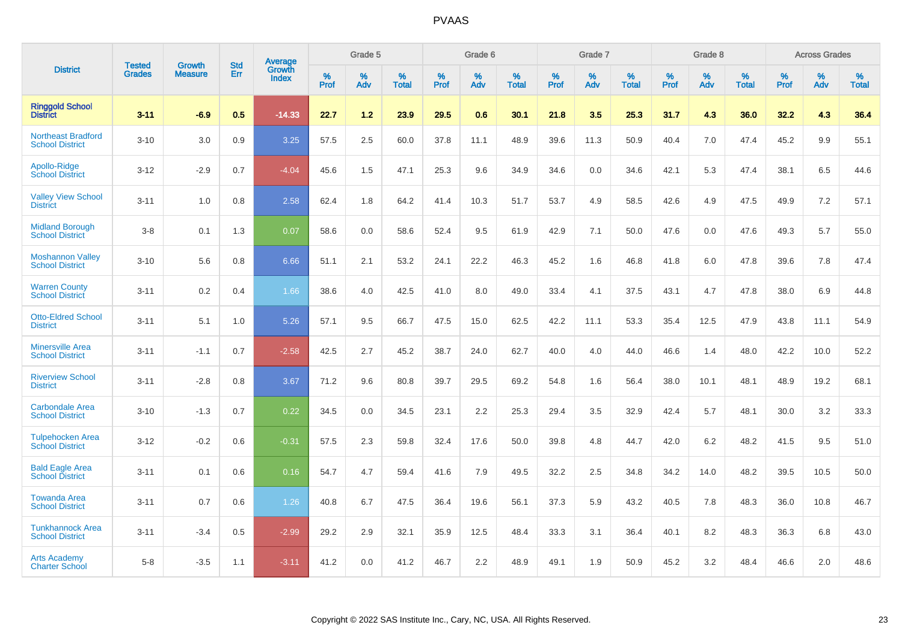# PVAAS

| District | Tested Grades | Growth Measure | Std Err | Average Growth Index | Grade 5 | | | Grade 6 | | | Grade 7 | | | Grade 8 | | | Across Grades | | |
|---|---|---|---|---|---|---|---|---|---|---|---|---|---|---|---|---|---|---|---|
| | | | | | % Prof | % Adv | % Total | % Prof | % Adv | % Total | % Prof | % Adv | % Total | % Prof | % Adv | % Total | % Prof | % Adv | % Total |
| **Ringgold School District** | **3-11** | **-6.9** | **0.5** | **-14.33** | **22.7** | **1.2** | **23.9** | **29.5** | **0.6** | **30.1** | **21.8** | **3.5** | **25.3** | **31.7** | **4.3** | **36.0** | **32.2** | **4.3** | **36.4** |
| Northeast Bradford School District | 3-10 | 3.0 | 0.9 | 3.25 | 57.5 | 2.5 | 60.0 | 37.8 | 11.1 | 48.9 | 39.6 | 11.3 | 50.9 | 40.4 | 7.0 | 47.4 | 45.2 | 9.9 | 55.1 |
| Apollo-Ridge School District | 3-12 | -2.9 | 0.7 | -4.04 | 45.6 | 1.5 | 47.1 | 25.3 | 9.6 | 34.9 | 34.6 | 0.0 | 34.6 | 42.1 | 5.3 | 47.4 | 38.1 | 6.5 | 44.6 |
| Valley View School District | 3-11 | 1.0 | 0.8 | 2.58 | 62.4 | 1.8 | 64.2 | 41.4 | 10.3 | 51.7 | 53.7 | 4.9 | 58.5 | 42.6 | 4.9 | 47.5 | 49.9 | 7.2 | 57.1 |
| Midland Borough School District | 3-8 | 0.1 | 1.3 | 0.07 | 58.6 | 0.0 | 58.6 | 52.4 | 9.5 | 61.9 | 42.9 | 7.1 | 50.0 | 47.6 | 0.0 | 47.6 | 49.3 | 5.7 | 55.0 |
| Moshannon Valley School District | 3-10 | 5.6 | 0.8 | 6.66 | 51.1 | 2.1 | 53.2 | 24.1 | 22.2 | 46.3 | 45.2 | 1.6 | 46.8 | 41.8 | 6.0 | 47.8 | 39.6 | 7.8 | 47.4 |
| Warren County School District | 3-11 | 0.2 | 0.4 | 1.66 | 38.6 | 4.0 | 42.5 | 41.0 | 8.0 | 49.0 | 33.4 | 4.1 | 37.5 | 43.1 | 4.7 | 47.8 | 38.0 | 6.9 | 44.8 |
| Otto-Eldred School District | 3-11 | 5.1 | 1.0 | 5.26 | 57.1 | 9.5 | 66.7 | 47.5 | 15.0 | 62.5 | 42.2 | 11.1 | 53.3 | 35.4 | 12.5 | 47.9 | 43.8 | 11.1 | 54.9 |
| Minersville Area School District | 3-11 | -1.1 | 0.7 | -2.58 | 42.5 | 2.7 | 45.2 | 38.7 | 24.0 | 62.7 | 40.0 | 4.0 | 44.0 | 46.6 | 1.4 | 48.0 | 42.2 | 10.0 | 52.2 |
| Riverview School District | 3-11 | -2.8 | 0.8 | 3.67 | 71.2 | 9.6 | 80.8 | 39.7 | 29.5 | 69.2 | 54.8 | 1.6 | 56.4 | 38.0 | 10.1 | 48.1 | 48.9 | 19.2 | 68.1 |
| Carbondale Area School District | 3-10 | -1.3 | 0.7 | 0.22 | 34.5 | 0.0 | 34.5 | 23.1 | 2.2 | 25.3 | 29.4 | 3.5 | 32.9 | 42.4 | 5.7 | 48.1 | 30.0 | 3.2 | 33.3 |
| Tulpehocken Area School District | 3-12 | -0.2 | 0.6 | -0.31 | 57.5 | 2.3 | 59.8 | 32.4 | 17.6 | 50.0 | 39.8 | 4.8 | 44.7 | 42.0 | 6.2 | 48.2 | 41.5 | 9.5 | 51.0 |
| Bald Eagle Area School District | 3-11 | 0.1 | 0.6 | 0.16 | 54.7 | 4.7 | 59.4 | 41.6 | 7.9 | 49.5 | 32.2 | 2.5 | 34.8 | 34.2 | 14.0 | 48.2 | 39.5 | 10.5 | 50.0 |
| Towanda Area School District | 3-11 | 0.7 | 0.6 | 1.26 | 40.8 | 6.7 | 47.5 | 36.4 | 19.6 | 56.1 | 37.3 | 5.9 | 43.2 | 40.5 | 7.8 | 48.3 | 36.0 | 10.8 | 46.7 |
| Tunkhannock Area School District | 3-11 | -3.4 | 0.5 | -2.99 | 29.2 | 2.9 | 32.1 | 35.9 | 12.5 | 48.4 | 33.3 | 3.1 | 36.4 | 40.1 | 8.2 | 48.3 | 36.3 | 6.8 | 43.0 |
| Arts Academy Charter School | 5-8 | -3.5 | 1.1 | -3.11 | 41.2 | 0.0 | 41.2 | 46.7 | 2.2 | 48.9 | 49.1 | 1.9 | 50.9 | 45.2 | 3.2 | 48.4 | 46.6 | 2.0 | 48.6 |

Copyright © 2022 SAS Institute Inc., Cary, NC, USA. All Rights Reserved.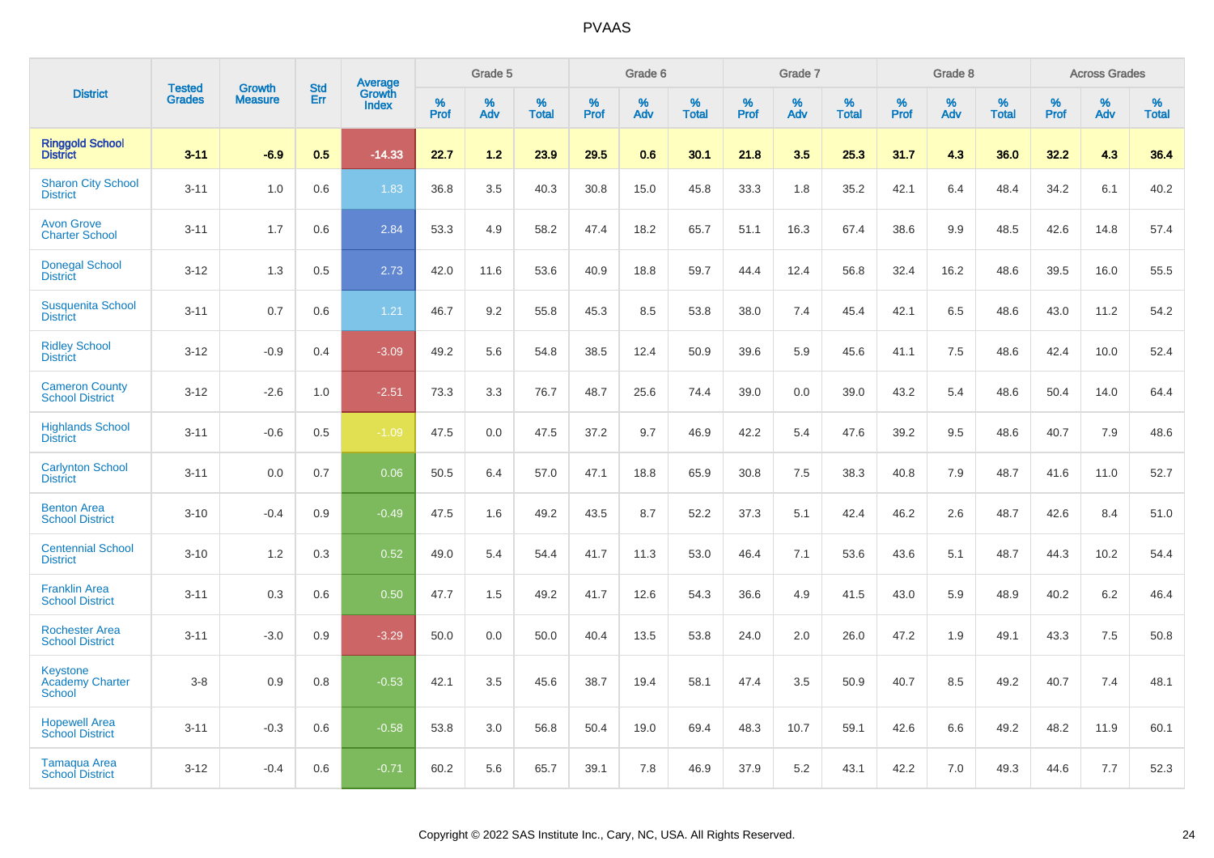# PVAAS

| District | Tested Grades | Growth Measure | Std Err | Average Growth Index | Grade 5 | | | Grade 6 | | | Grade 7 | | | Grade 8 | | | Across Grades | | |
|---|---|---|---|---|---|---|---|---|---|---|---|---|---|---|---|---|---|---|---|
| | | | | | % Prof | % Adv | % Total | % Prof | % Adv | % Total | % Prof | % Adv | % Total | % Prof | % Adv | % Total | % Prof | % Adv | % Total |
| **Ringgold School District** | **3-11** | **-6.9** | **0.5** | **-14.33** | **22.7** | **1.2** | **23.9** | **29.5** | **0.6** | **30.1** | **21.8** | **3.5** | **25.3** | **31.7** | **4.3** | **36.0** | **32.2** | **4.3** | **36.4** |
| Sharon City School District | 3-11 | 1.0 | 0.6 | 1.83 | 36.8 | 3.5 | 40.3 | 30.8 | 15.0 | 45.8 | 33.3 | 1.8 | 35.2 | 42.1 | 6.4 | 48.4 | 34.2 | 6.1 | 40.2 |
| Avon Grove Charter School | 3-11 | 1.7 | 0.6 | 2.84 | 53.3 | 4.9 | 58.2 | 47.4 | 18.2 | 65.7 | 51.1 | 16.3 | 67.4 | 38.6 | 9.9 | 48.5 | 42.6 | 14.8 | 57.4 |
| Donegal School District | 3-12 | 1.3 | 0.5 | 2.73 | 42.0 | 11.6 | 53.6 | 40.9 | 18.8 | 59.7 | 44.4 | 12.4 | 56.8 | 32.4 | 16.2 | 48.6 | 39.5 | 16.0 | 55.5 |
| Susquenita School District | 3-11 | 0.7 | 0.6 | 1.21 | 46.7 | 9.2 | 55.8 | 45.3 | 8.5 | 53.8 | 38.0 | 7.4 | 45.4 | 42.1 | 6.5 | 48.6 | 43.0 | 11.2 | 54.2 |
| Ridley School District | 3-12 | -0.9 | 0.4 | -3.09 | 49.2 | 5.6 | 54.8 | 38.5 | 12.4 | 50.9 | 39.6 | 5.9 | 45.6 | 41.1 | 7.5 | 48.6 | 42.4 | 10.0 | 52.4 |
| Cameron County School District | 3-12 | -2.6 | 1.0 | -2.51 | 73.3 | 3.3 | 76.7 | 48.7 | 25.6 | 74.4 | 39.0 | 0.0 | 39.0 | 43.2 | 5.4 | 48.6 | 50.4 | 14.0 | 64.4 |
| Highlands School District | 3-11 | -0.6 | 0.5 | -1.09 | 47.5 | 0.0 | 47.5 | 37.2 | 9.7 | 46.9 | 42.2 | 5.4 | 47.6 | 39.2 | 9.5 | 48.6 | 40.7 | 7.9 | 48.6 |
| Carlynton School District | 3-11 | 0.0 | 0.7 | 0.06 | 50.5 | 6.4 | 57.0 | 47.1 | 18.8 | 65.9 | 30.8 | 7.5 | 38.3 | 40.8 | 7.9 | 48.7 | 41.6 | 11.0 | 52.7 |
| Benton Area School District | 3-10 | -0.4 | 0.9 | -0.49 | 47.5 | 1.6 | 49.2 | 43.5 | 8.7 | 52.2 | 37.3 | 5.1 | 42.4 | 46.2 | 2.6 | 48.7 | 42.6 | 8.4 | 51.0 |
| Centennial School District | 3-10 | 1.2 | 0.3 | 0.52 | 49.0 | 5.4 | 54.4 | 41.7 | 11.3 | 53.0 | 46.4 | 7.1 | 53.6 | 43.6 | 5.1 | 48.7 | 44.3 | 10.2 | 54.4 |
| Franklin Area School District | 3-11 | 0.3 | 0.6 | 0.50 | 47.7 | 1.5 | 49.2 | 41.7 | 12.6 | 54.3 | 36.6 | 4.9 | 41.5 | 43.0 | 5.9 | 48.9 | 40.2 | 6.2 | 46.4 |
| Rochester Area School District | 3-11 | -3.0 | 0.9 | -3.29 | 50.0 | 0.0 | 50.0 | 40.4 | 13.5 | 53.8 | 24.0 | 2.0 | 26.0 | 47.2 | 1.9 | 49.1 | 43.3 | 7.5 | 50.8 |
| Keystone Academy Charter School | 3-8 | 0.9 | 0.8 | -0.53 | 42.1 | 3.5 | 45.6 | 38.7 | 19.4 | 58.1 | 47.4 | 3.5 | 50.9 | 40.7 | 8.5 | 49.2 | 40.7 | 7.4 | 48.1 |
| Hopewell Area School District | 3-11 | -0.3 | 0.6 | -0.58 | 53.8 | 3.0 | 56.8 | 50.4 | 19.0 | 69.4 | 48.3 | 10.7 | 59.1 | 42.6 | 6.6 | 49.2 | 48.2 | 11.9 | 60.1 |
| Tamaqua Area School District | 3-12 | -0.4 | 0.6 | -0.71 | 60.2 | 5.6 | 65.7 | 39.1 | 7.8 | 46.9 | 37.9 | 5.2 | 43.1 | 42.2 | 7.0 | 49.3 | 44.6 | 7.7 | 52.3 |

Copyright © 2022 SAS Institute Inc., Cary, NC, USA. All Rights Reserved.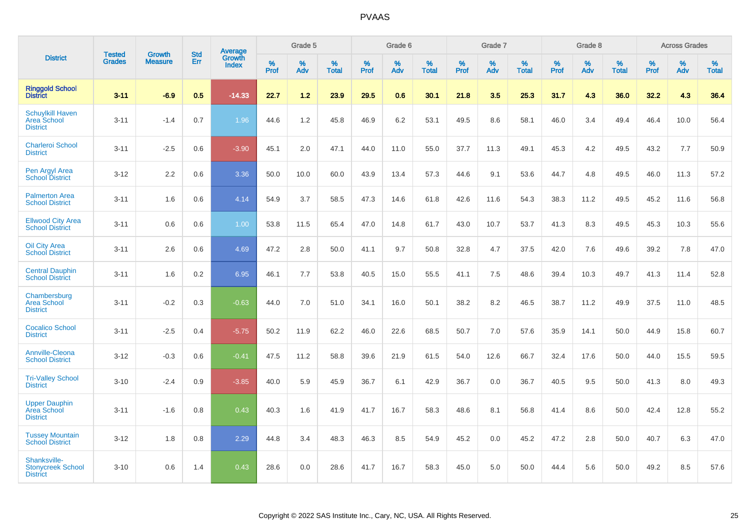# PVAAS

| District | Tested Grades | Growth Measure | Std Err | Average Growth Index | Grade 5 | | | Grade 6 | | | Grade 7 | | | Grade 8 | | | Across Grades | | |
|---|---|---|---|---|---|---|---|---|---|---|---|---|---|---|---|---|---|---|---|
| | | | | | % Prof | % Adv | % Total | % Prof | % Adv | % Total | % Prof | % Adv | % Total | % Prof | % Adv | % Total | % Prof | % Adv | % Total |
| **Ringgold School District** | **3-11** | **-6.9** | **0.5** | **-14.33** | **22.7** | **1.2** | **23.9** | **29.5** | **0.6** | **30.1** | **21.8** | **3.5** | **25.3** | **31.7** | **4.3** | **36.0** | **32.2** | **4.3** | **36.4** |
| Schuylkill Haven Area School District | 3-11 | -1.4 | 0.7 | 1.96 | 44.6 | 1.2 | 45.8 | 46.9 | 6.2 | 53.1 | 49.5 | 8.6 | 58.1 | 46.0 | 3.4 | 49.4 | 46.4 | 10.0 | 56.4 |
| Charleroi School District | 3-11 | -2.5 | 0.6 | -3.90 | 45.1 | 2.0 | 47.1 | 44.0 | 11.0 | 55.0 | 37.7 | 11.3 | 49.1 | 45.3 | 4.2 | 49.5 | 43.2 | 7.7 | 50.9 |
| Pen Argyl Area School District | 3-12 | 2.2 | 0.6 | 3.36 | 50.0 | 10.0 | 60.0 | 43.9 | 13.4 | 57.3 | 44.6 | 9.1 | 53.6 | 44.7 | 4.8 | 49.5 | 46.0 | 11.3 | 57.2 |
| Palmerton Area School District | 3-11 | 1.6 | 0.6 | 4.14 | 54.9 | 3.7 | 58.5 | 47.3 | 14.6 | 61.8 | 42.6 | 11.6 | 54.3 | 38.3 | 11.2 | 49.5 | 45.2 | 11.6 | 56.8 |
| Ellwood City Area School District | 3-11 | 0.6 | 0.6 | 1.00 | 53.8 | 11.5 | 65.4 | 47.0 | 14.8 | 61.7 | 43.0 | 10.7 | 53.7 | 41.3 | 8.3 | 49.5 | 45.3 | 10.3 | 55.6 |
| Oil City Area School District | 3-11 | 2.6 | 0.6 | 4.69 | 47.2 | 2.8 | 50.0 | 41.1 | 9.7 | 50.8 | 32.8 | 4.7 | 37.5 | 42.0 | 7.6 | 49.6 | 39.2 | 7.8 | 47.0 |
| Central Dauphin School District | 3-11 | 1.6 | 0.2 | 6.95 | 46.1 | 7.7 | 53.8 | 40.5 | 15.0 | 55.5 | 41.1 | 7.5 | 48.6 | 39.4 | 10.3 | 49.7 | 41.3 | 11.4 | 52.8 |
| Chambersburg Area School District | 3-11 | -0.2 | 0.3 | -0.63 | 44.0 | 7.0 | 51.0 | 34.1 | 16.0 | 50.1 | 38.2 | 8.2 | 46.5 | 38.7 | 11.2 | 49.9 | 37.5 | 11.0 | 48.5 |
| Cocalico School District | 3-11 | -2.5 | 0.4 | -5.75 | 50.2 | 11.9 | 62.2 | 46.0 | 22.6 | 68.5 | 50.7 | 7.0 | 57.6 | 35.9 | 14.1 | 50.0 | 44.9 | 15.8 | 60.7 |
| Annville-Cleona School District | 3-12 | -0.3 | 0.6 | -0.41 | 47.5 | 11.2 | 58.8 | 39.6 | 21.9 | 61.5 | 54.0 | 12.6 | 66.7 | 32.4 | 17.6 | 50.0 | 44.0 | 15.5 | 59.5 |
| Tri-Valley School District | 3-10 | -2.4 | 0.9 | -3.85 | 40.0 | 5.9 | 45.9 | 36.7 | 6.1 | 42.9 | 36.7 | 0.0 | 36.7 | 40.5 | 9.5 | 50.0 | 41.3 | 8.0 | 49.3 |
| Upper Dauphin Area School District | 3-11 | -1.6 | 0.8 | 0.43 | 40.3 | 1.6 | 41.9 | 41.7 | 16.7 | 58.3 | 48.6 | 8.1 | 56.8 | 41.4 | 8.6 | 50.0 | 42.4 | 12.8 | 55.2 |
| Tussey Mountain School District | 3-12 | 1.8 | 0.8 | 2.29 | 44.8 | 3.4 | 48.3 | 46.3 | 8.5 | 54.9 | 45.2 | 0.0 | 45.2 | 47.2 | 2.8 | 50.0 | 40.7 | 6.3 | 47.0 |
| Shanksville-Stonycreek School District | 3-10 | 0.6 | 1.4 | 0.43 | 28.6 | 0.0 | 28.6 | 41.7 | 16.7 | 58.3 | 45.0 | 5.0 | 50.0 | 44.4 | 5.6 | 50.0 | 49.2 | 8.5 | 57.6 |

Copyright © 2022 SAS Institute Inc., Cary, NC, USA. All Rights Reserved.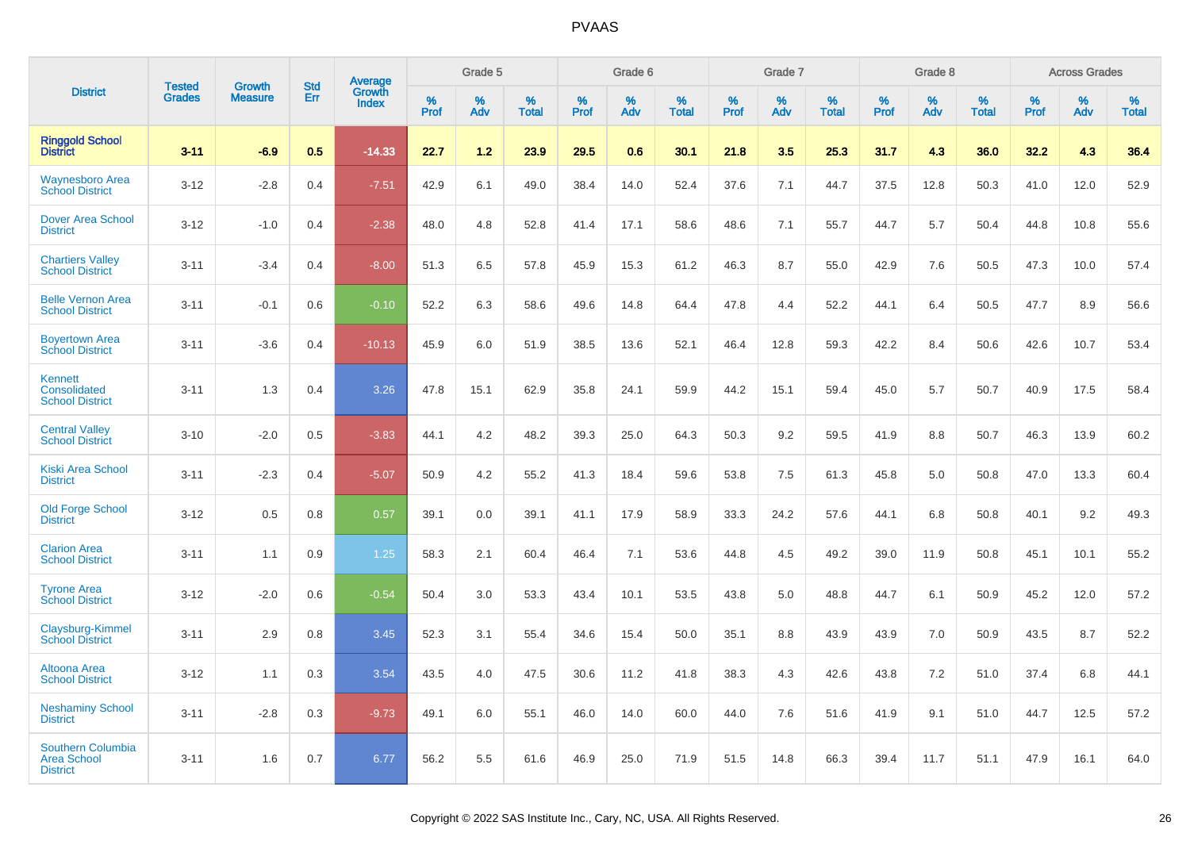# PVAAS

| District | Tested Grades | Growth Measure | Std Err | Average Growth Index | Grade 5 | | | Grade 6 | | | Grade 7 | | | Grade 8 | | | Across Grades | | |
|---|---|---|---|---|---|---|---|---|---|---|---|---|---|---|---|---|---|---|---|
| | | | | | % Prof | % Adv | % Total | % Prof | % Adv | % Total | % Prof | % Adv | % Total | % Prof | % Adv | % Total | % Prof | % Adv | % Total |
| **Ringgold School District** | **3-11** | **-6.9** | **0.5** | **-14.33** | **22.7** | **1.2** | **23.9** | **29.5** | **0.6** | **30.1** | **21.8** | **3.5** | **25.3** | **31.7** | **4.3** | **36.0** | **32.2** | **4.3** | **36.4** |
| Waynesboro Area School District | 3-12 | -2.8 | 0.4 | -7.51 | 42.9 | 6.1 | 49.0 | 38.4 | 14.0 | 52.4 | 37.6 | 7.1 | 44.7 | 37.5 | 12.8 | 50.3 | 41.0 | 12.0 | 52.9 |
| Dover Area School District | 3-12 | -1.0 | 0.4 | -2.38 | 48.0 | 4.8 | 52.8 | 41.4 | 17.1 | 58.6 | 48.6 | 7.1 | 55.7 | 44.7 | 5.7 | 50.4 | 44.8 | 10.8 | 55.6 |
| Chartiers Valley School District | 3-11 | -3.4 | 0.4 | -8.00 | 51.3 | 6.5 | 57.8 | 45.9 | 15.3 | 61.2 | 46.3 | 8.7 | 55.0 | 42.9 | 7.6 | 50.5 | 47.3 | 10.0 | 57.4 |
| Belle Vernon Area School District | 3-11 | -0.1 | 0.6 | -0.10 | 52.2 | 6.3 | 58.6 | 49.6 | 14.8 | 64.4 | 47.8 | 4.4 | 52.2 | 44.1 | 6.4 | 50.5 | 47.7 | 8.9 | 56.6 |
| Boyertown Area School District | 3-11 | -3.6 | 0.4 | -10.13 | 45.9 | 6.0 | 51.9 | 38.5 | 13.6 | 52.1 | 46.4 | 12.8 | 59.3 | 42.2 | 8.4 | 50.6 | 42.6 | 10.7 | 53.4 |
| Kennett Consolidated School District | 3-11 | 1.3 | 0.4 | 3.26 | 47.8 | 15.1 | 62.9 | 35.8 | 24.1 | 59.9 | 44.2 | 15.1 | 59.4 | 45.0 | 5.7 | 50.7 | 40.9 | 17.5 | 58.4 |
| Central Valley School District | 3-10 | -2.0 | 0.5 | -3.83 | 44.1 | 4.2 | 48.2 | 39.3 | 25.0 | 64.3 | 50.3 | 9.2 | 59.5 | 41.9 | 8.8 | 50.7 | 46.3 | 13.9 | 60.2 |
| Kiski Area School District | 3-11 | -2.3 | 0.4 | -5.07 | 50.9 | 4.2 | 55.2 | 41.3 | 18.4 | 59.6 | 53.8 | 7.5 | 61.3 | 45.8 | 5.0 | 50.8 | 47.0 | 13.3 | 60.4 |
| Old Forge School District | 3-12 | 0.5 | 0.8 | 0.57 | 39.1 | 0.0 | 39.1 | 41.1 | 17.9 | 58.9 | 33.3 | 24.2 | 57.6 | 44.1 | 6.8 | 50.8 | 40.1 | 9.2 | 49.3 |
| Clarion Area School District | 3-11 | 1.1 | 0.9 | 1.25 | 58.3 | 2.1 | 60.4 | 46.4 | 7.1 | 53.6 | 44.8 | 4.5 | 49.2 | 39.0 | 11.9 | 50.8 | 45.1 | 10.1 | 55.2 |
| Tyrone Area School District | 3-12 | -2.0 | 0.6 | -0.54 | 50.4 | 3.0 | 53.3 | 43.4 | 10.1 | 53.5 | 43.8 | 5.0 | 48.8 | 44.7 | 6.1 | 50.9 | 45.2 | 12.0 | 57.2 |
| Claysburg-Kimmel School District | 3-11 | 2.9 | 0.8 | 3.45 | 52.3 | 3.1 | 55.4 | 34.6 | 15.4 | 50.0 | 35.1 | 8.8 | 43.9 | 43.9 | 7.0 | 50.9 | 43.5 | 8.7 | 52.2 |
| Altoona Area School District | 3-12 | 1.1 | 0.3 | 3.54 | 43.5 | 4.0 | 47.5 | 30.6 | 11.2 | 41.8 | 38.3 | 4.3 | 42.6 | 43.8 | 7.2 | 51.0 | 37.4 | 6.8 | 44.1 |
| Neshaminy School District | 3-11 | -2.8 | 0.3 | -9.73 | 49.1 | 6.0 | 55.1 | 46.0 | 14.0 | 60.0 | 44.0 | 7.6 | 51.6 | 41.9 | 9.1 | 51.0 | 44.7 | 12.5 | 57.2 |
| Southern Columbia Area School District | 3-11 | 1.6 | 0.7 | 6.77 | 56.2 | 5.5 | 61.6 | 46.9 | 25.0 | 71.9 | 51.5 | 14.8 | 66.3 | 39.4 | 11.7 | 51.1 | 47.9 | 16.1 | 64.0 |

Copyright © 2022 SAS Institute Inc., Cary, NC, USA. All Rights Reserved.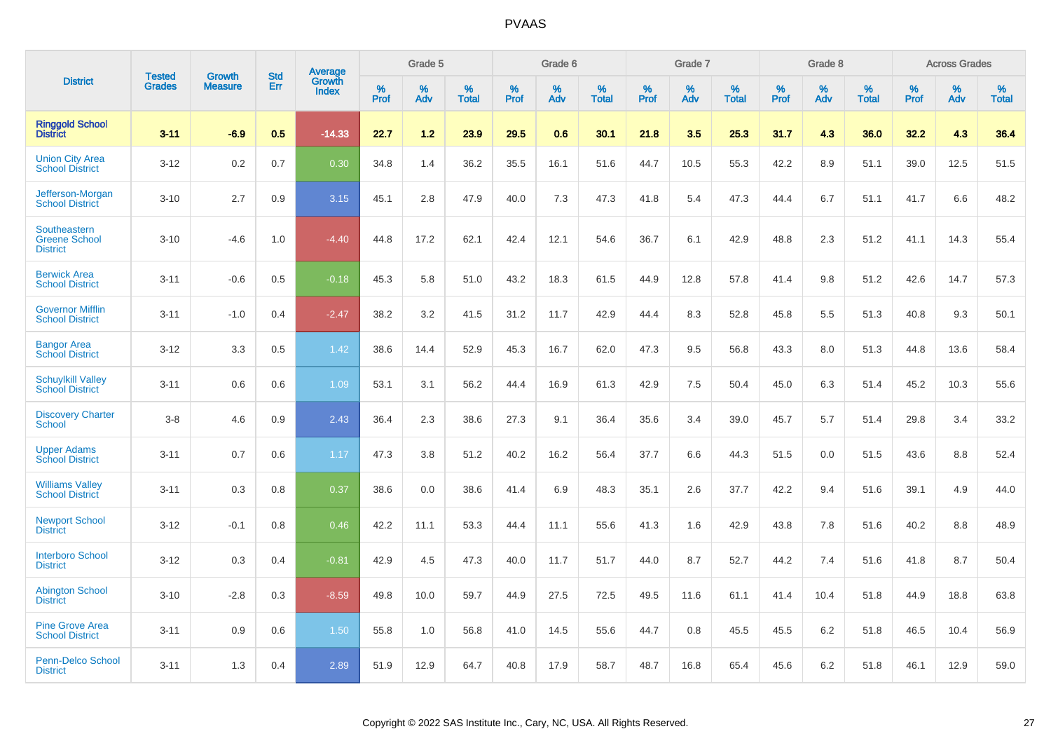| District | Tested Grades | Growth Measure | Std Err | Average Growth Index | Grade 5 | | | Grade 6 | | | Grade 7 | | | Grade 8 | | | Across Grades | | |
|---|---|---|---|---|---|---|---|---|---|---|---|---|---|---|---|---|---|---|---|
| | | | | | % Prof | % Adv | % Total | % Prof | % Adv | % Total | % Prof | % Adv | % Total | % Prof | % Adv | % Total | % Prof | % Adv | % Total |
| **Ringgold School District** | **3-11** | **-6.9** | **0.5** | **-14.33** | **22.7** | **1.2** | **23.9** | **29.5** | **0.6** | **30.1** | **21.8** | **3.5** | **25.3** | **31.7** | **4.3** | **36.0** | **32.2** | **4.3** | **36.4** |
| Union City Area School District | 3-12 | 0.2 | 0.7 | 0.30 | 34.8 | 1.4 | 36.2 | 35.5 | 16.1 | 51.6 | 44.7 | 10.5 | 55.3 | 42.2 | 8.9 | 51.1 | 39.0 | 12.5 | 51.5 |
| Jefferson-Morgan School District | 3-10 | 2.7 | 0.9 | 3.15 | 45.1 | 2.8 | 47.9 | 40.0 | 7.3 | 47.3 | 41.8 | 5.4 | 47.3 | 44.4 | 6.7 | 51.1 | 41.7 | 6.6 | 48.2 |
| Southeastern Greene School District | 3-10 | -4.6 | 1.0 | -4.40 | 44.8 | 17.2 | 62.1 | 42.4 | 12.1 | 54.6 | 36.7 | 6.1 | 42.9 | 48.8 | 2.3 | 51.2 | 41.1 | 14.3 | 55.4 |
| Berwick Area School District | 3-11 | -0.6 | 0.5 | -0.18 | 45.3 | 5.8 | 51.0 | 43.2 | 18.3 | 61.5 | 44.9 | 12.8 | 57.8 | 41.4 | 9.8 | 51.2 | 42.6 | 14.7 | 57.3 |
| Governor Mifflin School District | 3-11 | -1.0 | 0.4 | -2.47 | 38.2 | 3.2 | 41.5 | 31.2 | 11.7 | 42.9 | 44.4 | 8.3 | 52.8 | 45.8 | 5.5 | 51.3 | 40.8 | 9.3 | 50.1 |
| Bangor Area School District | 3-12 | 3.3 | 0.5 | 1.42 | 38.6 | 14.4 | 52.9 | 45.3 | 16.7 | 62.0 | 47.3 | 9.5 | 56.8 | 43.3 | 8.0 | 51.3 | 44.8 | 13.6 | 58.4 |
| Schuylkill Valley School District | 3-11 | 0.6 | 0.6 | 1.09 | 53.1 | 3.1 | 56.2 | 44.4 | 16.9 | 61.3 | 42.9 | 7.5 | 50.4 | 45.0 | 6.3 | 51.4 | 45.2 | 10.3 | 55.6 |
| Discovery Charter School | 3-8 | 4.6 | 0.9 | 2.43 | 36.4 | 2.3 | 38.6 | 27.3 | 9.1 | 36.4 | 35.6 | 3.4 | 39.0 | 45.7 | 5.7 | 51.4 | 29.8 | 3.4 | 33.2 |
| Upper Adams School District | 3-11 | 0.7 | 0.6 | 1.17 | 47.3 | 3.8 | 51.2 | 40.2 | 16.2 | 56.4 | 37.7 | 6.6 | 44.3 | 51.5 | 0.0 | 51.5 | 43.6 | 8.8 | 52.4 |
| Williams Valley School District | 3-11 | 0.3 | 0.8 | 0.37 | 38.6 | 0.0 | 38.6 | 41.4 | 6.9 | 48.3 | 35.1 | 2.6 | 37.7 | 42.2 | 9.4 | 51.6 | 39.1 | 4.9 | 44.0 |
| Newport School District | 3-12 | -0.1 | 0.8 | 0.46 | 42.2 | 11.1 | 53.3 | 44.4 | 11.1 | 55.6 | 41.3 | 1.6 | 42.9 | 43.8 | 7.8 | 51.6 | 40.2 | 8.8 | 48.9 |
| Interboro School District | 3-12 | 0.3 | 0.4 | -0.81 | 42.9 | 4.5 | 47.3 | 40.0 | 11.7 | 51.7 | 44.0 | 8.7 | 52.7 | 44.2 | 7.4 | 51.6 | 41.8 | 8.7 | 50.4 |
| Abington School District | 3-10 | -2.8 | 0.3 | -8.59 | 49.8 | 10.0 | 59.7 | 44.9 | 27.5 | 72.5 | 49.5 | 11.6 | 61.1 | 41.4 | 10.4 | 51.8 | 44.9 | 18.8 | 63.8 |
| Pine Grove Area School District | 3-11 | 0.9 | 0.6 | 1.50 | 55.8 | 1.0 | 56.8 | 41.0 | 14.5 | 55.6 | 44.7 | 0.8 | 45.5 | 45.5 | 6.2 | 51.8 | 46.5 | 10.4 | 56.9 |
| Penn-Delco School District | 3-11 | 1.3 | 0.4 | 2.89 | 51.9 | 12.9 | 64.7 | 40.8 | 17.9 | 58.7 | 48.7 | 16.8 | 65.4 | 45.6 | 6.2 | 51.8 | 46.1 | 12.9 | 59.0 |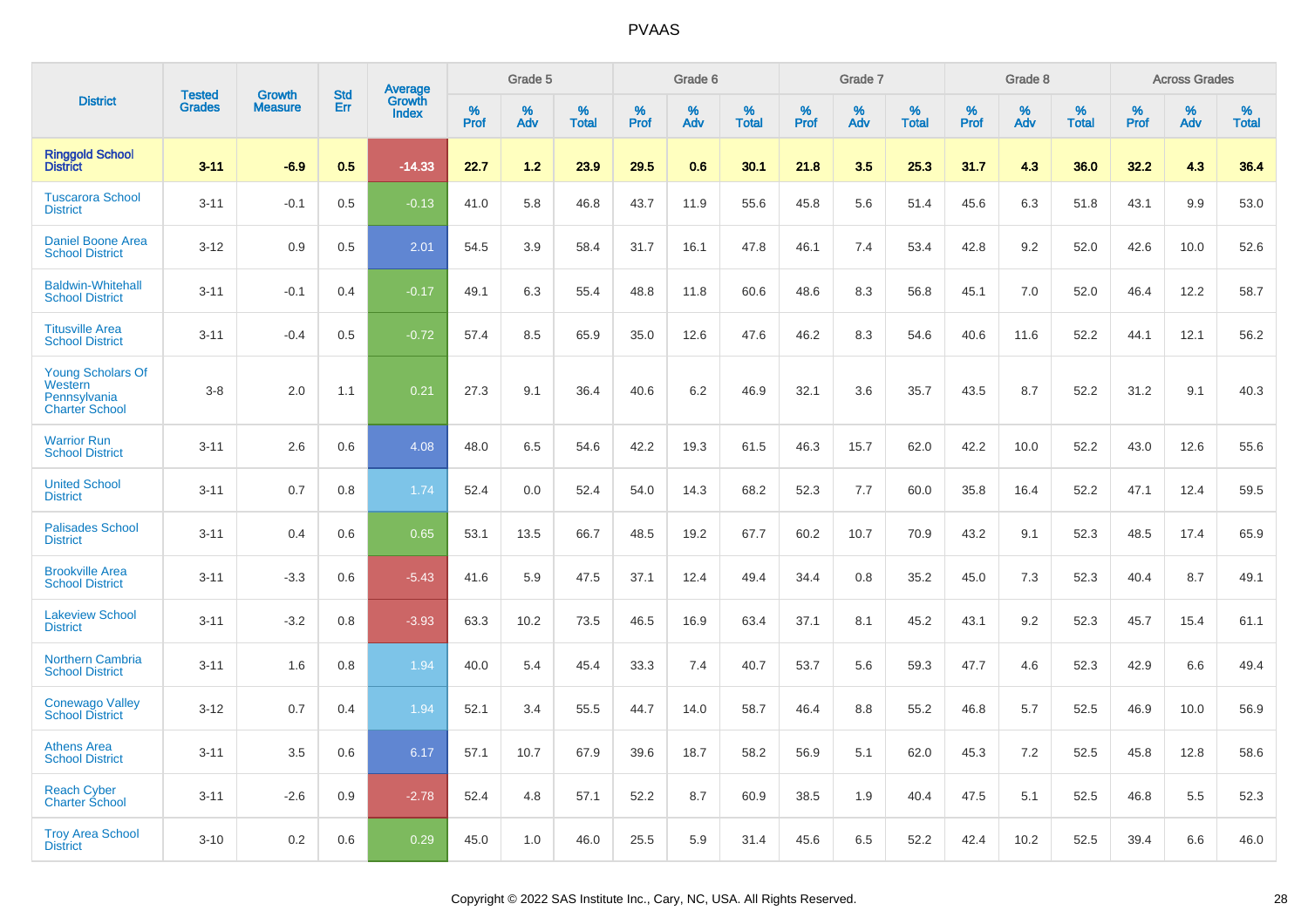# PVAAS

| District | Tested Grades | Growth Measure | Std Err | Average Growth Index | Grade 5 | | | Grade 6 | | | Grade 7 | | | Grade 8 | | | Across Grades | | |
|---|---|---|---|---|---|---|---|---|---|---|---|---|---|---|---|---|---|---|---|
| | | | | | % Prof | % Adv | % Total | % Prof | % Adv | % Total | % Prof | % Adv | % Total | % Prof | % Adv | % Total | % Prof | % Adv | % Total |
| **Ringgold School District** | **3-11** | **-6.9** | **0.5** | **-14.33** | **22.7** | **1.2** | **23.9** | **29.5** | **0.6** | **30.1** | **21.8** | **3.5** | **25.3** | **31.7** | **4.3** | **36.0** | **32.2** | **4.3** | **36.4** |
| Tuscarora School District | 3-11 | -0.1 | 0.5 | -0.13 | 41.0 | 5.8 | 46.8 | 43.7 | 11.9 | 55.6 | 45.8 | 5.6 | 51.4 | 45.6 | 6.3 | 51.8 | 43.1 | 9.9 | 53.0 |
| Daniel Boone Area School District | 3-12 | 0.9 | 0.5 | 2.01 | 54.5 | 3.9 | 58.4 | 31.7 | 16.1 | 47.8 | 46.1 | 7.4 | 53.4 | 42.8 | 9.2 | 52.0 | 42.6 | 10.0 | 52.6 |
| Baldwin-Whitehall School District | 3-11 | -0.1 | 0.4 | -0.17 | 49.1 | 6.3 | 55.4 | 48.8 | 11.8 | 60.6 | 48.6 | 8.3 | 56.8 | 45.1 | 7.0 | 52.0 | 46.4 | 12.2 | 58.7 |
| Titusville Area School District | 3-11 | -0.4 | 0.5 | -0.72 | 57.4 | 8.5 | 65.9 | 35.0 | 12.6 | 47.6 | 46.2 | 8.3 | 54.6 | 40.6 | 11.6 | 52.2 | 44.1 | 12.1 | 56.2 |
| Young Scholars Of Western Pennsylvania Charter School | 3-8 | 2.0 | 1.1 | 0.21 | 27.3 | 9.1 | 36.4 | 40.6 | 6.2 | 46.9 | 32.1 | 3.6 | 35.7 | 43.5 | 8.7 | 52.2 | 31.2 | 9.1 | 40.3 |
| Warrior Run School District | 3-11 | 2.6 | 0.6 | 4.08 | 48.0 | 6.5 | 54.6 | 42.2 | 19.3 | 61.5 | 46.3 | 15.7 | 62.0 | 42.2 | 10.0 | 52.2 | 43.0 | 12.6 | 55.6 |
| United School District | 3-11 | 0.7 | 0.8 | 1.74 | 52.4 | 0.0 | 52.4 | 54.0 | 14.3 | 68.2 | 52.3 | 7.7 | 60.0 | 35.8 | 16.4 | 52.2 | 47.1 | 12.4 | 59.5 |
| Palisades School District | 3-11 | 0.4 | 0.6 | 0.65 | 53.1 | 13.5 | 66.7 | 48.5 | 19.2 | 67.7 | 60.2 | 10.7 | 70.9 | 43.2 | 9.1 | 52.3 | 48.5 | 17.4 | 65.9 |
| Brookville Area School District | 3-11 | -3.3 | 0.6 | -5.43 | 41.6 | 5.9 | 47.5 | 37.1 | 12.4 | 49.4 | 34.4 | 0.8 | 35.2 | 45.0 | 7.3 | 52.3 | 40.4 | 8.7 | 49.1 |
| Lakeview School District | 3-11 | -3.2 | 0.8 | -3.93 | 63.3 | 10.2 | 73.5 | 46.5 | 16.9 | 63.4 | 37.1 | 8.1 | 45.2 | 43.1 | 9.2 | 52.3 | 45.7 | 15.4 | 61.1 |
| Northern Cambria School District | 3-11 | 1.6 | 0.8 | 1.94 | 40.0 | 5.4 | 45.4 | 33.3 | 7.4 | 40.7 | 53.7 | 5.6 | 59.3 | 47.7 | 4.6 | 52.3 | 42.9 | 6.6 | 49.4 |
| Conewago Valley School District | 3-12 | 0.7 | 0.4 | 1.94 | 52.1 | 3.4 | 55.5 | 44.7 | 14.0 | 58.7 | 46.4 | 8.8 | 55.2 | 46.8 | 5.7 | 52.5 | 46.9 | 10.0 | 56.9 |
| Athens Area School District | 3-11 | 3.5 | 0.6 | 6.17 | 57.1 | 10.7 | 67.9 | 39.6 | 18.7 | 58.2 | 56.9 | 5.1 | 62.0 | 45.3 | 7.2 | 52.5 | 45.8 | 12.8 | 58.6 |
| Reach Cyber Charter School | 3-11 | -2.6 | 0.9 | -2.78 | 52.4 | 4.8 | 57.1 | 52.2 | 8.7 | 60.9 | 38.5 | 1.9 | 40.4 | 47.5 | 5.1 | 52.5 | 46.8 | 5.5 | 52.3 |
| Troy Area School District | 3-10 | 0.2 | 0.6 | 0.29 | 45.0 | 1.0 | 46.0 | 25.5 | 5.9 | 31.4 | 45.6 | 6.5 | 52.2 | 42.4 | 10.2 | 52.5 | 39.4 | 6.6 | 46.0 |

Copyright © 2022 SAS Institute Inc., Cary, NC, USA. All Rights Reserved.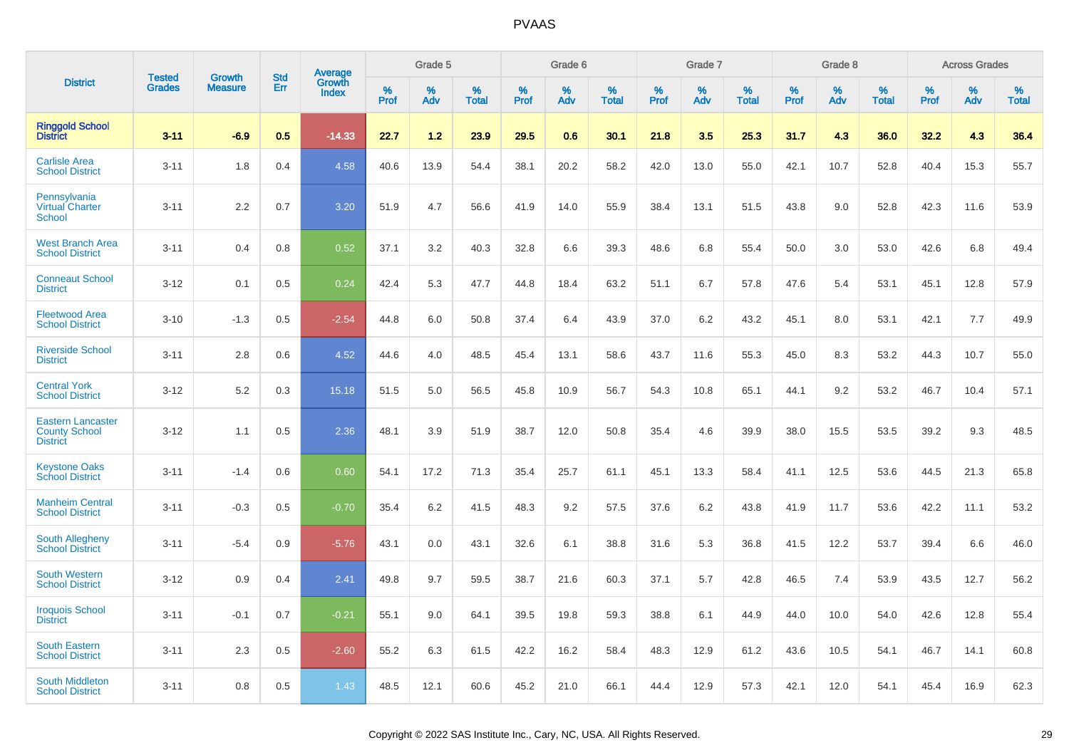# PVAAS

| District | Tested Grades | Growth Measure | Std Err | Average Growth Index | Grade 5 | | | Grade 6 | | | Grade 7 | | | Grade 8 | | | Across Grades | | |
|---|---|---|---|---|---|---|---|---|---|---|---|---|---|---|---|---|---|---|---|
| | | | | | % Prof | % Adv | % Total | % Prof | % Adv | % Total | % Prof | % Adv | % Total | % Prof | % Adv | % Total | % Prof | % Adv | % Total |
| **Ringgold School District** | **3-11** | **-6.9** | **0.5** | **-14.33** | **22.7** | **1.2** | **23.9** | **29.5** | **0.6** | **30.1** | **21.8** | **3.5** | **25.3** | **31.7** | **4.3** | **36.0** | **32.2** | **4.3** | **36.4** |
| Carlisle Area School District | 3-11 | 1.8 | 0.4 | 4.58 | 40.6 | 13.9 | 54.4 | 38.1 | 20.2 | 58.2 | 42.0 | 13.0 | 55.0 | 42.1 | 10.7 | 52.8 | 40.4 | 15.3 | 55.7 |
| Pennsylvania Virtual Charter School | 3-11 | 2.2 | 0.7 | 3.20 | 51.9 | 4.7 | 56.6 | 41.9 | 14.0 | 55.9 | 38.4 | 13.1 | 51.5 | 43.8 | 9.0 | 52.8 | 42.3 | 11.6 | 53.9 |
| West Branch Area School District | 3-11 | 0.4 | 0.8 | 0.52 | 37.1 | 3.2 | 40.3 | 32.8 | 6.6 | 39.3 | 48.6 | 6.8 | 55.4 | 50.0 | 3.0 | 53.0 | 42.6 | 6.8 | 49.4 |
| Conneaut School District | 3-12 | 0.1 | 0.5 | 0.24 | 42.4 | 5.3 | 47.7 | 44.8 | 18.4 | 63.2 | 51.1 | 6.7 | 57.8 | 47.6 | 5.4 | 53.1 | 45.1 | 12.8 | 57.9 |
| Fleetwood Area School District | 3-10 | -1.3 | 0.5 | -2.54 | 44.8 | 6.0 | 50.8 | 37.4 | 6.4 | 43.9 | 37.0 | 6.2 | 43.2 | 45.1 | 8.0 | 53.1 | 42.1 | 7.7 | 49.9 |
| Riverside School District | 3-11 | 2.8 | 0.6 | 4.52 | 44.6 | 4.0 | 48.5 | 45.4 | 13.1 | 58.6 | 43.7 | 11.6 | 55.3 | 45.0 | 8.3 | 53.2 | 44.3 | 10.7 | 55.0 |
| Central York School District | 3-12 | 5.2 | 0.3 | 15.18 | 51.5 | 5.0 | 56.5 | 45.8 | 10.9 | 56.7 | 54.3 | 10.8 | 65.1 | 44.1 | 9.2 | 53.2 | 46.7 | 10.4 | 57.1 |
| Eastern Lancaster County School District | 3-12 | 1.1 | 0.5 | 2.36 | 48.1 | 3.9 | 51.9 | 38.7 | 12.0 | 50.8 | 35.4 | 4.6 | 39.9 | 38.0 | 15.5 | 53.5 | 39.2 | 9.3 | 48.5 |
| Keystone Oaks School District | 3-11 | -1.4 | 0.6 | 0.60 | 54.1 | 17.2 | 71.3 | 35.4 | 25.7 | 61.1 | 45.1 | 13.3 | 58.4 | 41.1 | 12.5 | 53.6 | 44.5 | 21.3 | 65.8 |
| Manheim Central School District | 3-11 | -0.3 | 0.5 | -0.70 | 35.4 | 6.2 | 41.5 | 48.3 | 9.2 | 57.5 | 37.6 | 6.2 | 43.8 | 41.9 | 11.7 | 53.6 | 42.2 | 11.1 | 53.2 |
| South Allegheny School District | 3-11 | -5.4 | 0.9 | -5.76 | 43.1 | 0.0 | 43.1 | 32.6 | 6.1 | 38.8 | 31.6 | 5.3 | 36.8 | 41.5 | 12.2 | 53.7 | 39.4 | 6.6 | 46.0 |
| South Western School District | 3-12 | 0.9 | 0.4 | 2.41 | 49.8 | 9.7 | 59.5 | 38.7 | 21.6 | 60.3 | 37.1 | 5.7 | 42.8 | 46.5 | 7.4 | 53.9 | 43.5 | 12.7 | 56.2 |
| Iroquois School District | 3-11 | -0.1 | 0.7 | -0.21 | 55.1 | 9.0 | 64.1 | 39.5 | 19.8 | 59.3 | 38.8 | 6.1 | 44.9 | 44.0 | 10.0 | 54.0 | 42.6 | 12.8 | 55.4 |
| South Eastern School District | 3-11 | 2.3 | 0.5 | -2.60 | 55.2 | 6.3 | 61.5 | 42.2 | 16.2 | 58.4 | 48.3 | 12.9 | 61.2 | 43.6 | 10.5 | 54.1 | 46.7 | 14.1 | 60.8 |
| South Middleton School District | 3-11 | 0.8 | 0.5 | 1.43 | 48.5 | 12.1 | 60.6 | 45.2 | 21.0 | 66.1 | 44.4 | 12.9 | 57.3 | 42.1 | 12.0 | 54.1 | 45.4 | 16.9 | 62.3 |

Copyright © 2022 SAS Institute Inc., Cary, NC, USA. All Rights Reserved.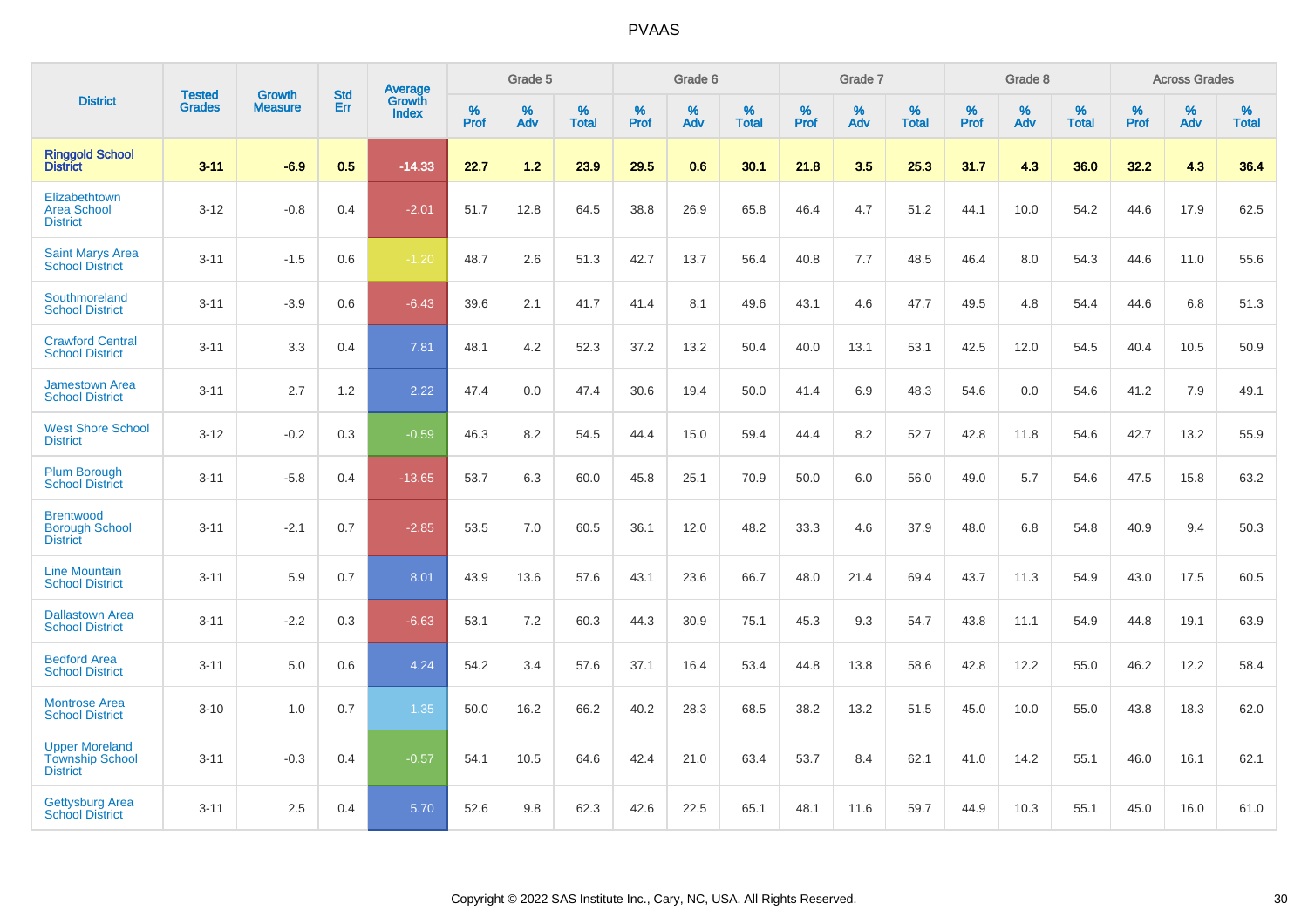| District | Tested Grades | Growth Measure | Std Err | Average Growth Index | Grade 5 | | | Grade 6 | | | Grade 7 | | | Grade 8 | | | Across Grades | | |
|---|---|---|---|---|---|---|---|---|---|---|---|---|---|---|---|---|---|---|---|
| | | | | | % Prof | % Adv | % Total | % Prof | % Adv | % Total | % Prof | % Adv | % Total | % Prof | % Adv | % Total | % Prof | % Adv | % Total |
| **Ringgold School District** | **3-11** | **-6.9** | **0.5** | **-14.33** | **22.7** | **1.2** | **23.9** | **29.5** | **0.6** | **30.1** | **21.8** | **3.5** | **25.3** | **31.7** | **4.3** | **36.0** | **32.2** | **4.3** | **36.4** |
| Elizabethtown Area School District | 3-12 | -0.8 | 0.4 | -2.01 | 51.7 | 12.8 | 64.5 | 38.8 | 26.9 | 65.8 | 46.4 | 4.7 | 51.2 | 44.1 | 10.0 | 54.2 | 44.6 | 17.9 | 62.5 |
| Saint Marys Area School District | 3-11 | -1.5 | 0.6 | -1.20 | 48.7 | 2.6 | 51.3 | 42.7 | 13.7 | 56.4 | 40.8 | 7.7 | 48.5 | 46.4 | 8.0 | 54.3 | 44.6 | 11.0 | 55.6 |
| Southmoreland School District | 3-11 | -3.9 | 0.6 | -6.43 | 39.6 | 2.1 | 41.7 | 41.4 | 8.1 | 49.6 | 43.1 | 4.6 | 47.7 | 49.5 | 4.8 | 54.4 | 44.6 | 6.8 | 51.3 |
| Crawford Central School District | 3-11 | 3.3 | 0.4 | 7.81 | 48.1 | 4.2 | 52.3 | 37.2 | 13.2 | 50.4 | 40.0 | 13.1 | 53.1 | 42.5 | 12.0 | 54.5 | 40.4 | 10.5 | 50.9 |
| Jamestown Area School District | 3-11 | 2.7 | 1.2 | 2.22 | 47.4 | 0.0 | 47.4 | 30.6 | 19.4 | 50.0 | 41.4 | 6.9 | 48.3 | 54.6 | 0.0 | 54.6 | 41.2 | 7.9 | 49.1 |
| West Shore School District | 3-12 | -0.2 | 0.3 | -0.59 | 46.3 | 8.2 | 54.5 | 44.4 | 15.0 | 59.4 | 44.4 | 8.2 | 52.7 | 42.8 | 11.8 | 54.6 | 42.7 | 13.2 | 55.9 |
| Plum Borough School District | 3-11 | -5.8 | 0.4 | -13.65 | 53.7 | 6.3 | 60.0 | 45.8 | 25.1 | 70.9 | 50.0 | 6.0 | 56.0 | 49.0 | 5.7 | 54.6 | 47.5 | 15.8 | 63.2 |
| Brentwood Borough School District | 3-11 | -2.1 | 0.7 | -2.85 | 53.5 | 7.0 | 60.5 | 36.1 | 12.0 | 48.2 | 33.3 | 4.6 | 37.9 | 48.0 | 6.8 | 54.8 | 40.9 | 9.4 | 50.3 |
| Line Mountain School District | 3-11 | 5.9 | 0.7 | 8.01 | 43.9 | 13.6 | 57.6 | 43.1 | 23.6 | 66.7 | 48.0 | 21.4 | 69.4 | 43.7 | 11.3 | 54.9 | 43.0 | 17.5 | 60.5 |
| Dallastown Area School District | 3-11 | -2.2 | 0.3 | -6.63 | 53.1 | 7.2 | 60.3 | 44.3 | 30.9 | 75.1 | 45.3 | 9.3 | 54.7 | 43.8 | 11.1 | 54.9 | 44.8 | 19.1 | 63.9 |
| Bedford Area School District | 3-11 | 5.0 | 0.6 | 4.24 | 54.2 | 3.4 | 57.6 | 37.1 | 16.4 | 53.4 | 44.8 | 13.8 | 58.6 | 42.8 | 12.2 | 55.0 | 46.2 | 12.2 | 58.4 |
| Montrose Area School District | 3-10 | 1.0 | 0.7 | 1.35 | 50.0 | 16.2 | 66.2 | 40.2 | 28.3 | 68.5 | 38.2 | 13.2 | 51.5 | 45.0 | 10.0 | 55.0 | 43.8 | 18.3 | 62.0 |
| Upper Moreland Township School District | 3-11 | -0.3 | 0.4 | -0.57 | 54.1 | 10.5 | 64.6 | 42.4 | 21.0 | 63.4 | 53.7 | 8.4 | 62.1 | 41.0 | 14.2 | 55.1 | 46.0 | 16.1 | 62.1 |
| Gettysburg Area School District | 3-11 | 2.5 | 0.4 | 5.70 | 52.6 | 9.8 | 62.3 | 42.6 | 22.5 | 65.1 | 48.1 | 11.6 | 59.7 | 44.9 | 10.3 | 55.1 | 45.0 | 16.0 | 61.0 |

Copyright © 2022 SAS Institute Inc., Cary, NC, USA. All Rights Reserved.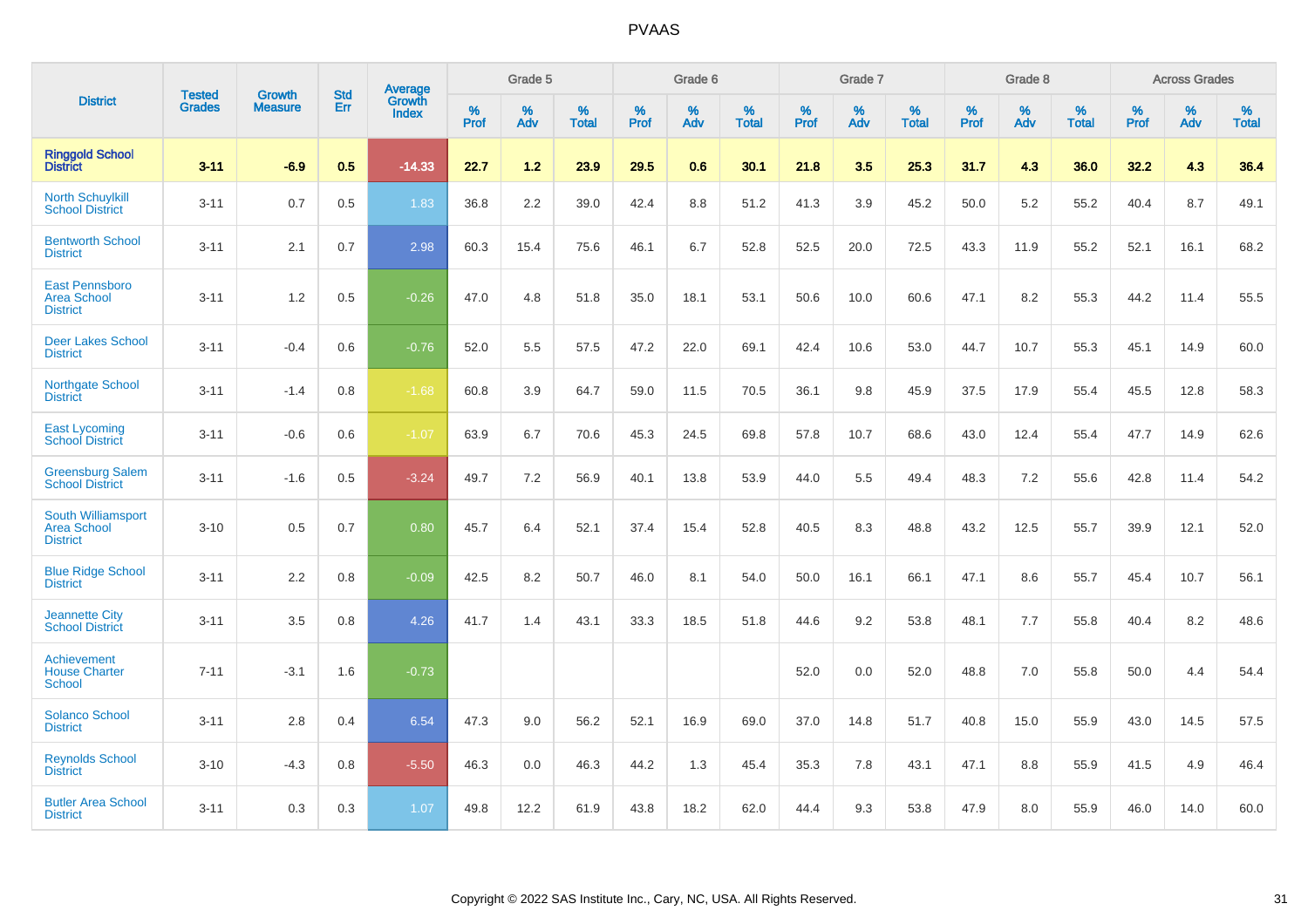## PVAAS

| District | Tested Grades | Growth Measure | Std Err | Average Growth Index | Grade 5 | | | Grade 6 | | | Grade 7 | | | Grade 8 | | | Across Grades | | |
|---|---|---|---|---|---|---|---|---|---|---|---|---|---|---|---|---|---|---|---|
| | | | | | % Prof | % Adv | % Total | % Prof | % Adv | % Total | % Prof | % Adv | % Total | % Prof | % Adv | % Total | % Prof | % Adv | % Total |
| **Ringgold School District** | **3-11** | **-6.9** | **0.5** | **-14.33** | **22.7** | **1.2** | **23.9** | **29.5** | **0.6** | **30.1** | **21.8** | **3.5** | **25.3** | **31.7** | **4.3** | **36.0** | **32.2** | **4.3** | **36.4** |
| North Schuylkill School District | 3-11 | 0.7 | 0.5 | 1.83 | 36.8 | 2.2 | 39.0 | 42.4 | 8.8 | 51.2 | 41.3 | 3.9 | 45.2 | 50.0 | 5.2 | 55.2 | 40.4 | 8.7 | 49.1 |
| Bentworth School District | 3-11 | 2.1 | 0.7 | 2.98 | 60.3 | 15.4 | 75.6 | 46.1 | 6.7 | 52.8 | 52.5 | 20.0 | 72.5 | 43.3 | 11.9 | 55.2 | 52.1 | 16.1 | 68.2 |
| East Pennsboro Area School District | 3-11 | 1.2 | 0.5 | -0.26 | 47.0 | 4.8 | 51.8 | 35.0 | 18.1 | 53.1 | 50.6 | 10.0 | 60.6 | 47.1 | 8.2 | 55.3 | 44.2 | 11.4 | 55.5 |
| Deer Lakes School District | 3-11 | -0.4 | 0.6 | -0.76 | 52.0 | 5.5 | 57.5 | 47.2 | 22.0 | 69.1 | 42.4 | 10.6 | 53.0 | 44.7 | 10.7 | 55.3 | 45.1 | 14.9 | 60.0 |
| Northgate School District | 3-11 | -1.4 | 0.8 | -1.68 | 60.8 | 3.9 | 64.7 | 59.0 | 11.5 | 70.5 | 36.1 | 9.8 | 45.9 | 37.5 | 17.9 | 55.4 | 45.5 | 12.8 | 58.3 |
| East Lycoming School District | 3-11 | -0.6 | 0.6 | -1.07 | 63.9 | 6.7 | 70.6 | 45.3 | 24.5 | 69.8 | 57.8 | 10.7 | 68.6 | 43.0 | 12.4 | 55.4 | 47.7 | 14.9 | 62.6 |
| Greensburg Salem School District | 3-11 | -1.6 | 0.5 | -3.24 | 49.7 | 7.2 | 56.9 | 40.1 | 13.8 | 53.9 | 44.0 | 5.5 | 49.4 | 48.3 | 7.2 | 55.6 | 42.8 | 11.4 | 54.2 |
| South Williamsport Area School District | 3-10 | 0.5 | 0.7 | 0.80 | 45.7 | 6.4 | 52.1 | 37.4 | 15.4 | 52.8 | 40.5 | 8.3 | 48.8 | 43.2 | 12.5 | 55.7 | 39.9 | 12.1 | 52.0 |
| Blue Ridge School District | 3-11 | 2.2 | 0.8 | -0.09 | 42.5 | 8.2 | 50.7 | 46.0 | 8.1 | 54.0 | 50.0 | 16.1 | 66.1 | 47.1 | 8.6 | 55.7 | 45.4 | 10.7 | 56.1 |
| Jeannette City School District | 3-11 | 3.5 | 0.8 | 4.26 | 41.7 | 1.4 | 43.1 | 33.3 | 18.5 | 51.8 | 44.6 | 9.2 | 53.8 | 48.1 | 7.7 | 55.8 | 40.4 | 8.2 | 48.6 |
| Achievement House Charter School | 7-11 | -3.1 | 1.6 | -0.73 | | | | | | | 52.0 | 0.0 | 52.0 | 48.8 | 7.0 | 55.8 | 50.0 | 4.4 | 54.4 |
| Solanco School District | 3-11 | 2.8 | 0.4 | 6.54 | 47.3 | 9.0 | 56.2 | 52.1 | 16.9 | 69.0 | 37.0 | 14.8 | 51.7 | 40.8 | 15.0 | 55.9 | 43.0 | 14.5 | 57.5 |
| Reynolds School District | 3-10 | -4.3 | 0.8 | -5.50 | 46.3 | 0.0 | 46.3 | 44.2 | 1.3 | 45.4 | 35.3 | 7.8 | 43.1 | 47.1 | 8.8 | 55.9 | 41.5 | 4.9 | 46.4 |
| Butler Area School District | 3-11 | 0.3 | 0.3 | 1.07 | 49.8 | 12.2 | 61.9 | 43.8 | 18.2 | 62.0 | 44.4 | 9.3 | 53.8 | 47.9 | 8.0 | 55.9 | 46.0 | 14.0 | 60.0 |

Copyright © 2022 SAS Institute Inc., Cary, NC, USA. All Rights Reserved.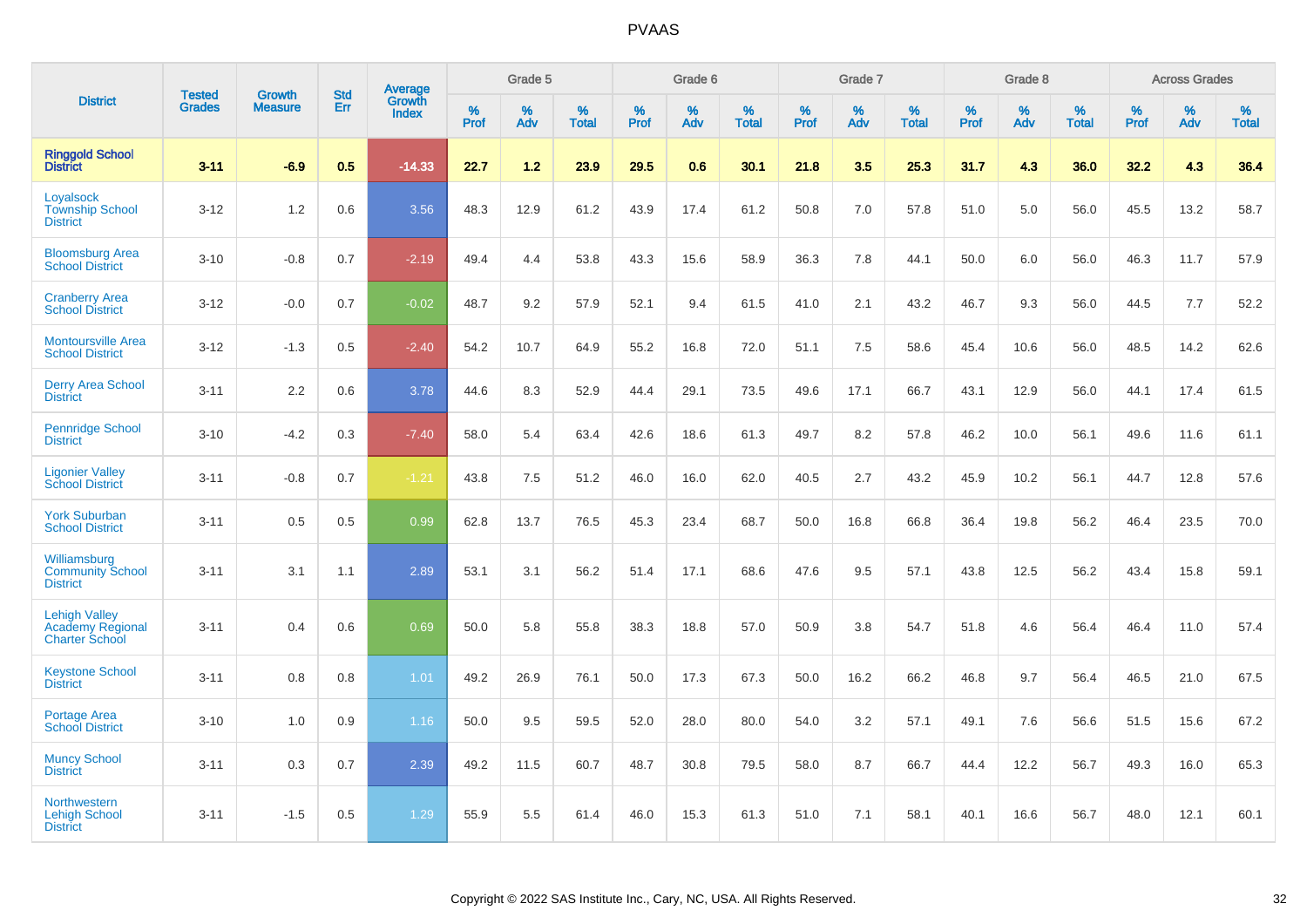| District | Tested Grades | Growth Measure | Std Err | Average Growth Index | Grade 5 | | | Grade 6 | | | Grade 7 | | | Grade 8 | | | Across Grades | | |
|---|---|---|---|---|---|---|---|---|---|---|---|---|---|---|---|---|---|---|---|
| | | | | | % Prof | % Adv | % Total | % Prof | % Adv | % Total | % Prof | % Adv | % Total | % Prof | % Adv | % Total | % Prof | % Adv | % Total |
| **Ringgold School District** | **3-11** | **-6.9** | **0.5** | **-14.33** | **22.7** | **1.2** | **23.9** | **29.5** | **0.6** | **30.1** | **21.8** | **3.5** | **25.3** | **31.7** | **4.3** | **36.0** | **32.2** | **4.3** | **36.4** |
| Loyalsock Township School District | 3-12 | 1.2 | 0.6 | 3.56 | 48.3 | 12.9 | 61.2 | 43.9 | 17.4 | 61.2 | 50.8 | 7.0 | 57.8 | 51.0 | 5.0 | 56.0 | 45.5 | 13.2 | 58.7 |
| Bloomsburg Area School District | 3-10 | -0.8 | 0.7 | -2.19 | 49.4 | 4.4 | 53.8 | 43.3 | 15.6 | 58.9 | 36.3 | 7.8 | 44.1 | 50.0 | 6.0 | 56.0 | 46.3 | 11.7 | 57.9 |
| Cranberry Area School District | 3-12 | -0.0 | 0.7 | -0.02 | 48.7 | 9.2 | 57.9 | 52.1 | 9.4 | 61.5 | 41.0 | 2.1 | 43.2 | 46.7 | 9.3 | 56.0 | 44.5 | 7.7 | 52.2 |
| Montoursville Area School District | 3-12 | -1.3 | 0.5 | -2.40 | 54.2 | 10.7 | 64.9 | 55.2 | 16.8 | 72.0 | 51.1 | 7.5 | 58.6 | 45.4 | 10.6 | 56.0 | 48.5 | 14.2 | 62.6 |
| Derry Area School District | 3-11 | 2.2 | 0.6 | 3.78 | 44.6 | 8.3 | 52.9 | 44.4 | 29.1 | 73.5 | 49.6 | 17.1 | 66.7 | 43.1 | 12.9 | 56.0 | 44.1 | 17.4 | 61.5 |
| Pennridge School District | 3-10 | -4.2 | 0.3 | -7.40 | 58.0 | 5.4 | 63.4 | 42.6 | 18.6 | 61.3 | 49.7 | 8.2 | 57.8 | 46.2 | 10.0 | 56.1 | 49.6 | 11.6 | 61.1 |
| Ligonier Valley School District | 3-11 | -0.8 | 0.7 | -1.21 | 43.8 | 7.5 | 51.2 | 46.0 | 16.0 | 62.0 | 40.5 | 2.7 | 43.2 | 45.9 | 10.2 | 56.1 | 44.7 | 12.8 | 57.6 |
| York Suburban School District | 3-11 | 0.5 | 0.5 | 0.99 | 62.8 | 13.7 | 76.5 | 45.3 | 23.4 | 68.7 | 50.0 | 16.8 | 66.8 | 36.4 | 19.8 | 56.2 | 46.4 | 23.5 | 70.0 |
| Williamsburg Community School District | 3-11 | 3.1 | 1.1 | 2.89 | 53.1 | 3.1 | 56.2 | 51.4 | 17.1 | 68.6 | 47.6 | 9.5 | 57.1 | 43.8 | 12.5 | 56.2 | 43.4 | 15.8 | 59.1 |
| Lehigh Valley Academy Regional Charter School | 3-11 | 0.4 | 0.6 | 0.69 | 50.0 | 5.8 | 55.8 | 38.3 | 18.8 | 57.0 | 50.9 | 3.8 | 54.7 | 51.8 | 4.6 | 56.4 | 46.4 | 11.0 | 57.4 |
| Keystone School District | 3-11 | 0.8 | 0.8 | 1.01 | 49.2 | 26.9 | 76.1 | 50.0 | 17.3 | 67.3 | 50.0 | 16.2 | 66.2 | 46.8 | 9.7 | 56.4 | 46.5 | 21.0 | 67.5 |
| Portage Area School District | 3-10 | 1.0 | 0.9 | 1.16 | 50.0 | 9.5 | 59.5 | 52.0 | 28.0 | 80.0 | 54.0 | 3.2 | 57.1 | 49.1 | 7.6 | 56.6 | 51.5 | 15.6 | 67.2 |
| Muncy School District | 3-11 | 0.3 | 0.7 | 2.39 | 49.2 | 11.5 | 60.7 | 48.7 | 30.8 | 79.5 | 58.0 | 8.7 | 66.7 | 44.4 | 12.2 | 56.7 | 49.3 | 16.0 | 65.3 |
| Northwestern Lehigh School District | 3-11 | -1.5 | 0.5 | 1.29 | 55.9 | 5.5 | 61.4 | 46.0 | 15.3 | 61.3 | 51.0 | 7.1 | 58.1 | 40.1 | 16.6 | 56.7 | 48.0 | 12.1 | 60.1 |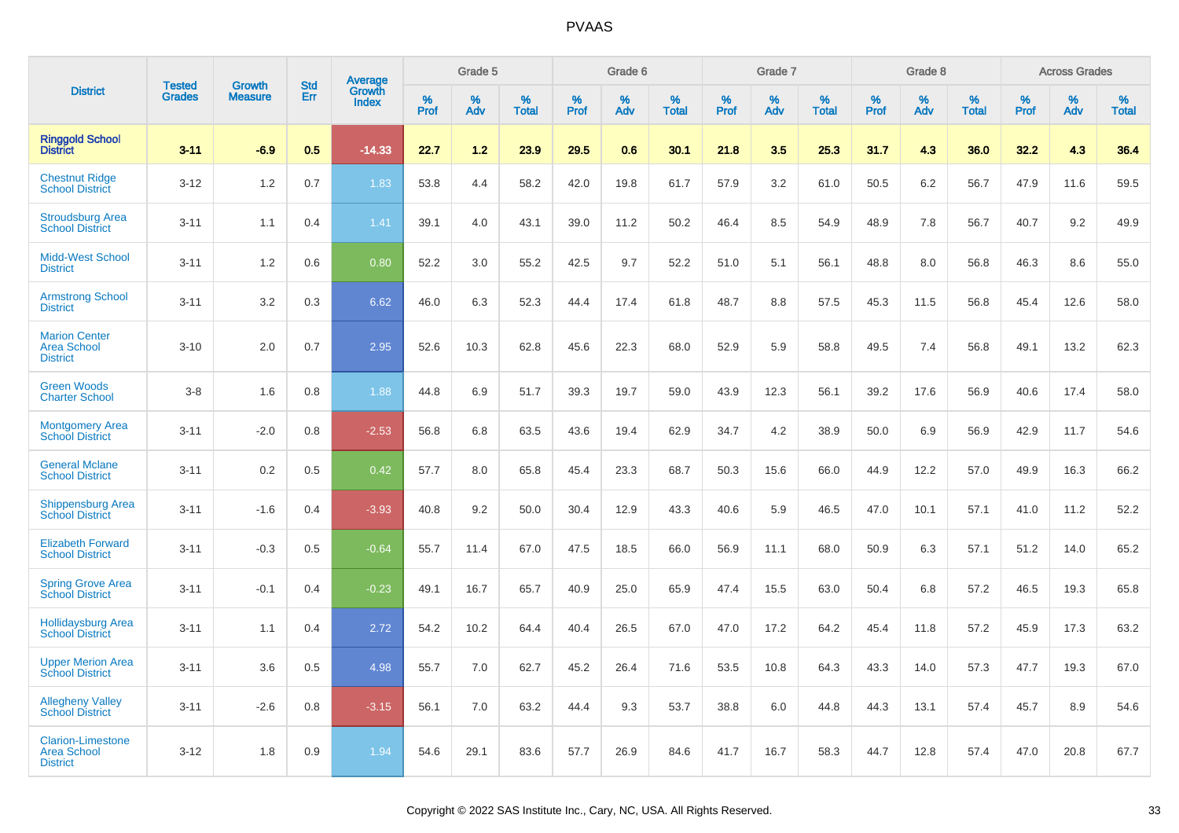| District | Tested Grades | Growth Measure | Std Err | Average Growth Index | Grade 5 | | | Grade 6 | | | Grade 7 | | | Grade 8 | | | Across Grades | | |
|---|---|---|---|---|---|---|---|---|---|---|---|---|---|---|---|---|---|---|---|
| | | | | | % Prof | % Adv | % Total | % Prof | % Adv | % Total | % Prof | % Adv | % Total | % Prof | % Adv | % Total | % Prof | % Adv | % Total |
| **Ringgold School District** | **3-11** | **-6.9** | **0.5** | **-14.33** | **22.7** | **1.2** | **23.9** | **29.5** | **0.6** | **30.1** | **21.8** | **3.5** | **25.3** | **31.7** | **4.3** | **36.0** | **32.2** | **4.3** | **36.4** |
| Chestnut Ridge School District | 3-12 | 1.2 | 0.7 | 1.83 | 53.8 | 4.4 | 58.2 | 42.0 | 19.8 | 61.7 | 57.9 | 3.2 | 61.0 | 50.5 | 6.2 | 56.7 | 47.9 | 11.6 | 59.5 |
| Stroudsburg Area School District | 3-11 | 1.1 | 0.4 | 1.41 | 39.1 | 4.0 | 43.1 | 39.0 | 11.2 | 50.2 | 46.4 | 8.5 | 54.9 | 48.9 | 7.8 | 56.7 | 40.7 | 9.2 | 49.9 |
| Midd-West School District | 3-11 | 1.2 | 0.6 | 0.80 | 52.2 | 3.0 | 55.2 | 42.5 | 9.7 | 52.2 | 51.0 | 5.1 | 56.1 | 48.8 | 8.0 | 56.8 | 46.3 | 8.6 | 55.0 |
| Armstrong School District | 3-11 | 3.2 | 0.3 | 6.62 | 46.0 | 6.3 | 52.3 | 44.4 | 17.4 | 61.8 | 48.7 | 8.8 | 57.5 | 45.3 | 11.5 | 56.8 | 45.4 | 12.6 | 58.0 |
| Marion Center Area School District | 3-10 | 2.0 | 0.7 | 2.95 | 52.6 | 10.3 | 62.8 | 45.6 | 22.3 | 68.0 | 52.9 | 5.9 | 58.8 | 49.5 | 7.4 | 56.8 | 49.1 | 13.2 | 62.3 |
| Green Woods Charter School | 3-8 | 1.6 | 0.8 | 1.88 | 44.8 | 6.9 | 51.7 | 39.3 | 19.7 | 59.0 | 43.9 | 12.3 | 56.1 | 39.2 | 17.6 | 56.9 | 40.6 | 17.4 | 58.0 |
| Montgomery Area School District | 3-11 | -2.0 | 0.8 | -2.53 | 56.8 | 6.8 | 63.5 | 43.6 | 19.4 | 62.9 | 34.7 | 4.2 | 38.9 | 50.0 | 6.9 | 56.9 | 42.9 | 11.7 | 54.6 |
| General Mclane School District | 3-11 | 0.2 | 0.5 | 0.42 | 57.7 | 8.0 | 65.8 | 45.4 | 23.3 | 68.7 | 50.3 | 15.6 | 66.0 | 44.9 | 12.2 | 57.0 | 49.9 | 16.3 | 66.2 |
| Shippensburg Area School District | 3-11 | -1.6 | 0.4 | -3.93 | 40.8 | 9.2 | 50.0 | 30.4 | 12.9 | 43.3 | 40.6 | 5.9 | 46.5 | 47.0 | 10.1 | 57.1 | 41.0 | 11.2 | 52.2 |
| Elizabeth Forward School District | 3-11 | -0.3 | 0.5 | -0.64 | 55.7 | 11.4 | 67.0 | 47.5 | 18.5 | 66.0 | 56.9 | 11.1 | 68.0 | 50.9 | 6.3 | 57.1 | 51.2 | 14.0 | 65.2 |
| Spring Grove Area School District | 3-11 | -0.1 | 0.4 | -0.23 | 49.1 | 16.7 | 65.7 | 40.9 | 25.0 | 65.9 | 47.4 | 15.5 | 63.0 | 50.4 | 6.8 | 57.2 | 46.5 | 19.3 | 65.8 |
| Hollidaysburg Area School District | 3-11 | 1.1 | 0.4 | 2.72 | 54.2 | 10.2 | 64.4 | 40.4 | 26.5 | 67.0 | 47.0 | 17.2 | 64.2 | 45.4 | 11.8 | 57.2 | 45.9 | 17.3 | 63.2 |
| Upper Merion Area School District | 3-11 | 3.6 | 0.5 | 4.98 | 55.7 | 7.0 | 62.7 | 45.2 | 26.4 | 71.6 | 53.5 | 10.8 | 64.3 | 43.3 | 14.0 | 57.3 | 47.7 | 19.3 | 67.0 |
| Allegheny Valley School District | 3-11 | -2.6 | 0.8 | -3.15 | 56.1 | 7.0 | 63.2 | 44.4 | 9.3 | 53.7 | 38.8 | 6.0 | 44.8 | 44.3 | 13.1 | 57.4 | 45.7 | 8.9 | 54.6 |
| Clarion-Limestone Area School District | 3-12 | 1.8 | 0.9 | 1.94 | 54.6 | 29.1 | 83.6 | 57.7 | 26.9 | 84.6 | 41.7 | 16.7 | 58.3 | 44.7 | 12.8 | 57.4 | 47.0 | 20.8 | 67.7 |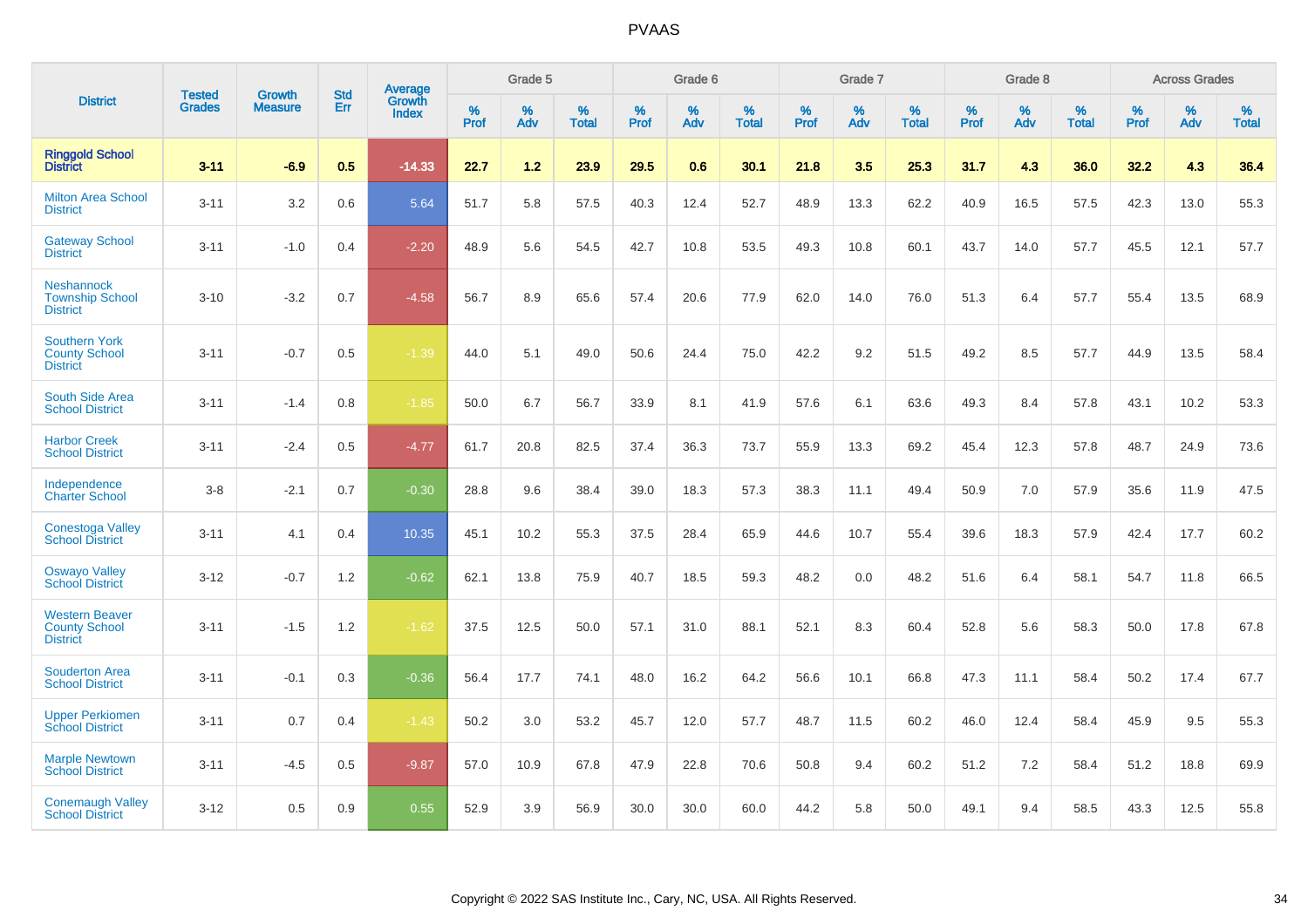# PVAAS

| District | Tested Grades | Growth Measure | Std Err | Average Growth Index | Grade 5 | | | Grade 6 | | | Grade 7 | | | Grade 8 | | | Across Grades | | |
|---|---|---|---|---|---|---|---|---|---|---|---|---|---|---|---|---|---|---|---|
| | | | | | % Prof | % Adv | % Total | % Prof | % Adv | % Total | % Prof | % Adv | % Total | % Prof | % Adv | % Total | % Prof | % Adv | % Total |
| **Ringgold School District** | **3-11** | **-6.9** | **0.5** | **-14.33** | **22.7** | **1.2** | **23.9** | **29.5** | **0.6** | **30.1** | **21.8** | **3.5** | **25.3** | **31.7** | **4.3** | **36.0** | **32.2** | **4.3** | **36.4** |
| Milton Area School District | 3-11 | 3.2 | 0.6 | 5.64 | 51.7 | 5.8 | 57.5 | 40.3 | 12.4 | 52.7 | 48.9 | 13.3 | 62.2 | 40.9 | 16.5 | 57.5 | 42.3 | 13.0 | 55.3 |
| Gateway School District | 3-11 | -1.0 | 0.4 | -2.20 | 48.9 | 5.6 | 54.5 | 42.7 | 10.8 | 53.5 | 49.3 | 10.8 | 60.1 | 43.7 | 14.0 | 57.7 | 45.5 | 12.1 | 57.7 |
| Neshannock Township School District | 3-10 | -3.2 | 0.7 | -4.58 | 56.7 | 8.9 | 65.6 | 57.4 | 20.6 | 77.9 | 62.0 | 14.0 | 76.0 | 51.3 | 6.4 | 57.7 | 55.4 | 13.5 | 68.9 |
| Southern York County School District | 3-11 | -0.7 | 0.5 | -1.39 | 44.0 | 5.1 | 49.0 | 50.6 | 24.4 | 75.0 | 42.2 | 9.2 | 51.5 | 49.2 | 8.5 | 57.7 | 44.9 | 13.5 | 58.4 |
| South Side Area School District | 3-11 | -1.4 | 0.8 | -1.85 | 50.0 | 6.7 | 56.7 | 33.9 | 8.1 | 41.9 | 57.6 | 6.1 | 63.6 | 49.3 | 8.4 | 57.8 | 43.1 | 10.2 | 53.3 |
| Harbor Creek School District | 3-11 | -2.4 | 0.5 | -4.77 | 61.7 | 20.8 | 82.5 | 37.4 | 36.3 | 73.7 | 55.9 | 13.3 | 69.2 | 45.4 | 12.3 | 57.8 | 48.7 | 24.9 | 73.6 |
| Independence Charter School | 3-8 | -2.1 | 0.7 | -0.30 | 28.8 | 9.6 | 38.4 | 39.0 | 18.3 | 57.3 | 38.3 | 11.1 | 49.4 | 50.9 | 7.0 | 57.9 | 35.6 | 11.9 | 47.5 |
| Conestoga Valley School District | 3-11 | 4.1 | 0.4 | 10.35 | 45.1 | 10.2 | 55.3 | 37.5 | 28.4 | 65.9 | 44.6 | 10.7 | 55.4 | 39.6 | 18.3 | 57.9 | 42.4 | 17.7 | 60.2 |
| Oswayo Valley School District | 3-12 | -0.7 | 1.2 | -0.62 | 62.1 | 13.8 | 75.9 | 40.7 | 18.5 | 59.3 | 48.2 | 0.0 | 48.2 | 51.6 | 6.4 | 58.1 | 54.7 | 11.8 | 66.5 |
| Western Beaver County School District | 3-11 | -1.5 | 1.2 | -1.62 | 37.5 | 12.5 | 50.0 | 57.1 | 31.0 | 88.1 | 52.1 | 8.3 | 60.4 | 52.8 | 5.6 | 58.3 | 50.0 | 17.8 | 67.8 |
| Souderton Area School District | 3-11 | -0.1 | 0.3 | -0.36 | 56.4 | 17.7 | 74.1 | 48.0 | 16.2 | 64.2 | 56.6 | 10.1 | 66.8 | 47.3 | 11.1 | 58.4 | 50.2 | 17.4 | 67.7 |
| Upper Perkiomen School District | 3-11 | 0.7 | 0.4 | -1.43 | 50.2 | 3.0 | 53.2 | 45.7 | 12.0 | 57.7 | 48.7 | 11.5 | 60.2 | 46.0 | 12.4 | 58.4 | 45.9 | 9.5 | 55.3 |
| Marple Newtown School District | 3-11 | -4.5 | 0.5 | -9.87 | 57.0 | 10.9 | 67.8 | 47.9 | 22.8 | 70.6 | 50.8 | 9.4 | 60.2 | 51.2 | 7.2 | 58.4 | 51.2 | 18.8 | 69.9 |
| Conemaugh Valley School District | 3-12 | 0.5 | 0.9 | 0.55 | 52.9 | 3.9 | 56.9 | 30.0 | 30.0 | 60.0 | 44.2 | 5.8 | 50.0 | 49.1 | 9.4 | 58.5 | 43.3 | 12.5 | 55.8 |

Copyright © 2022 SAS Institute Inc., Cary, NC, USA. All Rights Reserved.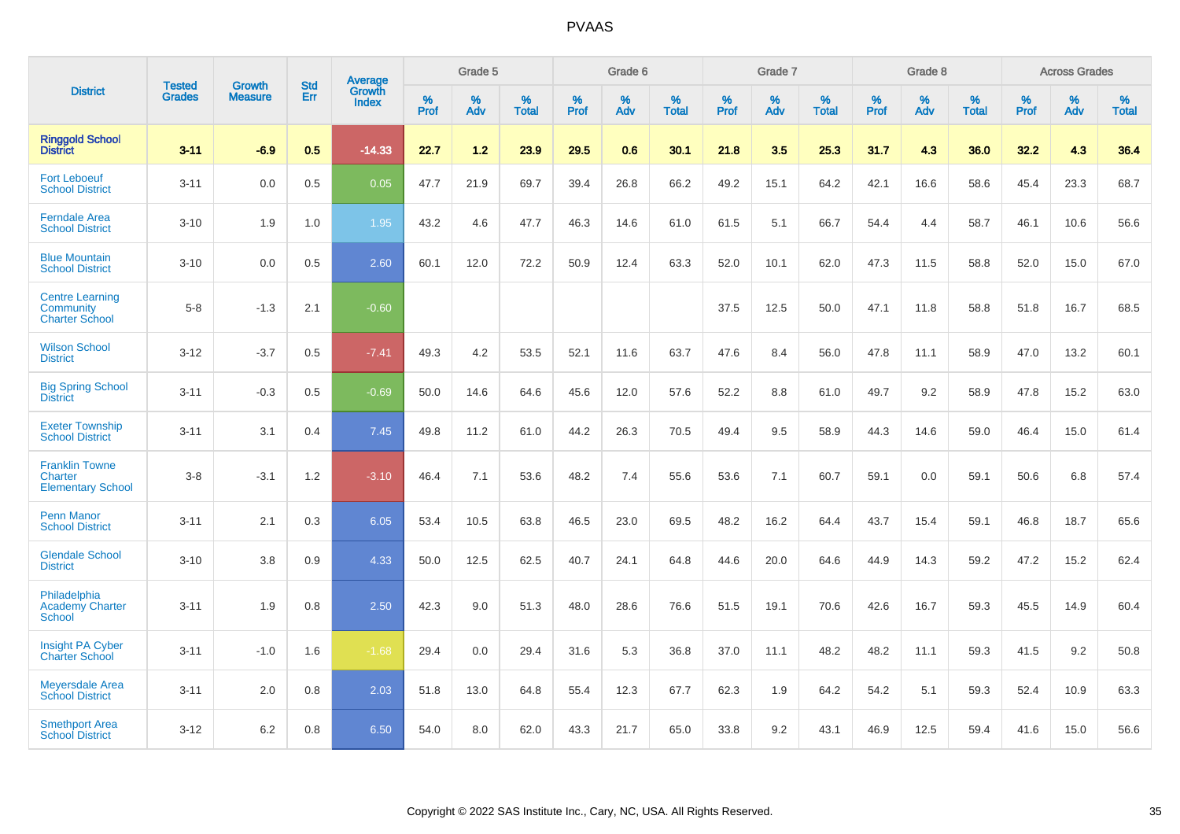# PVAAS

| District | Tested Grades | Growth Measure | Std Err | Average Growth Index | Grade 5 | | | Grade 6 | | | Grade 7 | | | Grade 8 | | | Across Grades | | |
|---|---|---|---|---|---|---|---|---|---|---|---|---|---|---|---|---|---|---|---|
| | | | | | % Prof | % Adv | % Total | % Prof | % Adv | % Total | % Prof | % Adv | % Total | % Prof | % Adv | % Total | % Prof | % Adv | % Total |
| **Ringgold School District** | **3-11** | **-6.9** | **0.5** | **-14.33** | **22.7** | **1.2** | **23.9** | **29.5** | **0.6** | **30.1** | **21.8** | **3.5** | **25.3** | **31.7** | **4.3** | **36.0** | **32.2** | **4.3** | **36.4** |
| Fort Leboeuf School District | 3-11 | 0.0 | 0.5 | 0.05 | 47.7 | 21.9 | 69.7 | 39.4 | 26.8 | 66.2 | 49.2 | 15.1 | 64.2 | 42.1 | 16.6 | 58.6 | 45.4 | 23.3 | 68.7 |
| Ferndale Area School District | 3-10 | 1.9 | 1.0 | 1.95 | 43.2 | 4.6 | 47.7 | 46.3 | 14.6 | 61.0 | 61.5 | 5.1 | 66.7 | 54.4 | 4.4 | 58.7 | 46.1 | 10.6 | 56.6 |
| Blue Mountain School District | 3-10 | 0.0 | 0.5 | 2.60 | 60.1 | 12.0 | 72.2 | 50.9 | 12.4 | 63.3 | 52.0 | 10.1 | 62.0 | 47.3 | 11.5 | 58.8 | 52.0 | 15.0 | 67.0 |
| Centre Learning Community Charter School | 5-8 | -1.3 | 2.1 | -0.60 | | | | | | | 37.5 | 12.5 | 50.0 | 47.1 | 11.8 | 58.8 | 51.8 | 16.7 | 68.5 |
| Wilson School District | 3-12 | -3.7 | 0.5 | -7.41 | 49.3 | 4.2 | 53.5 | 52.1 | 11.6 | 63.7 | 47.6 | 8.4 | 56.0 | 47.8 | 11.1 | 58.9 | 47.0 | 13.2 | 60.1 |
| Big Spring School District | 3-11 | -0.3 | 0.5 | -0.69 | 50.0 | 14.6 | 64.6 | 45.6 | 12.0 | 57.6 | 52.2 | 8.8 | 61.0 | 49.7 | 9.2 | 58.9 | 47.8 | 15.2 | 63.0 |
| Exeter Township School District | 3-11 | 3.1 | 0.4 | 7.45 | 49.8 | 11.2 | 61.0 | 44.2 | 26.3 | 70.5 | 49.4 | 9.5 | 58.9 | 44.3 | 14.6 | 59.0 | 46.4 | 15.0 | 61.4 |
| Franklin Towne Charter Elementary School | 3-8 | -3.1 | 1.2 | -3.10 | 46.4 | 7.1 | 53.6 | 48.2 | 7.4 | 55.6 | 53.6 | 7.1 | 60.7 | 59.1 | 0.0 | 59.1 | 50.6 | 6.8 | 57.4 |
| Penn Manor School District | 3-11 | 2.1 | 0.3 | 6.05 | 53.4 | 10.5 | 63.8 | 46.5 | 23.0 | 69.5 | 48.2 | 16.2 | 64.4 | 43.7 | 15.4 | 59.1 | 46.8 | 18.7 | 65.6 |
| Glendale School District | 3-10 | 3.8 | 0.9 | 4.33 | 50.0 | 12.5 | 62.5 | 40.7 | 24.1 | 64.8 | 44.6 | 20.0 | 64.6 | 44.9 | 14.3 | 59.2 | 47.2 | 15.2 | 62.4 |
| Philadelphia Academy Charter School | 3-11 | 1.9 | 0.8 | 2.50 | 42.3 | 9.0 | 51.3 | 48.0 | 28.6 | 76.6 | 51.5 | 19.1 | 70.6 | 42.6 | 16.7 | 59.3 | 45.5 | 14.9 | 60.4 |
| Insight PA Cyber Charter School | 3-11 | -1.0 | 1.6 | -1.68 | 29.4 | 0.0 | 29.4 | 31.6 | 5.3 | 36.8 | 37.0 | 11.1 | 48.2 | 48.2 | 11.1 | 59.3 | 41.5 | 9.2 | 50.8 |
| Meyersdale Area School District | 3-11 | 2.0 | 0.8 | 2.03 | 51.8 | 13.0 | 64.8 | 55.4 | 12.3 | 67.7 | 62.3 | 1.9 | 64.2 | 54.2 | 5.1 | 59.3 | 52.4 | 10.9 | 63.3 |
| Smethport Area School District | 3-12 | 6.2 | 0.8 | 6.50 | 54.0 | 8.0 | 62.0 | 43.3 | 21.7 | 65.0 | 33.8 | 9.2 | 43.1 | 46.9 | 12.5 | 59.4 | 41.6 | 15.0 | 56.6 |

Copyright © 2022 SAS Institute Inc., Cary, NC, USA. All Rights Reserved.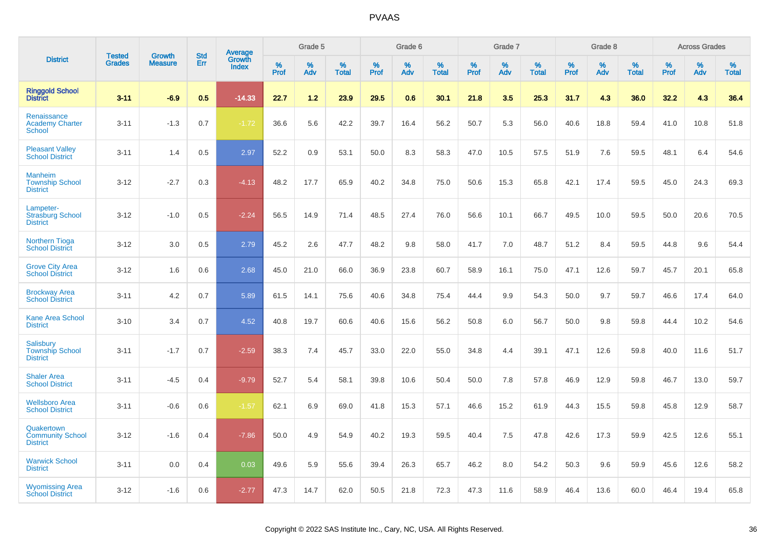| District | Tested Grades | Growth Measure | Std Err | Average Growth Index | Grade 5 | | | Grade 6 | | | Grade 7 | | | Grade 8 | | | Across Grades | | |
|---|---|---|---|---|---|---|---|---|---|---|---|---|---|---|---|---|---|---|---|
| | | | | | % Prof | % Adv | % Total | % Prof | % Adv | % Total | % Prof | % Adv | % Total | % Prof | % Adv | % Total | % Prof | % Adv | % Total |
| **Ringgold School District** | **3-11** | **-6.9** | **0.5** | **-14.33** | **22.7** | **1.2** | **23.9** | **29.5** | **0.6** | **30.1** | **21.8** | **3.5** | **25.3** | **31.7** | **4.3** | **36.0** | **32.2** | **4.3** | **36.4** |
| Renaissance Academy Charter School | 3-11 | -1.3 | 0.7 | -1.72 | 36.6 | 5.6 | 42.2 | 39.7 | 16.4 | 56.2 | 50.7 | 5.3 | 56.0 | 40.6 | 18.8 | 59.4 | 41.0 | 10.8 | 51.8 |
| Pleasant Valley School District | 3-11 | 1.4 | 0.5 | 2.97 | 52.2 | 0.9 | 53.1 | 50.0 | 8.3 | 58.3 | 47.0 | 10.5 | 57.5 | 51.9 | 7.6 | 59.5 | 48.1 | 6.4 | 54.6 |
| Manheim Township School District | 3-12 | -2.7 | 0.3 | -4.13 | 48.2 | 17.7 | 65.9 | 40.2 | 34.8 | 75.0 | 50.6 | 15.3 | 65.8 | 42.1 | 17.4 | 59.5 | 45.0 | 24.3 | 69.3 |
| Lampeter-Strasburg School District | 3-12 | -1.0 | 0.5 | -2.24 | 56.5 | 14.9 | 71.4 | 48.5 | 27.4 | 76.0 | 56.6 | 10.1 | 66.7 | 49.5 | 10.0 | 59.5 | 50.0 | 20.6 | 70.5 |
| Northern Tioga School District | 3-12 | 3.0 | 0.5 | 2.79 | 45.2 | 2.6 | 47.7 | 48.2 | 9.8 | 58.0 | 41.7 | 7.0 | 48.7 | 51.2 | 8.4 | 59.5 | 44.8 | 9.6 | 54.4 |
| Grove City Area School District | 3-12 | 1.6 | 0.6 | 2.68 | 45.0 | 21.0 | 66.0 | 36.9 | 23.8 | 60.7 | 58.9 | 16.1 | 75.0 | 47.1 | 12.6 | 59.7 | 45.7 | 20.1 | 65.8 |
| Brockway Area School District | 3-11 | 4.2 | 0.7 | 5.89 | 61.5 | 14.1 | 75.6 | 40.6 | 34.8 | 75.4 | 44.4 | 9.9 | 54.3 | 50.0 | 9.7 | 59.7 | 46.6 | 17.4 | 64.0 |
| Kane Area School District | 3-10 | 3.4 | 0.7 | 4.52 | 40.8 | 19.7 | 60.6 | 40.6 | 15.6 | 56.2 | 50.8 | 6.0 | 56.7 | 50.0 | 9.8 | 59.8 | 44.4 | 10.2 | 54.6 |
| Salisbury Township School District | 3-11 | -1.7 | 0.7 | -2.59 | 38.3 | 7.4 | 45.7 | 33.0 | 22.0 | 55.0 | 34.8 | 4.4 | 39.1 | 47.1 | 12.6 | 59.8 | 40.0 | 11.6 | 51.7 |
| Shaler Area School District | 3-11 | -4.5 | 0.4 | -9.79 | 52.7 | 5.4 | 58.1 | 39.8 | 10.6 | 50.4 | 50.0 | 7.8 | 57.8 | 46.9 | 12.9 | 59.8 | 46.7 | 13.0 | 59.7 |
| Wellsboro Area School District | 3-11 | -0.6 | 0.6 | -1.57 | 62.1 | 6.9 | 69.0 | 41.8 | 15.3 | 57.1 | 46.6 | 15.2 | 61.9 | 44.3 | 15.5 | 59.8 | 45.8 | 12.9 | 58.7 |
| Quakertown Community School District | 3-12 | -1.6 | 0.4 | -7.86 | 50.0 | 4.9 | 54.9 | 40.2 | 19.3 | 59.5 | 40.4 | 7.5 | 47.8 | 42.6 | 17.3 | 59.9 | 42.5 | 12.6 | 55.1 |
| Warwick School District | 3-11 | 0.0 | 0.4 | 0.03 | 49.6 | 5.9 | 55.6 | 39.4 | 26.3 | 65.7 | 46.2 | 8.0 | 54.2 | 50.3 | 9.6 | 59.9 | 45.6 | 12.6 | 58.2 |
| Wyomissing Area School District | 3-12 | -1.6 | 0.6 | -2.77 | 47.3 | 14.7 | 62.0 | 50.5 | 21.8 | 72.3 | 47.3 | 11.6 | 58.9 | 46.4 | 13.6 | 60.0 | 46.4 | 19.4 | 65.8 |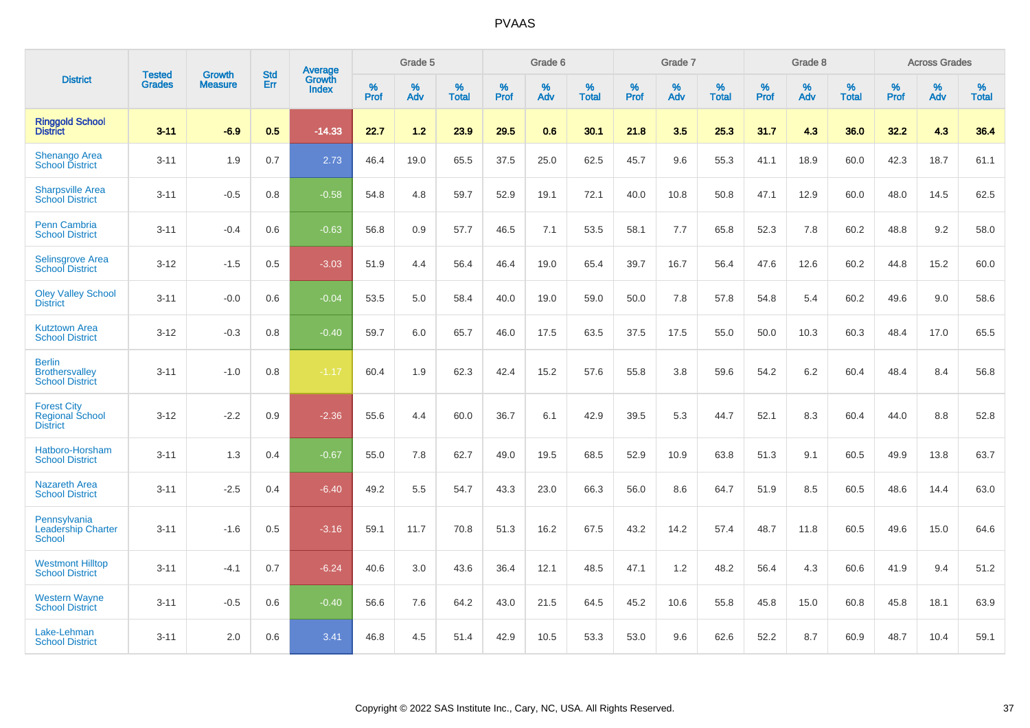# PVAAS

| District | Tested Grades | Growth Measure | Std Err | Average Growth Index | Grade 5 | | | Grade 6 | | | Grade 7 | | | Grade 8 | | | Across Grades | | |
|---|---|---|---|---|---|---|---|---|---|---|---|---|---|---|---|---|---|---|---|
| | | | | | % Prof | % Adv | % Total | % Prof | % Adv | % Total | % Prof | % Adv | % Total | % Prof | % Adv | % Total | % Prof | % Adv | % Total |
| **Ringgold School District** | **3-11** | **-6.9** | **0.5** | **-14.33** | **22.7** | **1.2** | **23.9** | **29.5** | **0.6** | **30.1** | **21.8** | **3.5** | **25.3** | **31.7** | **4.3** | **36.0** | **32.2** | **4.3** | **36.4** |
| Shenango Area School District | 3-11 | 1.9 | 0.7 | 2.73 | 46.4 | 19.0 | 65.5 | 37.5 | 25.0 | 62.5 | 45.7 | 9.6 | 55.3 | 41.1 | 18.9 | 60.0 | 42.3 | 18.7 | 61.1 |
| Sharpsville Area School District | 3-11 | -0.5 | 0.8 | -0.58 | 54.8 | 4.8 | 59.7 | 52.9 | 19.1 | 72.1 | 40.0 | 10.8 | 50.8 | 47.1 | 12.9 | 60.0 | 48.0 | 14.5 | 62.5 |
| Penn Cambria School District | 3-11 | -0.4 | 0.6 | -0.63 | 56.8 | 0.9 | 57.7 | 46.5 | 7.1 | 53.5 | 58.1 | 7.7 | 65.8 | 52.3 | 7.8 | 60.2 | 48.8 | 9.2 | 58.0 |
| Selinsgrove Area School District | 3-12 | -1.5 | 0.5 | -3.03 | 51.9 | 4.4 | 56.4 | 46.4 | 19.0 | 65.4 | 39.7 | 16.7 | 56.4 | 47.6 | 12.6 | 60.2 | 44.8 | 15.2 | 60.0 |
| Oley Valley School District | 3-11 | -0.0 | 0.6 | -0.04 | 53.5 | 5.0 | 58.4 | 40.0 | 19.0 | 59.0 | 50.0 | 7.8 | 57.8 | 54.8 | 5.4 | 60.2 | 49.6 | 9.0 | 58.6 |
| Kutztown Area School District | 3-12 | -0.3 | 0.8 | -0.40 | 59.7 | 6.0 | 65.7 | 46.0 | 17.5 | 63.5 | 37.5 | 17.5 | 55.0 | 50.0 | 10.3 | 60.3 | 48.4 | 17.0 | 65.5 |
| Berlin Brothersvalley School District | 3-11 | -1.0 | 0.8 | -1.17 | 60.4 | 1.9 | 62.3 | 42.4 | 15.2 | 57.6 | 55.8 | 3.8 | 59.6 | 54.2 | 6.2 | 60.4 | 48.4 | 8.4 | 56.8 |
| Forest City Regional School District | 3-12 | -2.2 | 0.9 | -2.36 | 55.6 | 4.4 | 60.0 | 36.7 | 6.1 | 42.9 | 39.5 | 5.3 | 44.7 | 52.1 | 8.3 | 60.4 | 44.0 | 8.8 | 52.8 |
| Hatboro-Horsham School District | 3-11 | 1.3 | 0.4 | -0.67 | 55.0 | 7.8 | 62.7 | 49.0 | 19.5 | 68.5 | 52.9 | 10.9 | 63.8 | 51.3 | 9.1 | 60.5 | 49.9 | 13.8 | 63.7 |
| Nazareth Area School District | 3-11 | -2.5 | 0.4 | -6.40 | 49.2 | 5.5 | 54.7 | 43.3 | 23.0 | 66.3 | 56.0 | 8.6 | 64.7 | 51.9 | 8.5 | 60.5 | 48.6 | 14.4 | 63.0 |
| Pennsylvania Leadership Charter School | 3-11 | -1.6 | 0.5 | -3.16 | 59.1 | 11.7 | 70.8 | 51.3 | 16.2 | 67.5 | 43.2 | 14.2 | 57.4 | 48.7 | 11.8 | 60.5 | 49.6 | 15.0 | 64.6 |
| Westmont Hilltop School District | 3-11 | -4.1 | 0.7 | -6.24 | 40.6 | 3.0 | 43.6 | 36.4 | 12.1 | 48.5 | 47.1 | 1.2 | 48.2 | 56.4 | 4.3 | 60.6 | 41.9 | 9.4 | 51.2 |
| Western Wayne School District | 3-11 | -0.5 | 0.6 | -0.40 | 56.6 | 7.6 | 64.2 | 43.0 | 21.5 | 64.5 | 45.2 | 10.6 | 55.8 | 45.8 | 15.0 | 60.8 | 45.8 | 18.1 | 63.9 |
| Lake-Lehman School District | 3-11 | 2.0 | 0.6 | 3.41 | 46.8 | 4.5 | 51.4 | 42.9 | 10.5 | 53.3 | 53.0 | 9.6 | 62.6 | 52.2 | 8.7 | 60.9 | 48.7 | 10.4 | 59.1 |

Copyright © 2022 SAS Institute Inc., Cary, NC, USA. All Rights Reserved.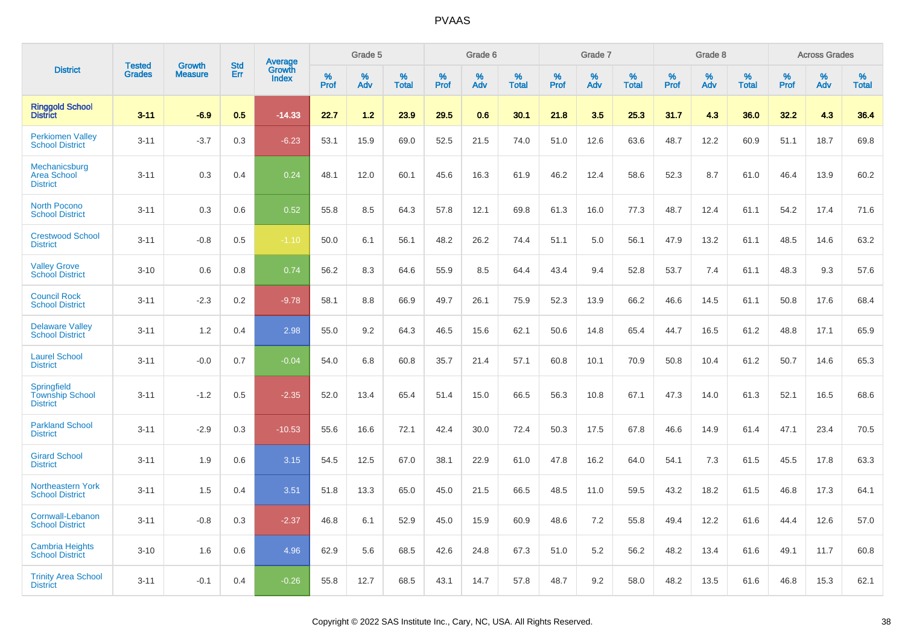# PVAAS

| District | Tested Grades | Growth Measure | Std Err | Average Growth Index | Grade 5 | | | Grade 6 | | | Grade 7 | | | Grade 8 | | | Across Grades | | |
|---|---|---|---|---|---|---|---|---|---|---|---|---|---|---|---|---|---|---|---|
| | | | | | % Prof | % Adv | % Total | % Prof | % Adv | % Total | % Prof | % Adv | % Total | % Prof | % Adv | % Total | % Prof | % Adv | % Total |
| **Ringgold School District** | **3-11** | **-6.9** | **0.5** | **-14.33** | **22.7** | **1.2** | **23.9** | **29.5** | **0.6** | **30.1** | **21.8** | **3.5** | **25.3** | **31.7** | **4.3** | **36.0** | **32.2** | **4.3** | **36.4** |
| Perkiomen Valley School District | 3-11 | -3.7 | 0.3 | -6.23 | 53.1 | 15.9 | 69.0 | 52.5 | 21.5 | 74.0 | 51.0 | 12.6 | 63.6 | 48.7 | 12.2 | 60.9 | 51.1 | 18.7 | 69.8 |
| Mechanicsburg Area School District | 3-11 | 0.3 | 0.4 | 0.24 | 48.1 | 12.0 | 60.1 | 45.6 | 16.3 | 61.9 | 46.2 | 12.4 | 58.6 | 52.3 | 8.7 | 61.0 | 46.4 | 13.9 | 60.2 |
| North Pocono School District | 3-11 | 0.3 | 0.6 | 0.52 | 55.8 | 8.5 | 64.3 | 57.8 | 12.1 | 69.8 | 61.3 | 16.0 | 77.3 | 48.7 | 12.4 | 61.1 | 54.2 | 17.4 | 71.6 |
| Crestwood School District | 3-11 | -0.8 | 0.5 | -1.10 | 50.0 | 6.1 | 56.1 | 48.2 | 26.2 | 74.4 | 51.1 | 5.0 | 56.1 | 47.9 | 13.2 | 61.1 | 48.5 | 14.6 | 63.2 |
| Valley Grove School District | 3-10 | 0.6 | 0.8 | 0.74 | 56.2 | 8.3 | 64.6 | 55.9 | 8.5 | 64.4 | 43.4 | 9.4 | 52.8 | 53.7 | 7.4 | 61.1 | 48.3 | 9.3 | 57.6 |
| Council Rock School District | 3-11 | -2.3 | 0.2 | -9.78 | 58.1 | 8.8 | 66.9 | 49.7 | 26.1 | 75.9 | 52.3 | 13.9 | 66.2 | 46.6 | 14.5 | 61.1 | 50.8 | 17.6 | 68.4 |
| Delaware Valley School District | 3-11 | 1.2 | 0.4 | 2.98 | 55.0 | 9.2 | 64.3 | 46.5 | 15.6 | 62.1 | 50.6 | 14.8 | 65.4 | 44.7 | 16.5 | 61.2 | 48.8 | 17.1 | 65.9 |
| Laurel School District | 3-11 | -0.0 | 0.7 | -0.04 | 54.0 | 6.8 | 60.8 | 35.7 | 21.4 | 57.1 | 60.8 | 10.1 | 70.9 | 50.8 | 10.4 | 61.2 | 50.7 | 14.6 | 65.3 |
| Springfield Township School District | 3-11 | -1.2 | 0.5 | -2.35 | 52.0 | 13.4 | 65.4 | 51.4 | 15.0 | 66.5 | 56.3 | 10.8 | 67.1 | 47.3 | 14.0 | 61.3 | 52.1 | 16.5 | 68.6 |
| Parkland School District | 3-11 | -2.9 | 0.3 | -10.53 | 55.6 | 16.6 | 72.1 | 42.4 | 30.0 | 72.4 | 50.3 | 17.5 | 67.8 | 46.6 | 14.9 | 61.4 | 47.1 | 23.4 | 70.5 |
| Girard School District | 3-11 | 1.9 | 0.6 | 3.15 | 54.5 | 12.5 | 67.0 | 38.1 | 22.9 | 61.0 | 47.8 | 16.2 | 64.0 | 54.1 | 7.3 | 61.5 | 45.5 | 17.8 | 63.3 |
| Northeastern York School District | 3-11 | 1.5 | 0.4 | 3.51 | 51.8 | 13.3 | 65.0 | 45.0 | 21.5 | 66.5 | 48.5 | 11.0 | 59.5 | 43.2 | 18.2 | 61.5 | 46.8 | 17.3 | 64.1 |
| Cornwall-Lebanon School District | 3-11 | -0.8 | 0.3 | -2.37 | 46.8 | 6.1 | 52.9 | 45.0 | 15.9 | 60.9 | 48.6 | 7.2 | 55.8 | 49.4 | 12.2 | 61.6 | 44.4 | 12.6 | 57.0 |
| Cambria Heights School District | 3-10 | 1.6 | 0.6 | 4.96 | 62.9 | 5.6 | 68.5 | 42.6 | 24.8 | 67.3 | 51.0 | 5.2 | 56.2 | 48.2 | 13.4 | 61.6 | 49.1 | 11.7 | 60.8 |
| Trinity Area School District | 3-11 | -0.1 | 0.4 | -0.26 | 55.8 | 12.7 | 68.5 | 43.1 | 14.7 | 57.8 | 48.7 | 9.2 | 58.0 | 48.2 | 13.5 | 61.6 | 46.8 | 15.3 | 62.1 |

Copyright © 2022 SAS Institute Inc., Cary, NC, USA. All Rights Reserved.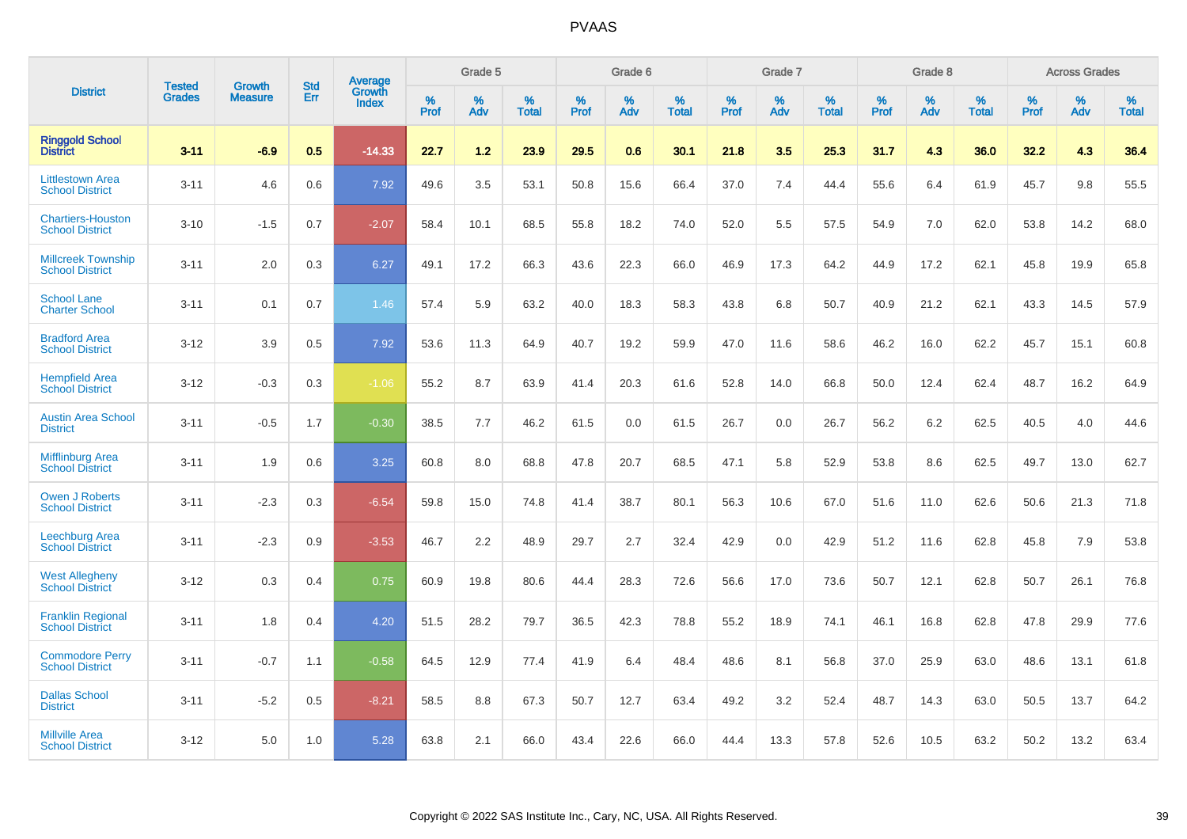# PVAAS

| District | Tested Grades | Growth Measure | Std Err | Average Growth Index | Grade 5 | | | Grade 6 | | | Grade 7 | | | Grade 8 | | | Across Grades | | |
|---|---|---|---|---|---|---|---|---|---|---|---|---|---|---|---|---|---|---|---|
| | | | | | % Prof | % Adv | % Total | % Prof | % Adv | % Total | % Prof | % Adv | % Total | % Prof | % Adv | % Total | % Prof | % Adv | % Total |
| **Ringgold School District** | **3-11** | **-6.9** | **0.5** | **-14.33** | **22.7** | **1.2** | **23.9** | **29.5** | **0.6** | **30.1** | **21.8** | **3.5** | **25.3** | **31.7** | **4.3** | **36.0** | **32.2** | **4.3** | **36.4** |
| Littlestown Area School District | 3-11 | 4.6 | 0.6 | 7.92 | 49.6 | 3.5 | 53.1 | 50.8 | 15.6 | 66.4 | 37.0 | 7.4 | 44.4 | 55.6 | 6.4 | 61.9 | 45.7 | 9.8 | 55.5 |
| Chartiers-Houston School District | 3-10 | -1.5 | 0.7 | -2.07 | 58.4 | 10.1 | 68.5 | 55.8 | 18.2 | 74.0 | 52.0 | 5.5 | 57.5 | 54.9 | 7.0 | 62.0 | 53.8 | 14.2 | 68.0 |
| Millcreek Township School District | 3-11 | 2.0 | 0.3 | 6.27 | 49.1 | 17.2 | 66.3 | 43.6 | 22.3 | 66.0 | 46.9 | 17.3 | 64.2 | 44.9 | 17.2 | 62.1 | 45.8 | 19.9 | 65.8 |
| School Lane Charter School | 3-11 | 0.1 | 0.7 | 1.46 | 57.4 | 5.9 | 63.2 | 40.0 | 18.3 | 58.3 | 43.8 | 6.8 | 50.7 | 40.9 | 21.2 | 62.1 | 43.3 | 14.5 | 57.9 |
| Bradford Area School District | 3-12 | 3.9 | 0.5 | 7.92 | 53.6 | 11.3 | 64.9 | 40.7 | 19.2 | 59.9 | 47.0 | 11.6 | 58.6 | 46.2 | 16.0 | 62.2 | 45.7 | 15.1 | 60.8 |
| Hempfield Area School District | 3-12 | -0.3 | 0.3 | -1.06 | 55.2 | 8.7 | 63.9 | 41.4 | 20.3 | 61.6 | 52.8 | 14.0 | 66.8 | 50.0 | 12.4 | 62.4 | 48.7 | 16.2 | 64.9 |
| Austin Area School District | 3-11 | -0.5 | 1.7 | -0.30 | 38.5 | 7.7 | 46.2 | 61.5 | 0.0 | 61.5 | 26.7 | 0.0 | 26.7 | 56.2 | 6.2 | 62.5 | 40.5 | 4.0 | 44.6 |
| Mifflinburg Area School District | 3-11 | 1.9 | 0.6 | 3.25 | 60.8 | 8.0 | 68.8 | 47.8 | 20.7 | 68.5 | 47.1 | 5.8 | 52.9 | 53.8 | 8.6 | 62.5 | 49.7 | 13.0 | 62.7 |
| Owen J Roberts School District | 3-11 | -2.3 | 0.3 | -6.54 | 59.8 | 15.0 | 74.8 | 41.4 | 38.7 | 80.1 | 56.3 | 10.6 | 67.0 | 51.6 | 11.0 | 62.6 | 50.6 | 21.3 | 71.8 |
| Leechburg Area School District | 3-11 | -2.3 | 0.9 | -3.53 | 46.7 | 2.2 | 48.9 | 29.7 | 2.7 | 32.4 | 42.9 | 0.0 | 42.9 | 51.2 | 11.6 | 62.8 | 45.8 | 7.9 | 53.8 |
| West Allegheny School District | 3-12 | 0.3 | 0.4 | 0.75 | 60.9 | 19.8 | 80.6 | 44.4 | 28.3 | 72.6 | 56.6 | 17.0 | 73.6 | 50.7 | 12.1 | 62.8 | 50.7 | 26.1 | 76.8 |
| Franklin Regional School District | 3-11 | 1.8 | 0.4 | 4.20 | 51.5 | 28.2 | 79.7 | 36.5 | 42.3 | 78.8 | 55.2 | 18.9 | 74.1 | 46.1 | 16.8 | 62.8 | 47.8 | 29.9 | 77.6 |
| Commodore Perry School District | 3-11 | -0.7 | 1.1 | -0.58 | 64.5 | 12.9 | 77.4 | 41.9 | 6.4 | 48.4 | 48.6 | 8.1 | 56.8 | 37.0 | 25.9 | 63.0 | 48.6 | 13.1 | 61.8 |
| Dallas School District | 3-11 | -5.2 | 0.5 | -8.21 | 58.5 | 8.8 | 67.3 | 50.7 | 12.7 | 63.4 | 49.2 | 3.2 | 52.4 | 48.7 | 14.3 | 63.0 | 50.5 | 13.7 | 64.2 |
| Millville Area School District | 3-12 | 5.0 | 1.0 | 5.28 | 63.8 | 2.1 | 66.0 | 43.4 | 22.6 | 66.0 | 44.4 | 13.3 | 57.8 | 52.6 | 10.5 | 63.2 | 50.2 | 13.2 | 63.4 |

Copyright © 2022 SAS Institute Inc., Cary, NC, USA. All Rights Reserved.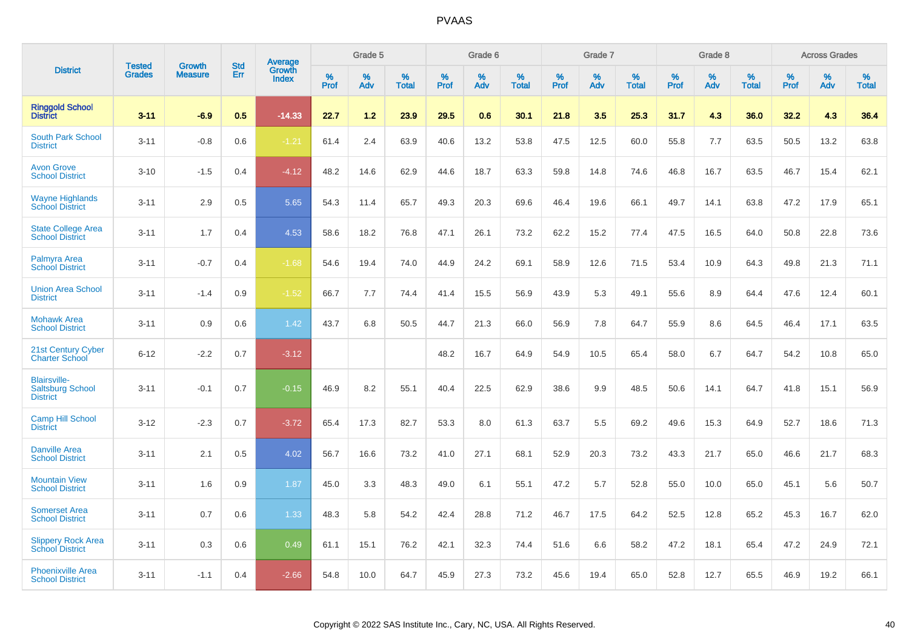# PVAAS

| District | Tested Grades | Growth Measure | Std Err | Average Growth Index | Grade 5 | | | Grade 6 | | | Grade 7 | | | Grade 8 | | | Across Grades | | |
|---|---|---|---|---|---|---|---|---|---|---|---|---|---|---|---|---|---|---|---|
| | | | | | % Prof | % Adv | % Total | % Prof | % Adv | % Total | % Prof | % Adv | % Total | % Prof | % Adv | % Total | % Prof | % Adv | % Total |
| **Ringgold School District** | **3-11** | **-6.9** | **0.5** | **-14.33** | **22.7** | **1.2** | **23.9** | **29.5** | **0.6** | **30.1** | **21.8** | **3.5** | **25.3** | **31.7** | **4.3** | **36.0** | **32.2** | **4.3** | **36.4** |
| South Park School District | 3-11 | -0.8 | 0.6 | -1.21 | 61.4 | 2.4 | 63.9 | 40.6 | 13.2 | 53.8 | 47.5 | 12.5 | 60.0 | 55.8 | 7.7 | 63.5 | 50.5 | 13.2 | 63.8 |
| Avon Grove School District | 3-10 | -1.5 | 0.4 | -4.12 | 48.2 | 14.6 | 62.9 | 44.6 | 18.7 | 63.3 | 59.8 | 14.8 | 74.6 | 46.8 | 16.7 | 63.5 | 46.7 | 15.4 | 62.1 |
| Wayne Highlands School District | 3-11 | 2.9 | 0.5 | 5.65 | 54.3 | 11.4 | 65.7 | 49.3 | 20.3 | 69.6 | 46.4 | 19.6 | 66.1 | 49.7 | 14.1 | 63.8 | 47.2 | 17.9 | 65.1 |
| State College Area School District | 3-11 | 1.7 | 0.4 | 4.53 | 58.6 | 18.2 | 76.8 | 47.1 | 26.1 | 73.2 | 62.2 | 15.2 | 77.4 | 47.5 | 16.5 | 64.0 | 50.8 | 22.8 | 73.6 |
| Palmyra Area School District | 3-11 | -0.7 | 0.4 | -1.68 | 54.6 | 19.4 | 74.0 | 44.9 | 24.2 | 69.1 | 58.9 | 12.6 | 71.5 | 53.4 | 10.9 | 64.3 | 49.8 | 21.3 | 71.1 |
| Union Area School District | 3-11 | -1.4 | 0.9 | -1.52 | 66.7 | 7.7 | 74.4 | 41.4 | 15.5 | 56.9 | 43.9 | 5.3 | 49.1 | 55.6 | 8.9 | 64.4 | 47.6 | 12.4 | 60.1 |
| Mohawk Area School District | 3-11 | 0.9 | 0.6 | 1.42 | 43.7 | 6.8 | 50.5 | 44.7 | 21.3 | 66.0 | 56.9 | 7.8 | 64.7 | 55.9 | 8.6 | 64.5 | 46.4 | 17.1 | 63.5 |
| 21st Century Cyber Charter School | 6-12 | -2.2 | 0.7 | -3.12 | | | | 48.2 | 16.7 | 64.9 | 54.9 | 10.5 | 65.4 | 58.0 | 6.7 | 64.7 | 54.2 | 10.8 | 65.0 |
| Blairsville-Saltsburg School District | 3-11 | -0.1 | 0.7 | -0.15 | 46.9 | 8.2 | 55.1 | 40.4 | 22.5 | 62.9 | 38.6 | 9.9 | 48.5 | 50.6 | 14.1 | 64.7 | 41.8 | 15.1 | 56.9 |
| Camp Hill School District | 3-12 | -2.3 | 0.7 | -3.72 | 65.4 | 17.3 | 82.7 | 53.3 | 8.0 | 61.3 | 63.7 | 5.5 | 69.2 | 49.6 | 15.3 | 64.9 | 52.7 | 18.6 | 71.3 |
| Danville Area School District | 3-11 | 2.1 | 0.5 | 4.02 | 56.7 | 16.6 | 73.2 | 41.0 | 27.1 | 68.1 | 52.9 | 20.3 | 73.2 | 43.3 | 21.7 | 65.0 | 46.6 | 21.7 | 68.3 |
| Mountain View School District | 3-11 | 1.6 | 0.9 | 1.87 | 45.0 | 3.3 | 48.3 | 49.0 | 6.1 | 55.1 | 47.2 | 5.7 | 52.8 | 55.0 | 10.0 | 65.0 | 45.1 | 5.6 | 50.7 |
| Somerset Area School District | 3-11 | 0.7 | 0.6 | 1.33 | 48.3 | 5.8 | 54.2 | 42.4 | 28.8 | 71.2 | 46.7 | 17.5 | 64.2 | 52.5 | 12.8 | 65.2 | 45.3 | 16.7 | 62.0 |
| Slippery Rock Area School District | 3-11 | 0.3 | 0.6 | 0.49 | 61.1 | 15.1 | 76.2 | 42.1 | 32.3 | 74.4 | 51.6 | 6.6 | 58.2 | 47.2 | 18.1 | 65.4 | 47.2 | 24.9 | 72.1 |
| Phoenixville Area School District | 3-11 | -1.1 | 0.4 | -2.66 | 54.8 | 10.0 | 64.7 | 45.9 | 27.3 | 73.2 | 45.6 | 19.4 | 65.0 | 52.8 | 12.7 | 65.5 | 46.9 | 19.2 | 66.1 |

Copyright © 2022 SAS Institute Inc., Cary, NC, USA. All Rights Reserved.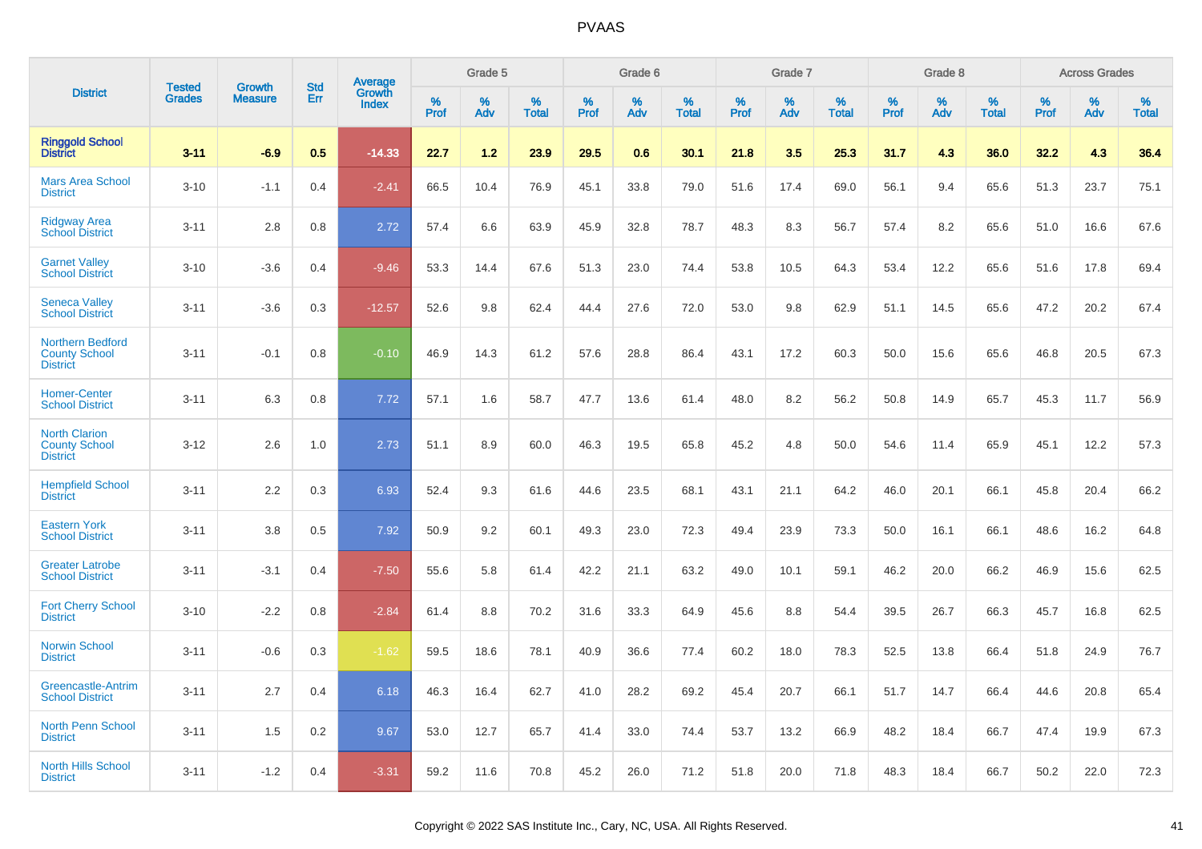# PVAAS

| District | Tested Grades | Growth Measure | Std Err | Average Growth Index | Grade 5 | | | Grade 6 | | | Grade 7 | | | Grade 8 | | | Across Grades | | |
|---|---|---|---|---|---|---|---|---|---|---|---|---|---|---|---|---|---|---|---|
| | | | | | % Prof | % Adv | % Total | % Prof | % Adv | % Total | % Prof | % Adv | % Total | % Prof | % Adv | % Total | % Prof | % Adv | % Total |
| **Ringgold School District** | **3-11** | **-6.9** | **0.5** | **-14.33** | **22.7** | **1.2** | **23.9** | **29.5** | **0.6** | **30.1** | **21.8** | **3.5** | **25.3** | **31.7** | **4.3** | **36.0** | **32.2** | **4.3** | **36.4** |
| Mars Area School District | 3-10 | -1.1 | 0.4 | -2.41 | 66.5 | 10.4 | 76.9 | 45.1 | 33.8 | 79.0 | 51.6 | 17.4 | 69.0 | 56.1 | 9.4 | 65.6 | 51.3 | 23.7 | 75.1 |
| Ridgway Area School District | 3-11 | 2.8 | 0.8 | 2.72 | 57.4 | 6.6 | 63.9 | 45.9 | 32.8 | 78.7 | 48.3 | 8.3 | 56.7 | 57.4 | 8.2 | 65.6 | 51.0 | 16.6 | 67.6 |
| Garnet Valley School District | 3-10 | -3.6 | 0.4 | -9.46 | 53.3 | 14.4 | 67.6 | 51.3 | 23.0 | 74.4 | 53.8 | 10.5 | 64.3 | 53.4 | 12.2 | 65.6 | 51.6 | 17.8 | 69.4 |
| Seneca Valley School District | 3-11 | -3.6 | 0.3 | -12.57 | 52.6 | 9.8 | 62.4 | 44.4 | 27.6 | 72.0 | 53.0 | 9.8 | 62.9 | 51.1 | 14.5 | 65.6 | 47.2 | 20.2 | 67.4 |
| Northern Bedford County School District | 3-11 | -0.1 | 0.8 | -0.10 | 46.9 | 14.3 | 61.2 | 57.6 | 28.8 | 86.4 | 43.1 | 17.2 | 60.3 | 50.0 | 15.6 | 65.6 | 46.8 | 20.5 | 67.3 |
| Homer-Center School District | 3-11 | 6.3 | 0.8 | 7.72 | 57.1 | 1.6 | 58.7 | 47.7 | 13.6 | 61.4 | 48.0 | 8.2 | 56.2 | 50.8 | 14.9 | 65.7 | 45.3 | 11.7 | 56.9 |
| North Clarion County School District | 3-12 | 2.6 | 1.0 | 2.73 | 51.1 | 8.9 | 60.0 | 46.3 | 19.5 | 65.8 | 45.2 | 4.8 | 50.0 | 54.6 | 11.4 | 65.9 | 45.1 | 12.2 | 57.3 |
| Hempfield School District | 3-11 | 2.2 | 0.3 | 6.93 | 52.4 | 9.3 | 61.6 | 44.6 | 23.5 | 68.1 | 43.1 | 21.1 | 64.2 | 46.0 | 20.1 | 66.1 | 45.8 | 20.4 | 66.2 |
| Eastern York School District | 3-11 | 3.8 | 0.5 | 7.92 | 50.9 | 9.2 | 60.1 | 49.3 | 23.0 | 72.3 | 49.4 | 23.9 | 73.3 | 50.0 | 16.1 | 66.1 | 48.6 | 16.2 | 64.8 |
| Greater Latrobe School District | 3-11 | -3.1 | 0.4 | -7.50 | 55.6 | 5.8 | 61.4 | 42.2 | 21.1 | 63.2 | 49.0 | 10.1 | 59.1 | 46.2 | 20.0 | 66.2 | 46.9 | 15.6 | 62.5 |
| Fort Cherry School District | 3-10 | -2.2 | 0.8 | -2.84 | 61.4 | 8.8 | 70.2 | 31.6 | 33.3 | 64.9 | 45.6 | 8.8 | 54.4 | 39.5 | 26.7 | 66.3 | 45.7 | 16.8 | 62.5 |
| Norwin School District | 3-11 | -0.6 | 0.3 | -1.62 | 59.5 | 18.6 | 78.1 | 40.9 | 36.6 | 77.4 | 60.2 | 18.0 | 78.3 | 52.5 | 13.8 | 66.4 | 51.8 | 24.9 | 76.7 |
| Greencastle-Antrim School District | 3-11 | 2.7 | 0.4 | 6.18 | 46.3 | 16.4 | 62.7 | 41.0 | 28.2 | 69.2 | 45.4 | 20.7 | 66.1 | 51.7 | 14.7 | 66.4 | 44.6 | 20.8 | 65.4 |
| North Penn School District | 3-11 | 1.5 | 0.2 | 9.67 | 53.0 | 12.7 | 65.7 | 41.4 | 33.0 | 74.4 | 53.7 | 13.2 | 66.9 | 48.2 | 18.4 | 66.7 | 47.4 | 19.9 | 67.3 |
| North Hills School District | 3-11 | -1.2 | 0.4 | -3.31 | 59.2 | 11.6 | 70.8 | 45.2 | 26.0 | 71.2 | 51.8 | 20.0 | 71.8 | 48.3 | 18.4 | 66.7 | 50.2 | 22.0 | 72.3 |

Copyright © 2022 SAS Institute Inc., Cary, NC, USA. All Rights Reserved.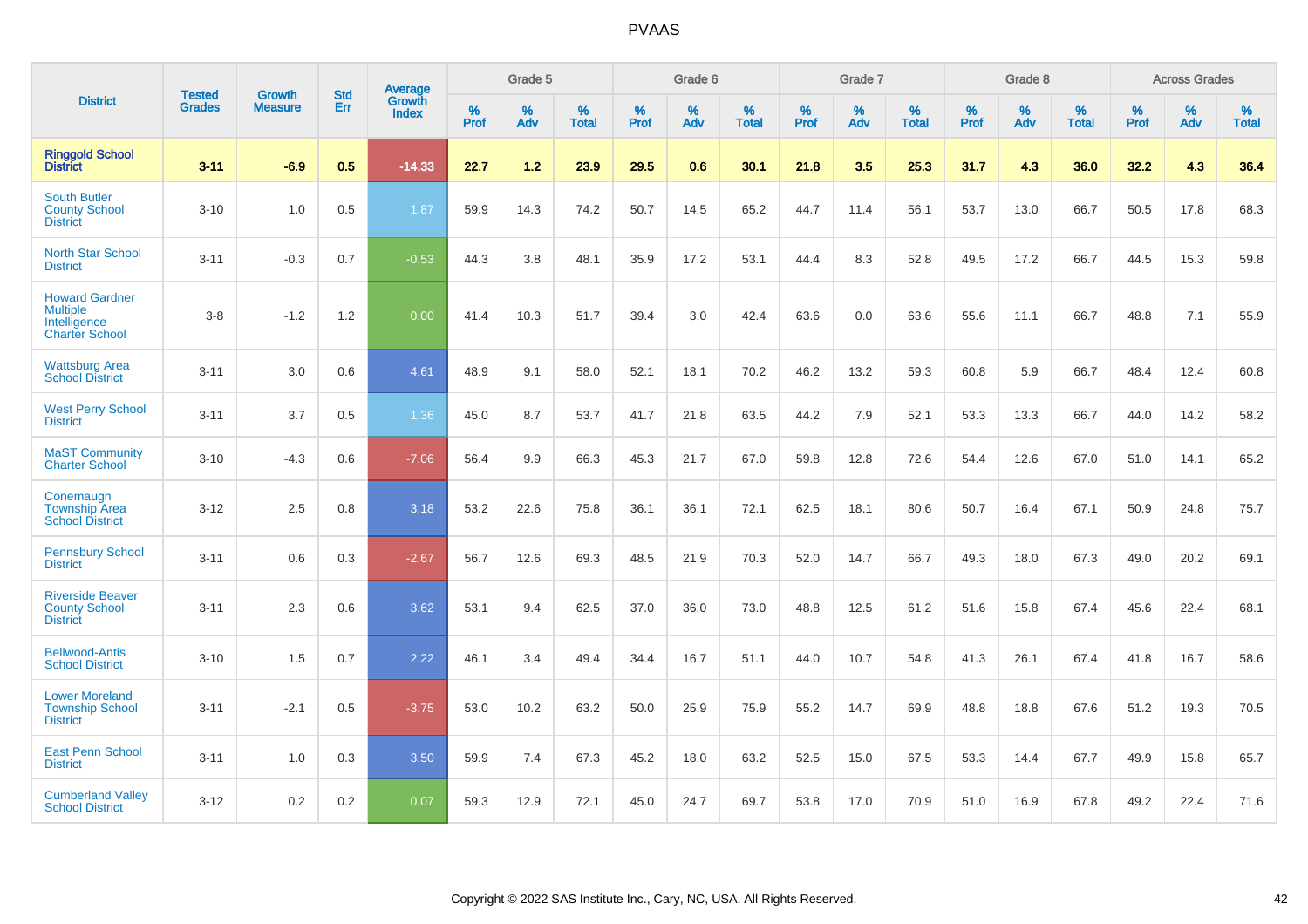# PVAAS

| District | Tested Grades | Growth Measure | Std Err | Average Growth Index | Grade 5 | | | Grade 6 | | | Grade 7 | | | Grade 8 | | | Across Grades | | |
|---|---|---|---|---|---|---|---|---|---|---|---|---|---|---|---|---|---|---|---|
| | | | | | % Prof | % Adv | % Total | % Prof | % Adv | % Total | % Prof | % Adv | % Total | % Prof | % Adv | % Total | % Prof | % Adv | % Total |
| **Ringgold School District** | **3-11** | **-6.9** | **0.5** | **-14.33** | **22.7** | **1.2** | **23.9** | **29.5** | **0.6** | **30.1** | **21.8** | **3.5** | **25.3** | **31.7** | **4.3** | **36.0** | **32.2** | **4.3** | **36.4** |
| South Butler County School District | 3-10 | 1.0 | 0.5 | 1.87 | 59.9 | 14.3 | 74.2 | 50.7 | 14.5 | 65.2 | 44.7 | 11.4 | 56.1 | 53.7 | 13.0 | 66.7 | 50.5 | 17.8 | 68.3 |
| North Star School District | 3-11 | -0.3 | 0.7 | -0.53 | 44.3 | 3.8 | 48.1 | 35.9 | 17.2 | 53.1 | 44.4 | 8.3 | 52.8 | 49.5 | 17.2 | 66.7 | 44.5 | 15.3 | 59.8 |
| Howard Gardner Multiple Intelligence Charter School | 3-8 | -1.2 | 1.2 | 0.00 | 41.4 | 10.3 | 51.7 | 39.4 | 3.0 | 42.4 | 63.6 | 0.0 | 63.6 | 55.6 | 11.1 | 66.7 | 48.8 | 7.1 | 55.9 |
| Wattsburg Area School District | 3-11 | 3.0 | 0.6 | 4.61 | 48.9 | 9.1 | 58.0 | 52.1 | 18.1 | 70.2 | 46.2 | 13.2 | 59.3 | 60.8 | 5.9 | 66.7 | 48.4 | 12.4 | 60.8 |
| West Perry School District | 3-11 | 3.7 | 0.5 | 1.36 | 45.0 | 8.7 | 53.7 | 41.7 | 21.8 | 63.5 | 44.2 | 7.9 | 52.1 | 53.3 | 13.3 | 66.7 | 44.0 | 14.2 | 58.2 |
| MaST Community Charter School | 3-10 | -4.3 | 0.6 | -7.06 | 56.4 | 9.9 | 66.3 | 45.3 | 21.7 | 67.0 | 59.8 | 12.8 | 72.6 | 54.4 | 12.6 | 67.0 | 51.0 | 14.1 | 65.2 |
| Conemaugh Township Area School District | 3-12 | 2.5 | 0.8 | 3.18 | 53.2 | 22.6 | 75.8 | 36.1 | 36.1 | 72.1 | 62.5 | 18.1 | 80.6 | 50.7 | 16.4 | 67.1 | 50.9 | 24.8 | 75.7 |
| Pennsbury School District | 3-11 | 0.6 | 0.3 | -2.67 | 56.7 | 12.6 | 69.3 | 48.5 | 21.9 | 70.3 | 52.0 | 14.7 | 66.7 | 49.3 | 18.0 | 67.3 | 49.0 | 20.2 | 69.1 |
| Riverside Beaver County School District | 3-11 | 2.3 | 0.6 | 3.62 | 53.1 | 9.4 | 62.5 | 37.0 | 36.0 | 73.0 | 48.8 | 12.5 | 61.2 | 51.6 | 15.8 | 67.4 | 45.6 | 22.4 | 68.1 |
| Bellwood-Antis School District | 3-10 | 1.5 | 0.7 | 2.22 | 46.1 | 3.4 | 49.4 | 34.4 | 16.7 | 51.1 | 44.0 | 10.7 | 54.8 | 41.3 | 26.1 | 67.4 | 41.8 | 16.7 | 58.6 |
| Lower Moreland Township School District | 3-11 | -2.1 | 0.5 | -3.75 | 53.0 | 10.2 | 63.2 | 50.0 | 25.9 | 75.9 | 55.2 | 14.7 | 69.9 | 48.8 | 18.8 | 67.6 | 51.2 | 19.3 | 70.5 |
| East Penn School District | 3-11 | 1.0 | 0.3 | 3.50 | 59.9 | 7.4 | 67.3 | 45.2 | 18.0 | 63.2 | 52.5 | 15.0 | 67.5 | 53.3 | 14.4 | 67.7 | 49.9 | 15.8 | 65.7 |
| Cumberland Valley School District | 3-12 | 0.2 | 0.2 | 0.07 | 59.3 | 12.9 | 72.1 | 45.0 | 24.7 | 69.7 | 53.8 | 17.0 | 70.9 | 51.0 | 16.9 | 67.8 | 49.2 | 22.4 | 71.6 |

Copyright © 2022 SAS Institute Inc., Cary, NC, USA. All Rights Reserved.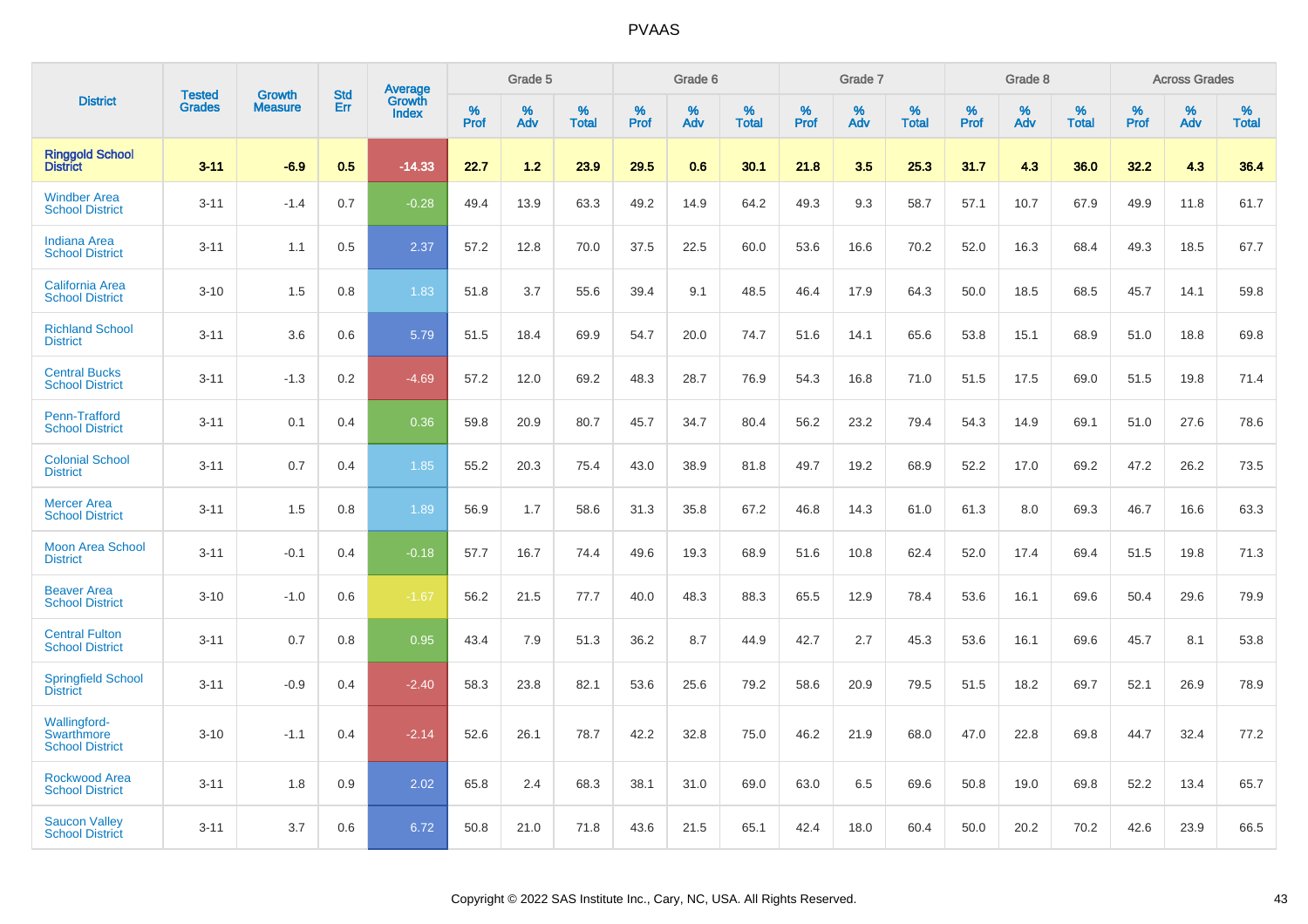# PVAAS

| District | Tested Grades | Growth Measure | Std Err | Average Growth Index | Grade 5 | | | Grade 6 | | | Grade 7 | | | Grade 8 | | | Across Grades | | |
|---|---|---|---|---|---|---|---|---|---|---|---|---|---|---|---|---|---|---|---|
| | | | | | % Prof | % Adv | % Total | % Prof | % Adv | % Total | % Prof | % Adv | % Total | % Prof | % Adv | % Total | % Prof | % Adv | % Total |
| **Ringgold School District** | **3-11** | **-6.9** | **0.5** | **-14.33** | **22.7** | **1.2** | **23.9** | **29.5** | **0.6** | **30.1** | **21.8** | **3.5** | **25.3** | **31.7** | **4.3** | **36.0** | **32.2** | **4.3** | **36.4** |
| Windber Area School District | 3-11 | -1.4 | 0.7 | -0.28 | 49.4 | 13.9 | 63.3 | 49.2 | 14.9 | 64.2 | 49.3 | 9.3 | 58.7 | 57.1 | 10.7 | 67.9 | 49.9 | 11.8 | 61.7 |
| Indiana Area School District | 3-11 | 1.1 | 0.5 | 2.37 | 57.2 | 12.8 | 70.0 | 37.5 | 22.5 | 60.0 | 53.6 | 16.6 | 70.2 | 52.0 | 16.3 | 68.4 | 49.3 | 18.5 | 67.7 |
| California Area School District | 3-10 | 1.5 | 0.8 | 1.83 | 51.8 | 3.7 | 55.6 | 39.4 | 9.1 | 48.5 | 46.4 | 17.9 | 64.3 | 50.0 | 18.5 | 68.5 | 45.7 | 14.1 | 59.8 |
| Richland School District | 3-11 | 3.6 | 0.6 | 5.79 | 51.5 | 18.4 | 69.9 | 54.7 | 20.0 | 74.7 | 51.6 | 14.1 | 65.6 | 53.8 | 15.1 | 68.9 | 51.0 | 18.8 | 69.8 |
| Central Bucks School District | 3-11 | -1.3 | 0.2 | -4.69 | 57.2 | 12.0 | 69.2 | 48.3 | 28.7 | 76.9 | 54.3 | 16.8 | 71.0 | 51.5 | 17.5 | 69.0 | 51.5 | 19.8 | 71.4 |
| Penn-Trafford School District | 3-11 | 0.1 | 0.4 | 0.36 | 59.8 | 20.9 | 80.7 | 45.7 | 34.7 | 80.4 | 56.2 | 23.2 | 79.4 | 54.3 | 14.9 | 69.1 | 51.0 | 27.6 | 78.6 |
| Colonial School District | 3-11 | 0.7 | 0.4 | 1.85 | 55.2 | 20.3 | 75.4 | 43.0 | 38.9 | 81.8 | 49.7 | 19.2 | 68.9 | 52.2 | 17.0 | 69.2 | 47.2 | 26.2 | 73.5 |
| Mercer Area School District | 3-11 | 1.5 | 0.8 | 1.89 | 56.9 | 1.7 | 58.6 | 31.3 | 35.8 | 67.2 | 46.8 | 14.3 | 61.0 | 61.3 | 8.0 | 69.3 | 46.7 | 16.6 | 63.3 |
| Moon Area School District | 3-11 | -0.1 | 0.4 | -0.18 | 57.7 | 16.7 | 74.4 | 49.6 | 19.3 | 68.9 | 51.6 | 10.8 | 62.4 | 52.0 | 17.4 | 69.4 | 51.5 | 19.8 | 71.3 |
| Beaver Area School District | 3-10 | -1.0 | 0.6 | -1.67 | 56.2 | 21.5 | 77.7 | 40.0 | 48.3 | 88.3 | 65.5 | 12.9 | 78.4 | 53.6 | 16.1 | 69.6 | 50.4 | 29.6 | 79.9 |
| Central Fulton School District | 3-11 | 0.7 | 0.8 | 0.95 | 43.4 | 7.9 | 51.3 | 36.2 | 8.7 | 44.9 | 42.7 | 2.7 | 45.3 | 53.6 | 16.1 | 69.6 | 45.7 | 8.1 | 53.8 |
| Springfield School District | 3-11 | -0.9 | 0.4 | -2.40 | 58.3 | 23.8 | 82.1 | 53.6 | 25.6 | 79.2 | 58.6 | 20.9 | 79.5 | 51.5 | 18.2 | 69.7 | 52.1 | 26.9 | 78.9 |
| Wallingford-Swarthmore School District | 3-10 | -1.1 | 0.4 | -2.14 | 52.6 | 26.1 | 78.7 | 42.2 | 32.8 | 75.0 | 46.2 | 21.9 | 68.0 | 47.0 | 22.8 | 69.8 | 44.7 | 32.4 | 77.2 |
| Rockwood Area School District | 3-11 | 1.8 | 0.9 | 2.02 | 65.8 | 2.4 | 68.3 | 38.1 | 31.0 | 69.0 | 63.0 | 6.5 | 69.6 | 50.8 | 19.0 | 69.8 | 52.2 | 13.4 | 65.7 |
| Saucon Valley School District | 3-11 | 3.7 | 0.6 | 6.72 | 50.8 | 21.0 | 71.8 | 43.6 | 21.5 | 65.1 | 42.4 | 18.0 | 60.4 | 50.0 | 20.2 | 70.2 | 42.6 | 23.9 | 66.5 |

Copyright © 2022 SAS Institute Inc., Cary, NC, USA. All Rights Reserved.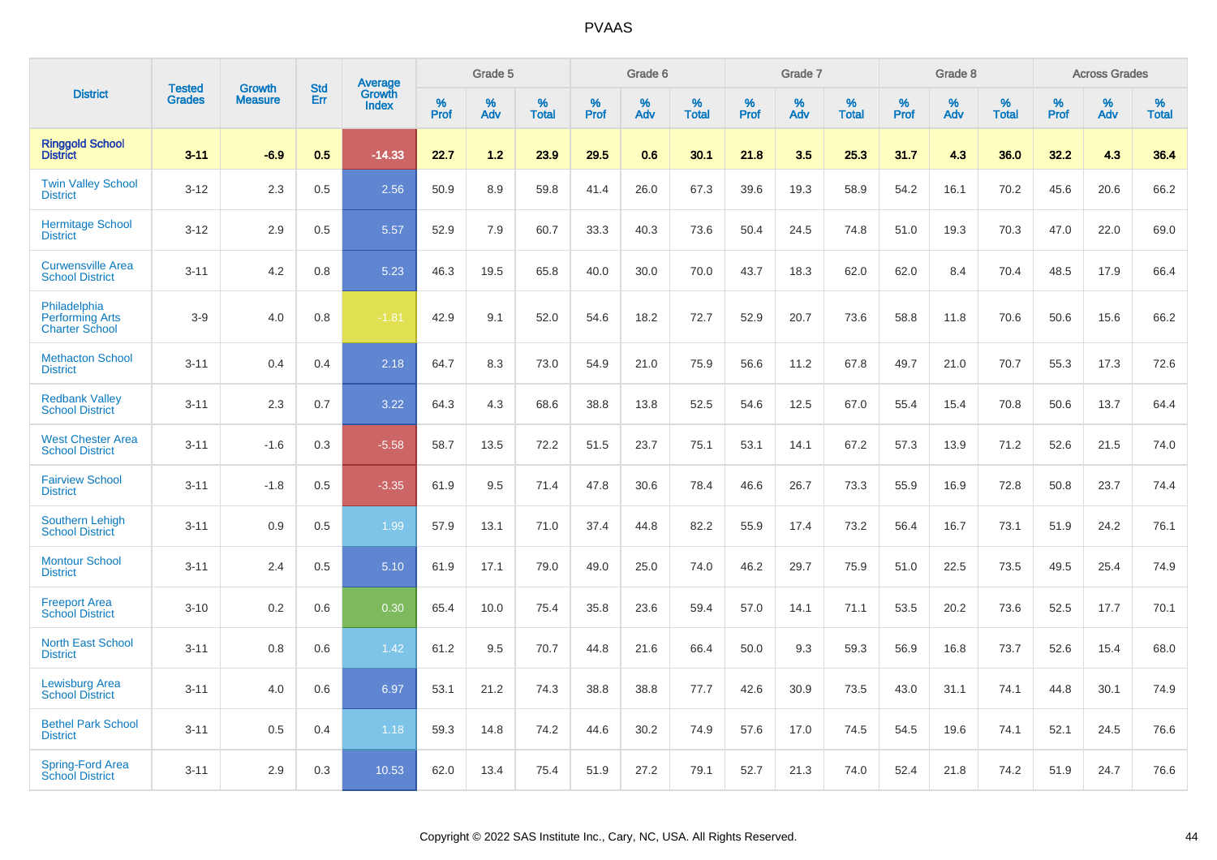# PVAAS

| District | Tested Grades | Growth Measure | Std Err | Average Growth Index | Grade 5 | | | Grade 6 | | | Grade 7 | | | Grade 8 | | | Across Grades | | |
|---|---|---|---|---|---|---|---|---|---|---|---|---|---|---|---|---|---|---|---|
| | | | | | % Prof | % Adv | % Total | % Prof | % Adv | % Total | % Prof | % Adv | % Total | % Prof | % Adv | % Total | % Prof | % Adv | % Total |
| **Ringgold School District** | **3-11** | **-6.9** | **0.5** | **-14.33** | **22.7** | **1.2** | **23.9** | **29.5** | **0.6** | **30.1** | **21.8** | **3.5** | **25.3** | **31.7** | **4.3** | **36.0** | **32.2** | **4.3** | **36.4** |
| Twin Valley School District | 3-12 | 2.3 | 0.5 | 2.56 | 50.9 | 8.9 | 59.8 | 41.4 | 26.0 | 67.3 | 39.6 | 19.3 | 58.9 | 54.2 | 16.1 | 70.2 | 45.6 | 20.6 | 66.2 |
| Hermitage School District | 3-12 | 2.9 | 0.5 | 5.57 | 52.9 | 7.9 | 60.7 | 33.3 | 40.3 | 73.6 | 50.4 | 24.5 | 74.8 | 51.0 | 19.3 | 70.3 | 47.0 | 22.0 | 69.0 |
| Curwensville Area School District | 3-11 | 4.2 | 0.8 | 5.23 | 46.3 | 19.5 | 65.8 | 40.0 | 30.0 | 70.0 | 43.7 | 18.3 | 62.0 | 62.0 | 8.4 | 70.4 | 48.5 | 17.9 | 66.4 |
| Philadelphia Performing Arts Charter School | 3-9 | 4.0 | 0.8 | -1.81 | 42.9 | 9.1 | 52.0 | 54.6 | 18.2 | 72.7 | 52.9 | 20.7 | 73.6 | 58.8 | 11.8 | 70.6 | 50.6 | 15.6 | 66.2 |
| Methacton School District | 3-11 | 0.4 | 0.4 | 2.18 | 64.7 | 8.3 | 73.0 | 54.9 | 21.0 | 75.9 | 56.6 | 11.2 | 67.8 | 49.7 | 21.0 | 70.7 | 55.3 | 17.3 | 72.6 |
| Redbank Valley School District | 3-11 | 2.3 | 0.7 | 3.22 | 64.3 | 4.3 | 68.6 | 38.8 | 13.8 | 52.5 | 54.6 | 12.5 | 67.0 | 55.4 | 15.4 | 70.8 | 50.6 | 13.7 | 64.4 |
| West Chester Area School District | 3-11 | -1.6 | 0.3 | -5.58 | 58.7 | 13.5 | 72.2 | 51.5 | 23.7 | 75.1 | 53.1 | 14.1 | 67.2 | 57.3 | 13.9 | 71.2 | 52.6 | 21.5 | 74.0 |
| Fairview School District | 3-11 | -1.8 | 0.5 | -3.35 | 61.9 | 9.5 | 71.4 | 47.8 | 30.6 | 78.4 | 46.6 | 26.7 | 73.3 | 55.9 | 16.9 | 72.8 | 50.8 | 23.7 | 74.4 |
| Southern Lehigh School District | 3-11 | 0.9 | 0.5 | 1.99 | 57.9 | 13.1 | 71.0 | 37.4 | 44.8 | 82.2 | 55.9 | 17.4 | 73.2 | 56.4 | 16.7 | 73.1 | 51.9 | 24.2 | 76.1 |
| Montour School District | 3-11 | 2.4 | 0.5 | 5.10 | 61.9 | 17.1 | 79.0 | 49.0 | 25.0 | 74.0 | 46.2 | 29.7 | 75.9 | 51.0 | 22.5 | 73.5 | 49.5 | 25.4 | 74.9 |
| Freeport Area School District | 3-10 | 0.2 | 0.6 | 0.30 | 65.4 | 10.0 | 75.4 | 35.8 | 23.6 | 59.4 | 57.0 | 14.1 | 71.1 | 53.5 | 20.2 | 73.6 | 52.5 | 17.7 | 70.1 |
| North East School District | 3-11 | 0.8 | 0.6 | 1.42 | 61.2 | 9.5 | 70.7 | 44.8 | 21.6 | 66.4 | 50.0 | 9.3 | 59.3 | 56.9 | 16.8 | 73.7 | 52.6 | 15.4 | 68.0 |
| Lewisburg Area School District | 3-11 | 4.0 | 0.6 | 6.97 | 53.1 | 21.2 | 74.3 | 38.8 | 38.8 | 77.7 | 42.6 | 30.9 | 73.5 | 43.0 | 31.1 | 74.1 | 44.8 | 30.1 | 74.9 |
| Bethel Park School District | 3-11 | 0.5 | 0.4 | 1.18 | 59.3 | 14.8 | 74.2 | 44.6 | 30.2 | 74.9 | 57.6 | 17.0 | 74.5 | 54.5 | 19.6 | 74.1 | 52.1 | 24.5 | 76.6 |
| Spring-Ford Area School District | 3-11 | 2.9 | 0.3 | 10.53 | 62.0 | 13.4 | 75.4 | 51.9 | 27.2 | 79.1 | 52.7 | 21.3 | 74.0 | 52.4 | 21.8 | 74.2 | 51.9 | 24.7 | 76.6 |

Copyright © 2022 SAS Institute Inc., Cary, NC, USA. All Rights Reserved.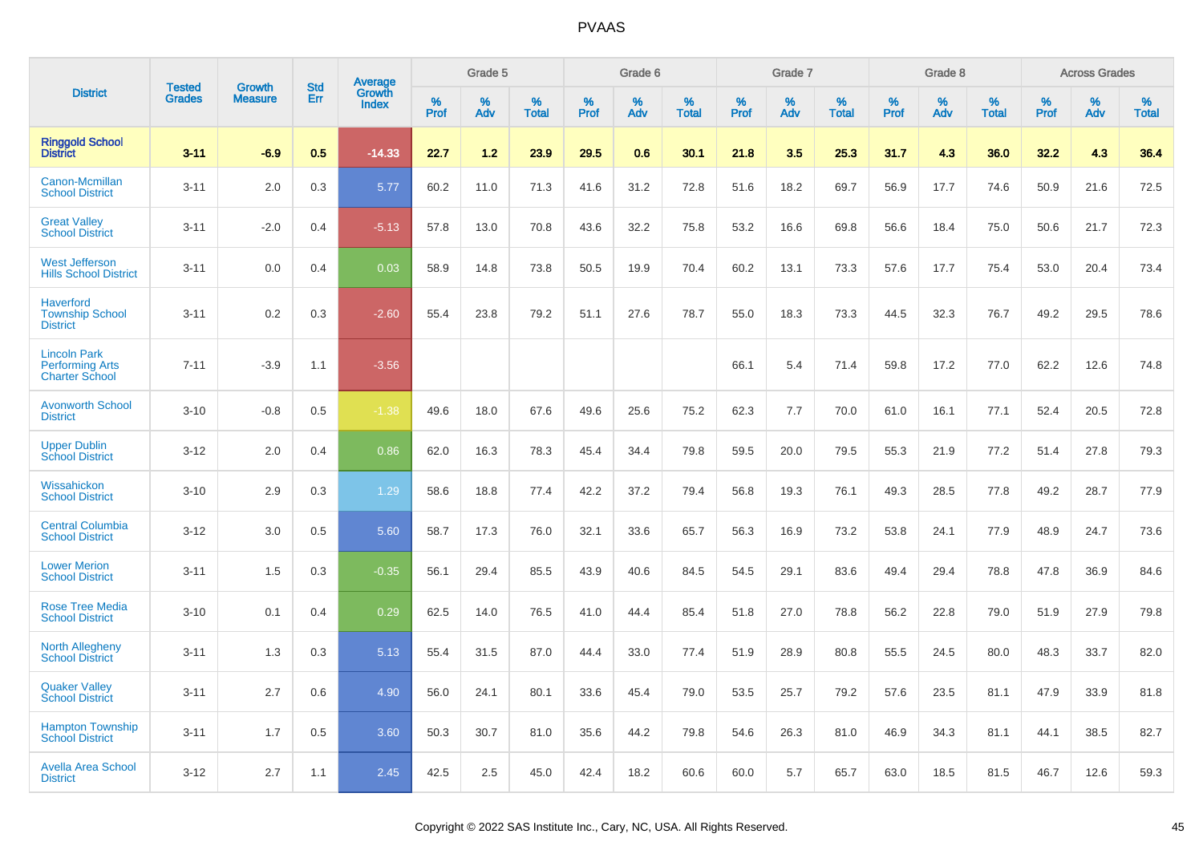# PVAAS

| District | Tested Grades | Growth Measure | Std Err | Average Growth Index | Grade 5 | | | Grade 6 | | | Grade 7 | | | Grade 8 | | | Across Grades | | |
|---|---|---|---|---|---|---|---|---|---|---|---|---|---|---|---|---|---|---|---|
| | | | | | % Prof | % Adv | % Total | % Prof | % Adv | % Total | % Prof | % Adv | % Total | % Prof | % Adv | % Total | % Prof | % Adv | % Total |
| **Ringgold School District** | **3-11** | **-6.9** | **0.5** | **-14.33** | **22.7** | **1.2** | **23.9** | **29.5** | **0.6** | **30.1** | **21.8** | **3.5** | **25.3** | **31.7** | **4.3** | **36.0** | **32.2** | **4.3** | **36.4** |
| Canon-Mcmillan School District | 3-11 | 2.0 | 0.3 | 5.77 | 60.2 | 11.0 | 71.3 | 41.6 | 31.2 | 72.8 | 51.6 | 18.2 | 69.7 | 56.9 | 17.7 | 74.6 | 50.9 | 21.6 | 72.5 |
| Great Valley School District | 3-11 | -2.0 | 0.4 | -5.13 | 57.8 | 13.0 | 70.8 | 43.6 | 32.2 | 75.8 | 53.2 | 16.6 | 69.8 | 56.6 | 18.4 | 75.0 | 50.6 | 21.7 | 72.3 |
| West Jefferson Hills School District | 3-11 | 0.0 | 0.4 | 0.03 | 58.9 | 14.8 | 73.8 | 50.5 | 19.9 | 70.4 | 60.2 | 13.1 | 73.3 | 57.6 | 17.7 | 75.4 | 53.0 | 20.4 | 73.4 |
| Haverford Township School District | 3-11 | 0.2 | 0.3 | -2.60 | 55.4 | 23.8 | 79.2 | 51.1 | 27.6 | 78.7 | 55.0 | 18.3 | 73.3 | 44.5 | 32.3 | 76.7 | 49.2 | 29.5 | 78.6 |
| Lincoln Park Performing Arts Charter School | 7-11 | -3.9 | 1.1 | -3.56 | | | | | | | 66.1 | 5.4 | 71.4 | 59.8 | 17.2 | 77.0 | 62.2 | 12.6 | 74.8 |
| Avonworth School District | 3-10 | -0.8 | 0.5 | -1.38 | 49.6 | 18.0 | 67.6 | 49.6 | 25.6 | 75.2 | 62.3 | 7.7 | 70.0 | 61.0 | 16.1 | 77.1 | 52.4 | 20.5 | 72.8 |
| Upper Dublin School District | 3-12 | 2.0 | 0.4 | 0.86 | 62.0 | 16.3 | 78.3 | 45.4 | 34.4 | 79.8 | 59.5 | 20.0 | 79.5 | 55.3 | 21.9 | 77.2 | 51.4 | 27.8 | 79.3 |
| Wissahickon School District | 3-10 | 2.9 | 0.3 | 1.29 | 58.6 | 18.8 | 77.4 | 42.2 | 37.2 | 79.4 | 56.8 | 19.3 | 76.1 | 49.3 | 28.5 | 77.8 | 49.2 | 28.7 | 77.9 |
| Central Columbia School District | 3-12 | 3.0 | 0.5 | 5.60 | 58.7 | 17.3 | 76.0 | 32.1 | 33.6 | 65.7 | 56.3 | 16.9 | 73.2 | 53.8 | 24.1 | 77.9 | 48.9 | 24.7 | 73.6 |
| Lower Merion School District | 3-11 | 1.5 | 0.3 | -0.35 | 56.1 | 29.4 | 85.5 | 43.9 | 40.6 | 84.5 | 54.5 | 29.1 | 83.6 | 49.4 | 29.4 | 78.8 | 47.8 | 36.9 | 84.6 |
| Rose Tree Media School District | 3-10 | 0.1 | 0.4 | 0.29 | 62.5 | 14.0 | 76.5 | 41.0 | 44.4 | 85.4 | 51.8 | 27.0 | 78.8 | 56.2 | 22.8 | 79.0 | 51.9 | 27.9 | 79.8 |
| North Allegheny School District | 3-11 | 1.3 | 0.3 | 5.13 | 55.4 | 31.5 | 87.0 | 44.4 | 33.0 | 77.4 | 51.9 | 28.9 | 80.8 | 55.5 | 24.5 | 80.0 | 48.3 | 33.7 | 82.0 |
| Quaker Valley School District | 3-11 | 2.7 | 0.6 | 4.90 | 56.0 | 24.1 | 80.1 | 33.6 | 45.4 | 79.0 | 53.5 | 25.7 | 79.2 | 57.6 | 23.5 | 81.1 | 47.9 | 33.9 | 81.8 |
| Hampton Township School District | 3-11 | 1.7 | 0.5 | 3.60 | 50.3 | 30.7 | 81.0 | 35.6 | 44.2 | 79.8 | 54.6 | 26.3 | 81.0 | 46.9 | 34.3 | 81.1 | 44.1 | 38.5 | 82.7 |
| Avella Area School District | 3-12 | 2.7 | 1.1 | 2.45 | 42.5 | 2.5 | 45.0 | 42.4 | 18.2 | 60.6 | 60.0 | 5.7 | 65.7 | 63.0 | 18.5 | 81.5 | 46.7 | 12.6 | 59.3 |

Copyright © 2022 SAS Institute Inc., Cary, NC, USA. All Rights Reserved.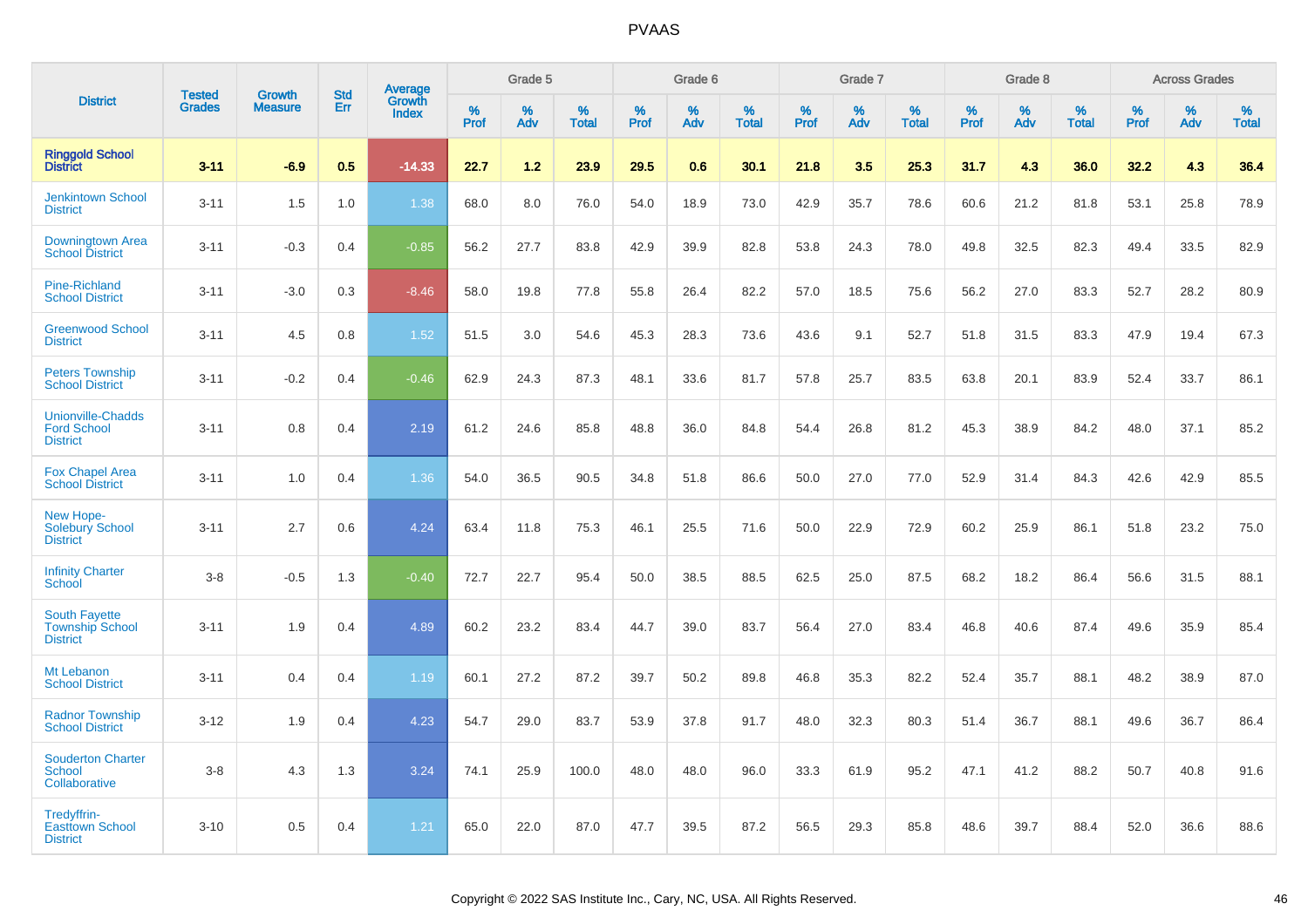| District | Tested Grades | Growth Measure | Std Err | Average Growth Index | Grade 5 | | | Grade 6 | | | Grade 7 | | | Grade 8 | | | Across Grades | | |
|---|---|---|---|---|---|---|---|---|---|---|---|---|---|---|---|---|---|---|---|
| | | | | | % Prof | % Adv | % Total | % Prof | % Adv | % Total | % Prof | % Adv | % Total | % Prof | % Adv | % Total | % Prof | % Adv | % Total |
| **Ringgold School District** | **3-11** | **-6.9** | **0.5** | **-14.33** | **22.7** | **1.2** | **23.9** | **29.5** | **0.6** | **30.1** | **21.8** | **3.5** | **25.3** | **31.7** | **4.3** | **36.0** | **32.2** | **4.3** | **36.4** |
| Jenkintown School District | 3-11 | 1.5 | 1.0 | 1.38 | 68.0 | 8.0 | 76.0 | 54.0 | 18.9 | 73.0 | 42.9 | 35.7 | 78.6 | 60.6 | 21.2 | 81.8 | 53.1 | 25.8 | 78.9 |
| Downingtown Area School District | 3-11 | -0.3 | 0.4 | -0.85 | 56.2 | 27.7 | 83.8 | 42.9 | 39.9 | 82.8 | 53.8 | 24.3 | 78.0 | 49.8 | 32.5 | 82.3 | 49.4 | 33.5 | 82.9 |
| Pine-Richland School District | 3-11 | -3.0 | 0.3 | -8.46 | 58.0 | 19.8 | 77.8 | 55.8 | 26.4 | 82.2 | 57.0 | 18.5 | 75.6 | 56.2 | 27.0 | 83.3 | 52.7 | 28.2 | 80.9 |
| Greenwood School District | 3-11 | 4.5 | 0.8 | 1.52 | 51.5 | 3.0 | 54.6 | 45.3 | 28.3 | 73.6 | 43.6 | 9.1 | 52.7 | 51.8 | 31.5 | 83.3 | 47.9 | 19.4 | 67.3 |
| Peters Township School District | 3-11 | -0.2 | 0.4 | -0.46 | 62.9 | 24.3 | 87.3 | 48.1 | 33.6 | 81.7 | 57.8 | 25.7 | 83.5 | 63.8 | 20.1 | 83.9 | 52.4 | 33.7 | 86.1 |
| Unionville-Chadds Ford School District | 3-11 | 0.8 | 0.4 | 2.19 | 61.2 | 24.6 | 85.8 | 48.8 | 36.0 | 84.8 | 54.4 | 26.8 | 81.2 | 45.3 | 38.9 | 84.2 | 48.0 | 37.1 | 85.2 |
| Fox Chapel Area School District | 3-11 | 1.0 | 0.4 | 1.36 | 54.0 | 36.5 | 90.5 | 34.8 | 51.8 | 86.6 | 50.0 | 27.0 | 77.0 | 52.9 | 31.4 | 84.3 | 42.6 | 42.9 | 85.5 |
| New Hope-Solebury School District | 3-11 | 2.7 | 0.6 | 4.24 | 63.4 | 11.8 | 75.3 | 46.1 | 25.5 | 71.6 | 50.0 | 22.9 | 72.9 | 60.2 | 25.9 | 86.1 | 51.8 | 23.2 | 75.0 |
| Infinity Charter School | 3-8 | -0.5 | 1.3 | -0.40 | 72.7 | 22.7 | 95.4 | 50.0 | 38.5 | 88.5 | 62.5 | 25.0 | 87.5 | 68.2 | 18.2 | 86.4 | 56.6 | 31.5 | 88.1 |
| South Fayette Township School District | 3-11 | 1.9 | 0.4 | 4.89 | 60.2 | 23.2 | 83.4 | 44.7 | 39.0 | 83.7 | 56.4 | 27.0 | 83.4 | 46.8 | 40.6 | 87.4 | 49.6 | 35.9 | 85.4 |
| Mt Lebanon School District | 3-11 | 0.4 | 0.4 | 1.19 | 60.1 | 27.2 | 87.2 | 39.7 | 50.2 | 89.8 | 46.8 | 35.3 | 82.2 | 52.4 | 35.7 | 88.1 | 48.2 | 38.9 | 87.0 |
| Radnor Township School District | 3-12 | 1.9 | 0.4 | 4.23 | 54.7 | 29.0 | 83.7 | 53.9 | 37.8 | 91.7 | 48.0 | 32.3 | 80.3 | 51.4 | 36.7 | 88.1 | 49.6 | 36.7 | 86.4 |
| Souderton Charter School Collaborative | 3-8 | 4.3 | 1.3 | 3.24 | 74.1 | 25.9 | 100.0 | 48.0 | 48.0 | 96.0 | 33.3 | 61.9 | 95.2 | 47.1 | 41.2 | 88.2 | 50.7 | 40.8 | 91.6 |
| Tredyffrin-Easttown School District | 3-10 | 0.5 | 0.4 | 1.21 | 65.0 | 22.0 | 87.0 | 47.7 | 39.5 | 87.2 | 56.5 | 29.3 | 85.8 | 48.6 | 39.7 | 88.4 | 52.0 | 36.6 | 88.6 |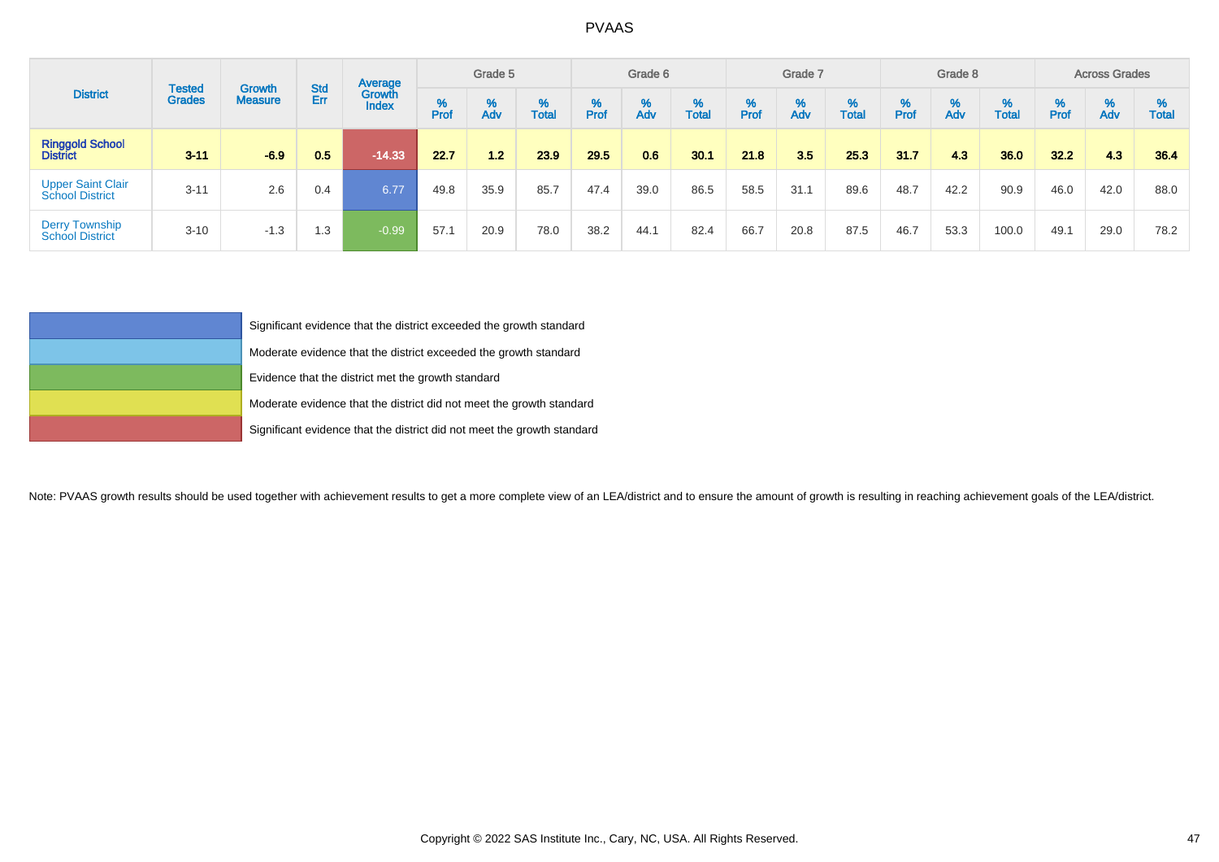# PVAAS

| District | Tested Grades | Growth Measure | Std Err | Average Growth Index | Grade 5 | | | Grade 6 | | | Grade 7 | | | Grade 8 | | | Across Grades | | |
|---|---|---|---|---|---|---|---|---|---|---|---|---|---|---|---|---|---|---|---|
| | | | | | % Prof | % Adv | % Total | % Prof | % Adv | % Total | % Prof | % Adv | % Total | % Prof | % Adv | % Total | % Prof | % Adv | % Total |
| **Ringgold School District** | **3-11** | **-6.9** | **0.5** | **-14.33** | **22.7** | **1.2** | **23.9** | **29.5** | **0.6** | **30.1** | **21.8** | **3.5** | **25.3** | **31.7** | **4.3** | **36.0** | **32.2** | **4.3** | **36.4** |
| Upper Saint Clair School District | 3-11 | 2.6 | 0.4 | 6.77 | 49.8 | 35.9 | 85.7 | 47.4 | 39.0 | 86.5 | 58.5 | 31.1 | 89.6 | 48.7 | 42.2 | 90.9 | 46.0 | 42.0 | 88.0 |
| Derry Township School District | 3-10 | -1.3 | 1.3 | -0.99 | 57.1 | 20.9 | 78.0 | 38.2 | 44.1 | 82.4 | 66.7 | 20.8 | 87.5 | 46.7 | 53.3 | 100.0 | 49.1 | 29.0 | 78.2 |

- Significant evidence that the district exceeded the growth standard
- Moderate evidence that the district exceeded the growth standard
- Evidence that the district met the growth standard
- Moderate evidence that the district did not meet the growth standard
- Significant evidence that the district did not meet the growth standard

Note: PVAAS growth results should be used together with achievement results to get a more complete view of an LEA/district and to ensure the amount of growth is resulting in reaching achievement goals of the LEA/district.

Copyright © 2022 SAS Institute Inc., Cary, NC, USA. All Rights Reserved.